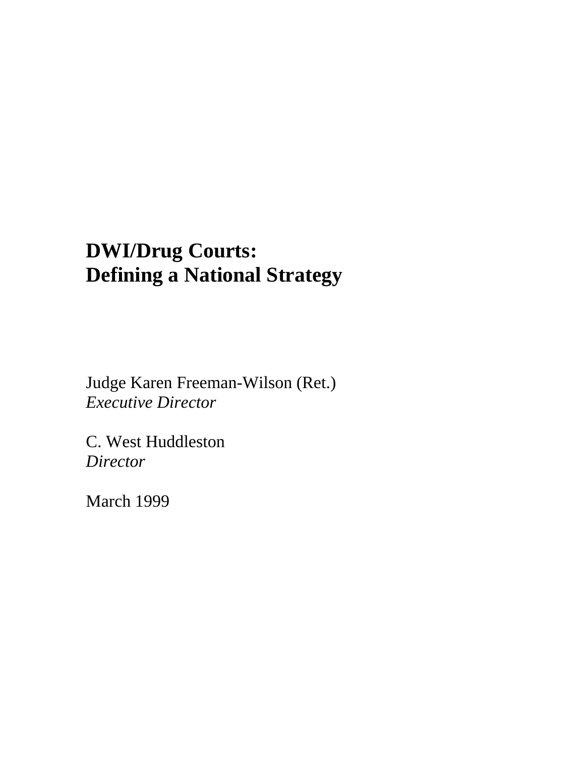# DWI/Drug Courts:
# Defining a National Strategy

Judge Karen Freeman-Wilson (Ret.)
*Executive Director*

C. West Huddleston
*Director*

March 1999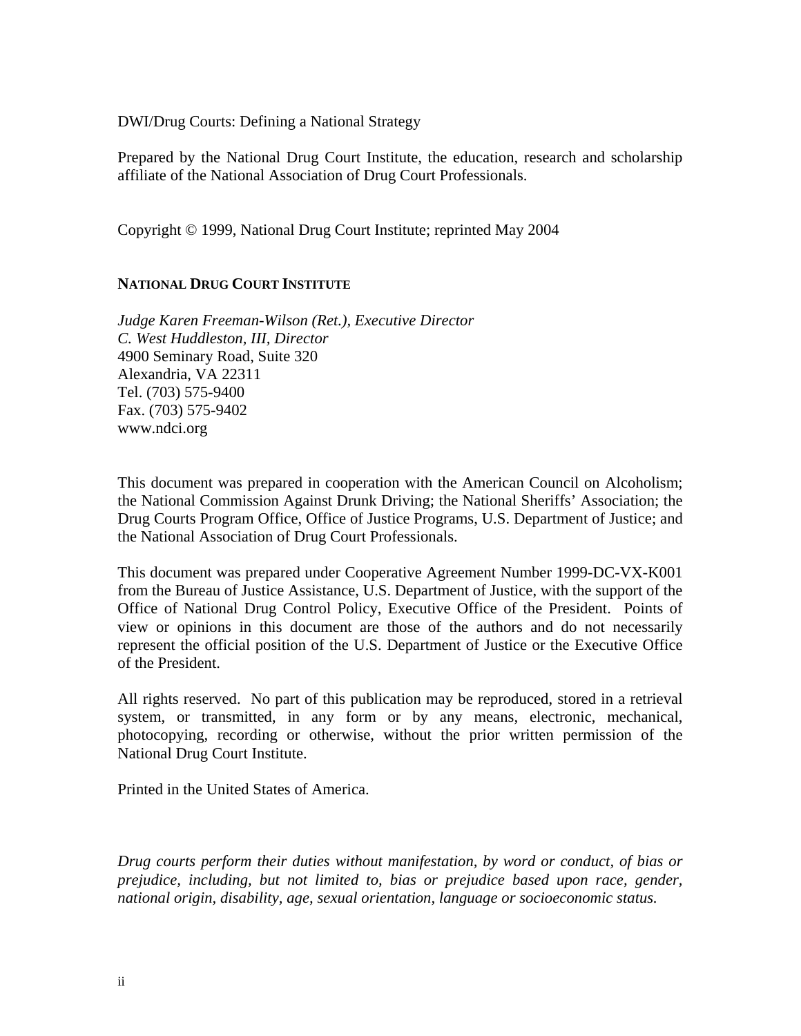DWI/Drug Courts: Defining a National Strategy

Prepared by the National Drug Court Institute, the education, research and scholarship affiliate of the National Association of Drug Court Professionals.

Copyright © 1999, National Drug Court Institute; reprinted May 2004

**NATIONAL DRUG COURT INSTITUTE**

*Judge Karen Freeman-Wilson (Ret.), Executive Director*
*C. West Huddleston, III, Director*
4900 Seminary Road, Suite 320
Alexandria, VA 22311
Tel. (703) 575-9400
Fax. (703) 575-9402
www.ndci.org

This document was prepared in cooperation with the American Council on Alcoholism; the National Commission Against Drunk Driving; the National Sheriffs' Association; the Drug Courts Program Office, Office of Justice Programs, U.S. Department of Justice; and the National Association of Drug Court Professionals.

This document was prepared under Cooperative Agreement Number 1999-DC-VX-K001 from the Bureau of Justice Assistance, U.S. Department of Justice, with the support of the Office of National Drug Control Policy, Executive Office of the President. Points of view or opinions in this document are those of the authors and do not necessarily represent the official position of the U.S. Department of Justice or the Executive Office of the President.

All rights reserved. No part of this publication may be reproduced, stored in a retrieval system, or transmitted, in any form or by any means, electronic, mechanical, photocopying, recording or otherwise, without the prior written permission of the National Drug Court Institute.

Printed in the United States of America.

*Drug courts perform their duties without manifestation, by word or conduct, of bias or prejudice, including, but not limited to, bias or prejudice based upon race, gender, national origin, disability, age, sexual orientation, language or socioeconomic status.*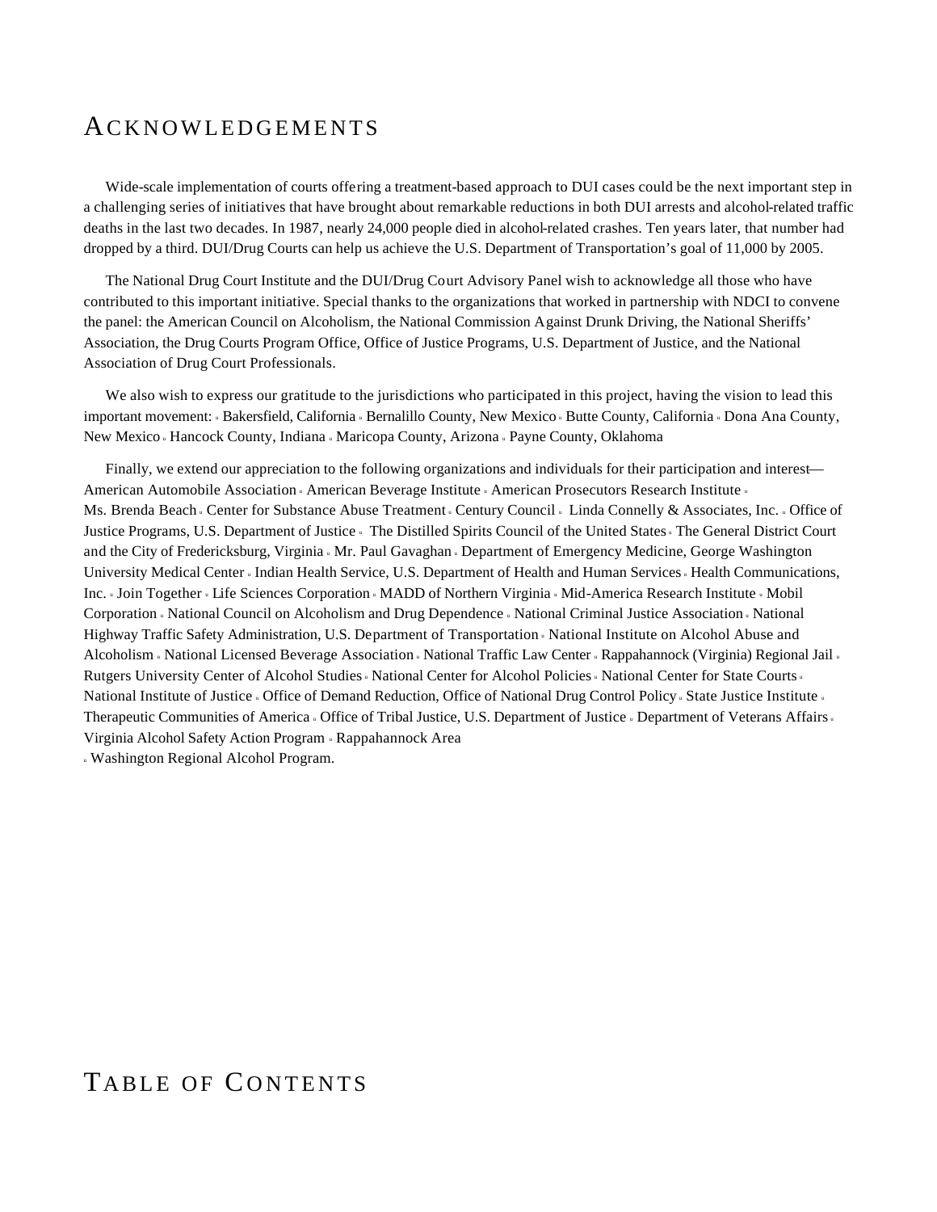# ACKNOWLEDGEMENTS

Wide-scale implementation of courts offering a treatment-based approach to DUI cases could be the next important step in a challenging series of initiatives that have brought about remarkable reductions in both DUI arrests and alcohol-related traffic deaths in the last two decades. In 1987, nearly 24,000 people died in alcohol-related crashes. Ten years later, that number had dropped by a third. DUI/Drug Courts can help us achieve the U.S. Department of Transportation's goal of 11,000 by 2005.

The National Drug Court Institute and the DUI/Drug Court Advisory Panel wish to acknowledge all those who have contributed to this important initiative. Special thanks to the organizations that worked in partnership with NDCI to convene the panel: the American Council on Alcoholism, the National Commission Against Drunk Driving, the National Sheriffs' Association, the Drug Courts Program Office, Office of Justice Programs, U.S. Department of Justice, and the National Association of Drug Court Professionals.

We also wish to express our gratitude to the jurisdictions who participated in this project, having the vision to lead this important movement: ▪ Bakersfield, California ▪ Bernalillo County, New Mexico ▪ Butte County, California ▪ Dona Ana County, New Mexico ▪ Hancock County, Indiana ▪ Maricopa County, Arizona ▪ Payne County, Oklahoma

Finally, we extend our appreciation to the following organizations and individuals for their participation and interest—American Automobile Association ▪ American Beverage Institute ▪ American Prosecutors Research Institute ▪ Ms. Brenda Beach ▪ Center for Substance Abuse Treatment ▪ Century Council ▪ Linda Connelly & Associates, Inc. ▪ Office of Justice Programs, U.S. Department of Justice ▪ The Distilled Spirits Council of the United States ▪ The General District Court and the City of Fredericksburg, Virginia ▪ Mr. Paul Gavaghan ▪ Department of Emergency Medicine, George Washington University Medical Center ▪ Indian Health Service, U.S. Department of Health and Human Services ▪ Health Communications, Inc. ▪ Join Together ▪ Life Sciences Corporation ▪ MADD of Northern Virginia ▪ Mid-America Research Institute ▪ Mobil Corporation ▪ National Council on Alcoholism and Drug Dependence ▪ National Criminal Justice Association ▪ National Highway Traffic Safety Administration, U.S. Department of Transportation ▪ National Institute on Alcohol Abuse and Alcoholism ▪ National Licensed Beverage Association ▪ National Traffic Law Center ▪ Rappahannock (Virginia) Regional Jail ▪ Rutgers University Center of Alcohol Studies ▪ National Center for Alcohol Policies ▪ National Center for State Courts ▪ National Institute of Justice ▪ Office of Demand Reduction, Office of National Drug Control Policy ▪ State Justice Institute ▪ Therapeutic Communities of America ▪ Office of Tribal Justice, U.S. Department of Justice ▪ Department of Veterans Affairs ▪ Virginia Alcohol Safety Action Program ▪ Rappahannock Area ▪ Washington Regional Alcohol Program.

# TABLE OF CONTENTS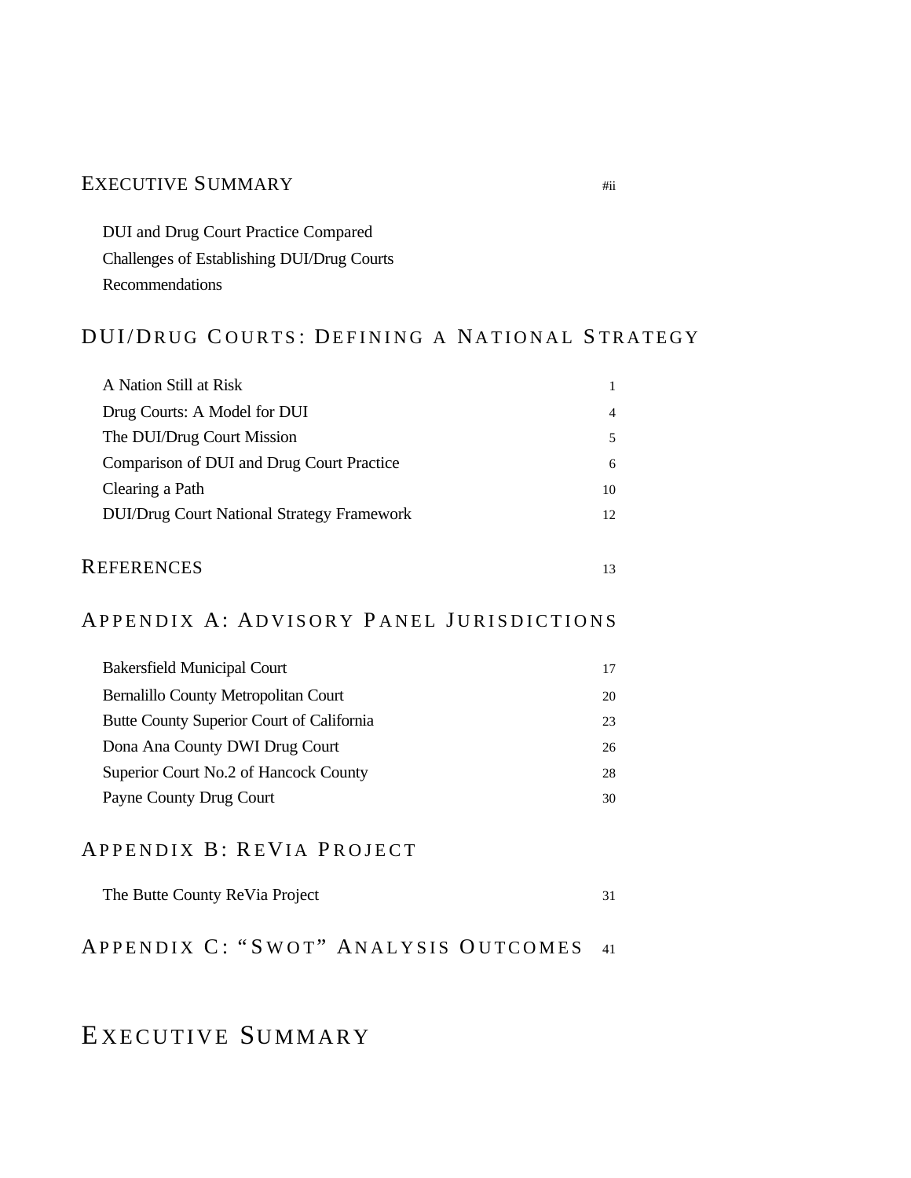## EXECUTIVE SUMMARY #ii

- DUI and Drug Court Practice Compared
- Challenges of Establishing DUI/Drug Courts
- Recommendations

## DUI/DRUG COURTS: DEFINING A NATIONAL STRATEGY

| | |
|---|---|
| A Nation Still at Risk | 1 |
| Drug Courts: A Model for DUI | 4 |
| The DUI/Drug Court Mission | 5 |
| Comparison of DUI and Drug Court Practice | 6 |
| Clearing a Path | 10 |
| DUI/Drug Court National Strategy Framework | 12 |

## REFERENCES 13

## APPENDIX A: ADVISORY PANEL JURISDICTIONS

| | |
|---|---|
| Bakersfield Municipal Court | 17 |
| Bernalillo County Metropolitan Court | 20 |
| Butte County Superior Court of California | 23 |
| Dona Ana County DWI Drug Court | 26 |
| Superior Court No.2 of Hancock County | 28 |
| Payne County Drug Court | 30 |

## APPENDIX B: REVIA PROJECT

| | |
|---|---|
| The Butte County ReVia Project | 31 |

## APPENDIX C: "SWOT" ANALYSIS OUTCOMES 41

# EXECUTIVE SUMMARY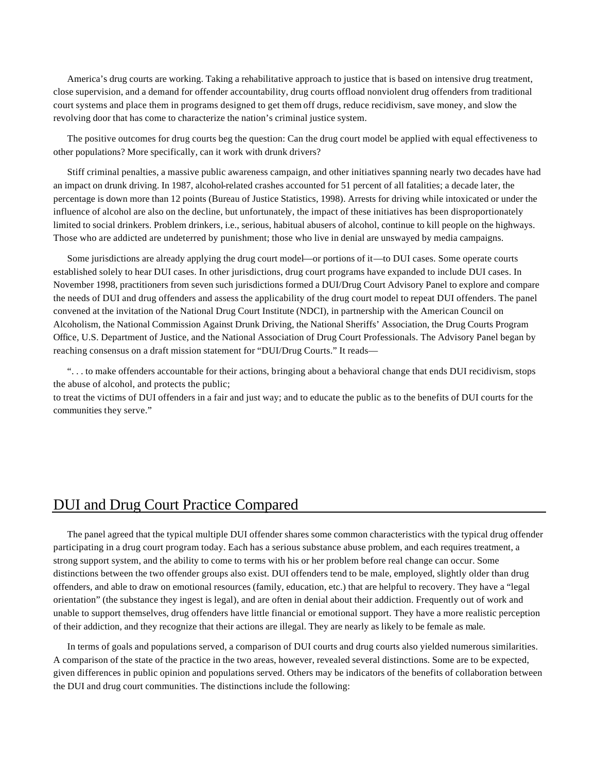America's drug courts are working. Taking a rehabilitative approach to justice that is based on intensive drug treatment, close supervision, and a demand for offender accountability, drug courts offload nonviolent drug offenders from traditional court systems and place them in programs designed to get them off drugs, reduce recidivism, save money, and slow the revolving door that has come to characterize the nation's criminal justice system.

The positive outcomes for drug courts beg the question: Can the drug court model be applied with equal effectiveness to other populations? More specifically, can it work with drunk drivers?

Stiff criminal penalties, a massive public awareness campaign, and other initiatives spanning nearly two decades have had an impact on drunk driving. In 1987, alcohol-related crashes accounted for 51 percent of all fatalities; a decade later, the percentage is down more than 12 points (Bureau of Justice Statistics, 1998). Arrests for driving while intoxicated or under the influence of alcohol are also on the decline, but unfortunately, the impact of these initiatives has been disproportionately limited to social drinkers. Problem drinkers, i.e., serious, habitual abusers of alcohol, continue to kill people on the highways. Those who are addicted are undeterred by punishment; those who live in denial are unswayed by media campaigns.

Some jurisdictions are already applying the drug court model—or portions of it—to DUI cases. Some operate courts established solely to hear DUI cases. In other jurisdictions, drug court programs have expanded to include DUI cases. In November 1998, practitioners from seven such jurisdictions formed a DUI/Drug Court Advisory Panel to explore and compare the needs of DUI and drug offenders and assess the applicability of the drug court model to repeat DUI offenders. The panel convened at the invitation of the National Drug Court Institute (NDCI), in partnership with the American Council on Alcoholism, the National Commission Against Drunk Driving, the National Sheriffs' Association, the Drug Courts Program Office, U.S. Department of Justice, and the National Association of Drug Court Professionals. The Advisory Panel began by reaching consensus on a draft mission statement for "DUI/Drug Courts." It reads—

". . . to make offenders accountable for their actions, bringing about a behavioral change that ends DUI recidivism, stops the abuse of alcohol, and protects the public;
to treat the victims of DUI offenders in a fair and just way; and to educate the public as to the benefits of DUI courts for the communities they serve."

## DUI and Drug Court Practice Compared

The panel agreed that the typical multiple DUI offender shares some common characteristics with the typical drug offender participating in a drug court program today. Each has a serious substance abuse problem, and each requires treatment, a strong support system, and the ability to come to terms with his or her problem before real change can occur. Some distinctions between the two offender groups also exist. DUI offenders tend to be male, employed, slightly older than drug offenders, and able to draw on emotional resources (family, education, etc.) that are helpful to recovery. They have a "legal orientation" (the substance they ingest is legal), and are often in denial about their addiction. Frequently out of work and unable to support themselves, drug offenders have little financial or emotional support. They have a more realistic perception of their addiction, and they recognize that their actions are illegal. They are nearly as likely to be female as male.

In terms of goals and populations served, a comparison of DUI courts and drug courts also yielded numerous similarities. A comparison of the state of the practice in the two areas, however, revealed several distinctions. Some are to be expected, given differences in public opinion and populations served. Others may be indicators of the benefits of collaboration between the DUI and drug court communities. The distinctions include the following: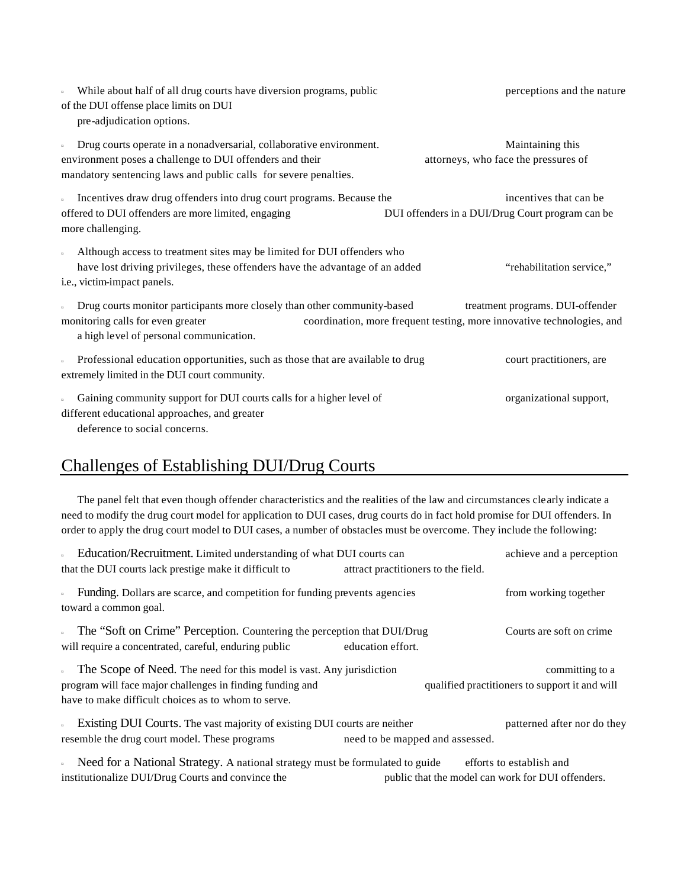- While about half of all drug courts have diversion programs, public perceptions and the nature of the DUI offense place limits on DUI pre-adjudication options.
- Drug courts operate in a nonadversarial, collaborative environment. Maintaining this environment poses a challenge to DUI offenders and their attorneys, who face the pressures of mandatory sentencing laws and public calls for severe penalties.
- Incentives draw drug offenders into drug court programs. Because the incentives that can be offered to DUI offenders are more limited, engaging DUI offenders in a DUI/Drug Court program can be more challenging.
- Although access to treatment sites may be limited for DUI offenders who have lost driving privileges, these offenders have the advantage of an added "rehabilitation service," i.e., victim-impact panels.
- Drug courts monitor participants more closely than other community-based treatment programs. DUI-offender monitoring calls for even greater coordination, more frequent testing, more innovative technologies, and a high level of personal communication.
- Professional education opportunities, such as those that are available to drug court practitioners, are extremely limited in the DUI court community.
- Gaining community support for DUI courts calls for a higher level of organizational support, different educational approaches, and greater deference to social concerns.

## Challenges of Establishing DUI/Drug Courts

The panel felt that even though offender characteristics and the realities of the law and circumstances clearly indicate a need to modify the drug court model for application to DUI cases, drug courts do in fact hold promise for DUI offenders. In order to apply the drug court model to DUI cases, a number of obstacles must be overcome. They include the following:

- Education/Recruitment. Limited understanding of what DUI courts can achieve and a perception that the DUI courts lack prestige make it difficult to attract practitioners to the field.
- Funding. Dollars are scarce, and competition for funding prevents agencies from working together toward a common goal.
- The "Soft on Crime" Perception. Countering the perception that DUI/Drug Courts are soft on crime will require a concentrated, careful, enduring public education effort.
- The Scope of Need. The need for this model is vast. Any jurisdiction committing to a program will face major challenges in finding funding and qualified practitioners to support it and will have to make difficult choices as to whom to serve.
- Existing DUI Courts. The vast majority of existing DUI courts are neither patterned after nor do they resemble the drug court model. These programs need to be mapped and assessed.
- Need for a National Strategy. A national strategy must be formulated to guide efforts to establish and institutionalize DUI/Drug Courts and convince the public that the model can work for DUI offenders.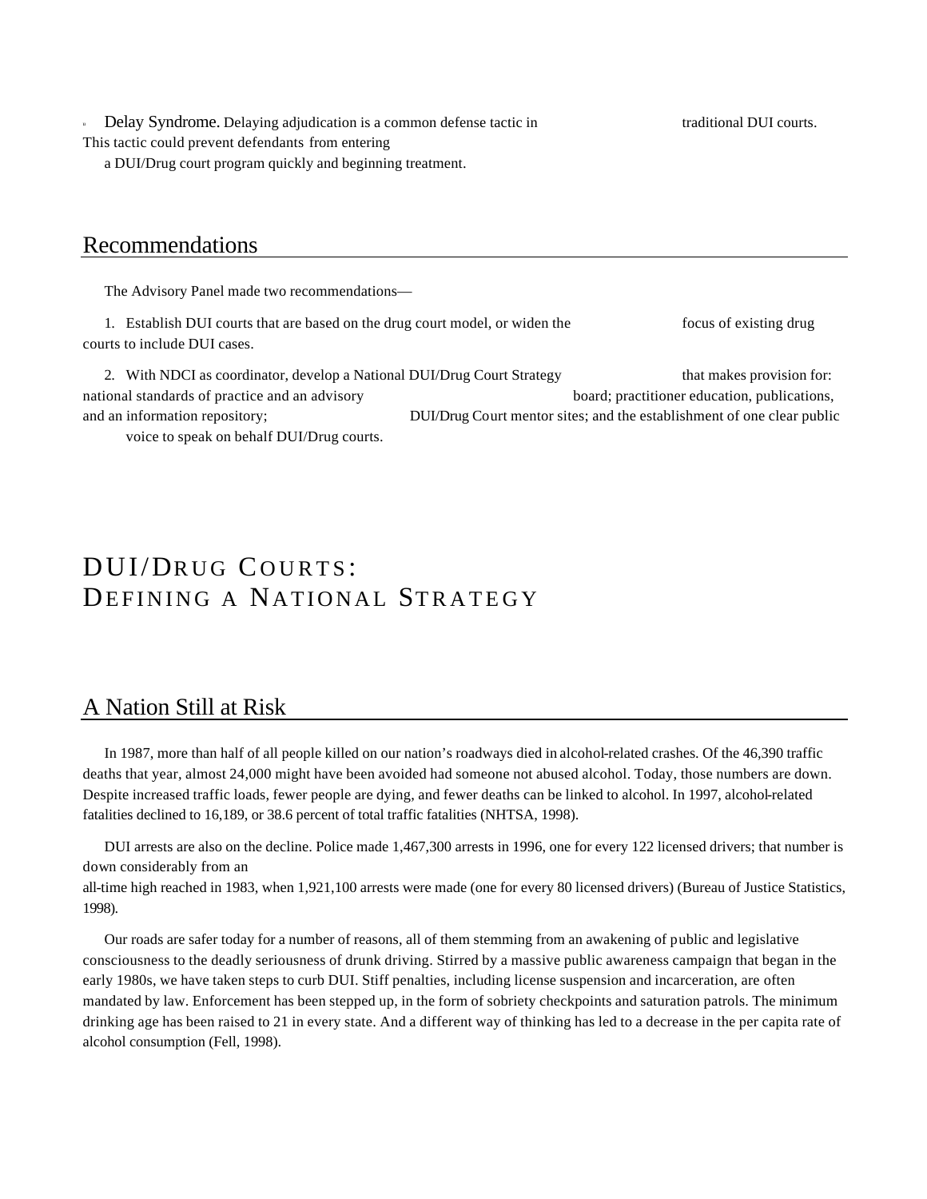- **Delay Syndrome.** Delaying adjudication is a common defense tactic in traditional DUI courts. This tactic could prevent defendants from entering a DUI/Drug court program quickly and beginning treatment.

## Recommendations

The Advisory Panel made two recommendations—

1. Establish DUI courts that are based on the drug court model, or widen the focus of existing drug courts to include DUI cases.

2. With NDCI as coordinator, develop a National DUI/Drug Court Strategy that makes provision for: national standards of practice and an advisory board; practitioner education, publications, and an information repository; DUI/Drug Court mentor sites; and the establishment of one clear public voice to speak on behalf DUI/Drug courts.

# DUI/Drug Courts: Defining a National Strategy

## A Nation Still at Risk

In 1987, more than half of all people killed on our nation's roadways died in alcohol-related crashes. Of the 46,390 traffic deaths that year, almost 24,000 might have been avoided had someone not abused alcohol. Today, those numbers are down. Despite increased traffic loads, fewer people are dying, and fewer deaths can be linked to alcohol. In 1997, alcohol-related fatalities declined to 16,189, or 38.6 percent of total traffic fatalities (NHTSA, 1998).

DUI arrests are also on the decline. Police made 1,467,300 arrests in 1996, one for every 122 licensed drivers; that number is down considerably from an all-time high reached in 1983, when 1,921,100 arrests were made (one for every 80 licensed drivers) (Bureau of Justice Statistics, 1998).

Our roads are safer today for a number of reasons, all of them stemming from an awakening of public and legislative consciousness to the deadly seriousness of drunk driving. Stirred by a massive public awareness campaign that began in the early 1980s, we have taken steps to curb DUI. Stiff penalties, including license suspension and incarceration, are often mandated by law. Enforcement has been stepped up, in the form of sobriety checkpoints and saturation patrols. The minimum drinking age has been raised to 21 in every state. And a different way of thinking has led to a decrease in the per capita rate of alcohol consumption (Fell, 1998).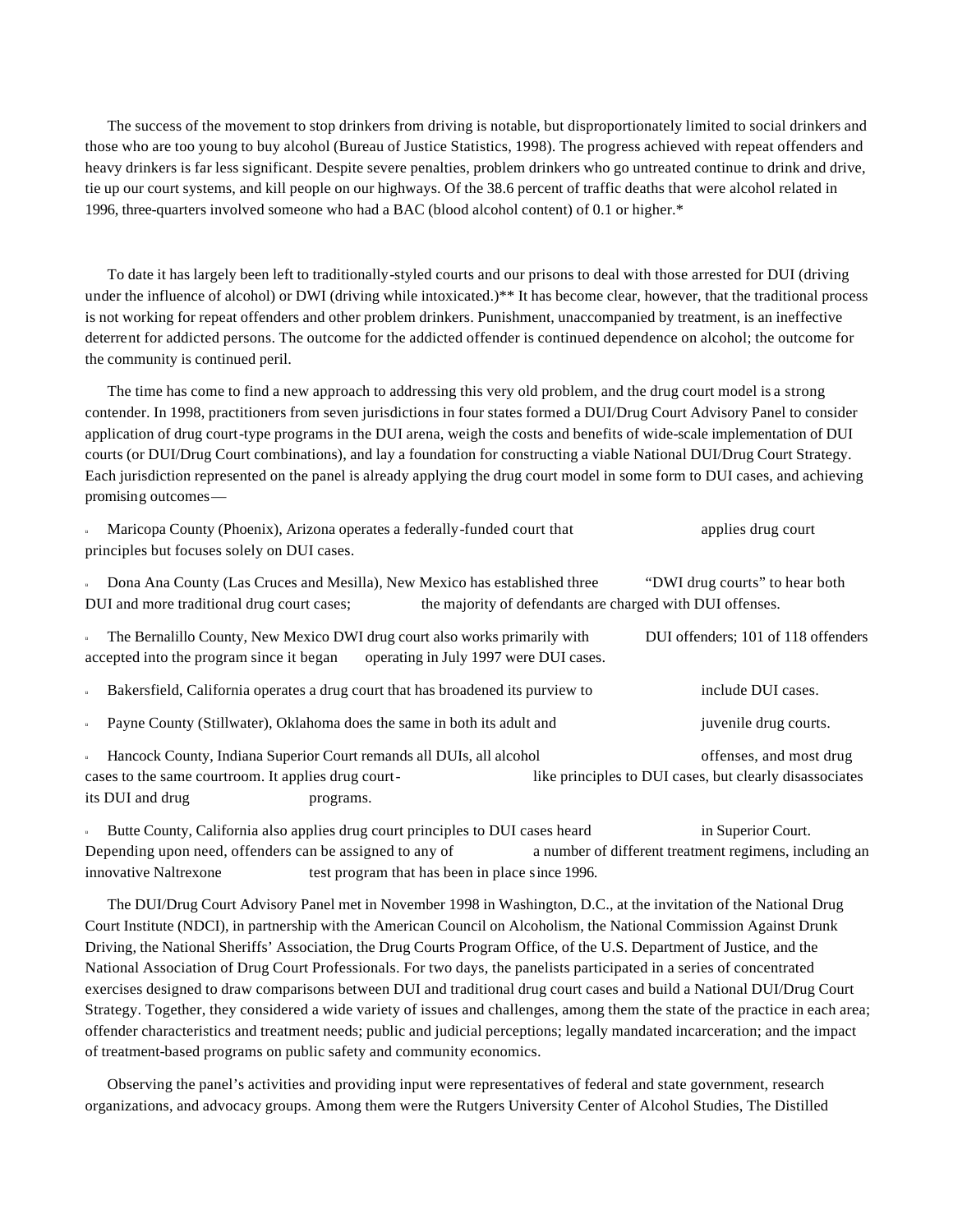The success of the movement to stop drinkers from driving is notable, but disproportionately limited to social drinkers and those who are too young to buy alcohol (Bureau of Justice Statistics, 1998). The progress achieved with repeat offenders and heavy drinkers is far less significant. Despite severe penalties, problem drinkers who go untreated continue to drink and drive, tie up our court systems, and kill people on our highways. Of the 38.6 percent of traffic deaths that were alcohol related in 1996, three-quarters involved someone who had a BAC (blood alcohol content) of 0.1 or higher.*

To date it has largely been left to traditionally-styled courts and our prisons to deal with those arrested for DUI (driving under the influence of alcohol) or DWI (driving while intoxicated.)** It has become clear, however, that the traditional process is not working for repeat offenders and other problem drinkers. Punishment, unaccompanied by treatment, is an ineffective deterrent for addicted persons. The outcome for the addicted offender is continued dependence on alcohol; the outcome for the community is continued peril.

The time has come to find a new approach to addressing this very old problem, and the drug court model is a strong contender. In 1998, practitioners from seven jurisdictions in four states formed a DUI/Drug Court Advisory Panel to consider application of drug court-type programs in the DUI arena, weigh the costs and benefits of wide-scale implementation of DUI courts (or DUI/Drug Court combinations), and lay a foundation for constructing a viable National DUI/Drug Court Strategy. Each jurisdiction represented on the panel is already applying the drug court model in some form to DUI cases, and achieving promising outcomes—

- Maricopa County (Phoenix), Arizona operates a federally-funded court that applies drug court principles but focuses solely on DUI cases.
- Dona Ana County (Las Cruces and Mesilla), New Mexico has established three "DWI drug courts" to hear both DUI and more traditional drug court cases; the majority of defendants are charged with DUI offenses.
- The Bernalillo County, New Mexico DWI drug court also works primarily with DUI offenders; 101 of 118 offenders accepted into the program since it began operating in July 1997 were DUI cases.
- Bakersfield, California operates a drug court that has broadened its purview to include DUI cases.
- Payne County (Stillwater), Oklahoma does the same in both its adult and juvenile drug courts.
- Hancock County, Indiana Superior Court remands all DUIs, all alcohol offenses, and most drug cases to the same courtroom. It applies drug court-like principles to DUI cases, but clearly disassociates its DUI and drug programs.
- Butte County, California also applies drug court principles to DUI cases heard in Superior Court. Depending upon need, offenders can be assigned to any of a number of different treatment regimens, including an innovative Naltrexone test program that has been in place since 1996.

The DUI/Drug Court Advisory Panel met in November 1998 in Washington, D.C., at the invitation of the National Drug Court Institute (NDCI), in partnership with the American Council on Alcoholism, the National Commission Against Drunk Driving, the National Sheriffs' Association, the Drug Courts Program Office, of the U.S. Department of Justice, and the National Association of Drug Court Professionals. For two days, the panelists participated in a series of concentrated exercises designed to draw comparisons between DUI and traditional drug court cases and build a National DUI/Drug Court Strategy. Together, they considered a wide variety of issues and challenges, among them the state of the practice in each area; offender characteristics and treatment needs; public and judicial perceptions; legally mandated incarceration; and the impact of treatment-based programs on public safety and community economics.

Observing the panel's activities and providing input were representatives of federal and state government, research organizations, and advocacy groups. Among them were the Rutgers University Center of Alcohol Studies, The Distilled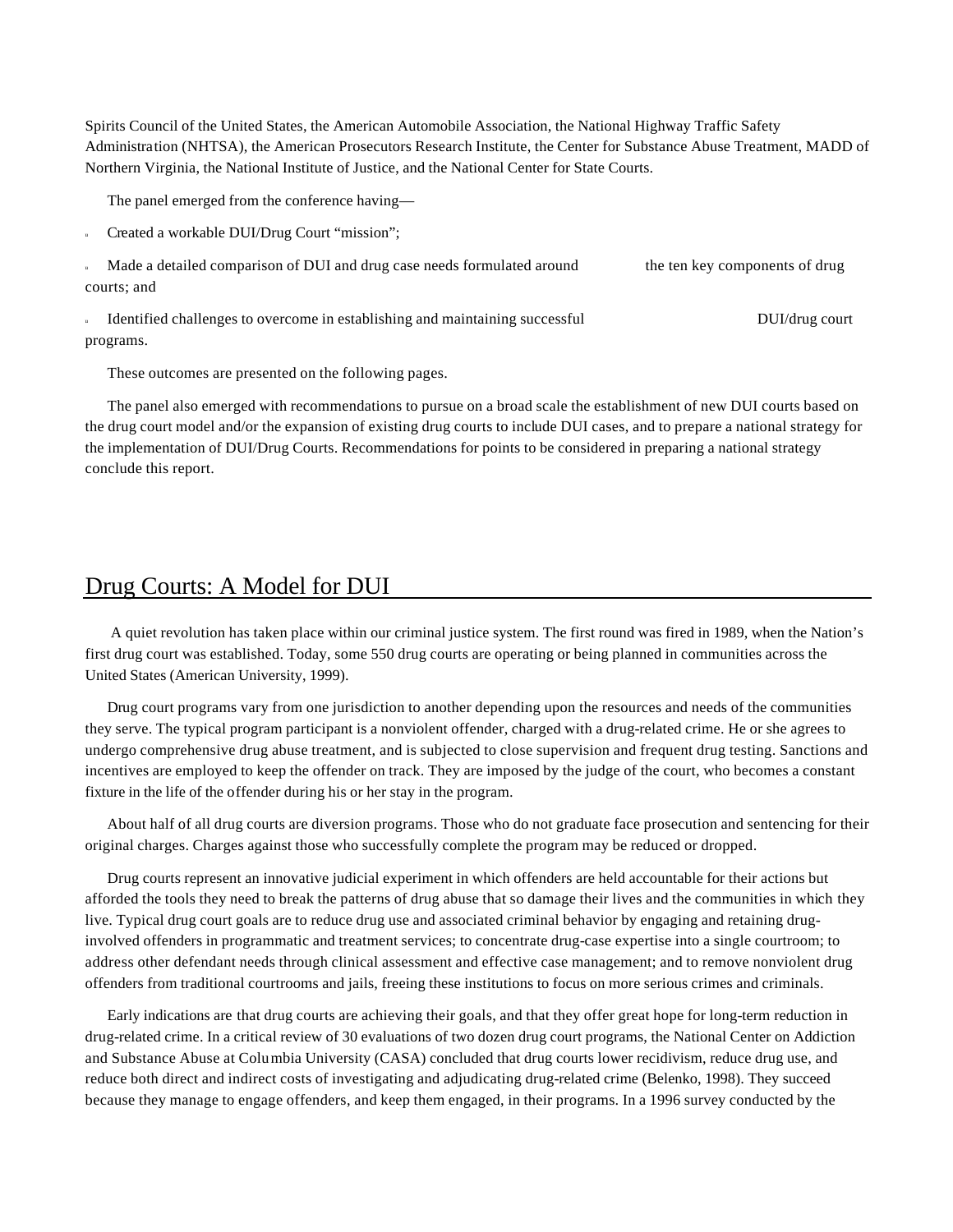Spirits Council of the United States, the American Automobile Association, the National Highway Traffic Safety Administration (NHTSA), the American Prosecutors Research Institute, the Center for Substance Abuse Treatment, MADD of Northern Virginia, the National Institute of Justice, and the National Center for State Courts.

The panel emerged from the conference having—

- Created a workable DUI/Drug Court "mission";
- Made a detailed comparison of DUI and drug case needs formulated around the ten key components of drug courts; and
- Identified challenges to overcome in establishing and maintaining successful DUI/drug court programs.

These outcomes are presented on the following pages.

The panel also emerged with recommendations to pursue on a broad scale the establishment of new DUI courts based on the drug court model and/or the expansion of existing drug courts to include DUI cases, and to prepare a national strategy for the implementation of DUI/Drug Courts. Recommendations for points to be considered in preparing a national strategy conclude this report.

## Drug Courts: A Model for DUI

A quiet revolution has taken place within our criminal justice system. The first round was fired in 1989, when the Nation's first drug court was established. Today, some 550 drug courts are operating or being planned in communities across the United States (American University, 1999).

Drug court programs vary from one jurisdiction to another depending upon the resources and needs of the communities they serve. The typical program participant is a nonviolent offender, charged with a drug-related crime. He or she agrees to undergo comprehensive drug abuse treatment, and is subjected to close supervision and frequent drug testing. Sanctions and incentives are employed to keep the offender on track. They are imposed by the judge of the court, who becomes a constant fixture in the life of the offender during his or her stay in the program.

About half of all drug courts are diversion programs. Those who do not graduate face prosecution and sentencing for their original charges. Charges against those who successfully complete the program may be reduced or dropped.

Drug courts represent an innovative judicial experiment in which offenders are held accountable for their actions but afforded the tools they need to break the patterns of drug abuse that so damage their lives and the communities in which they live. Typical drug court goals are to reduce drug use and associated criminal behavior by engaging and retaining drug-involved offenders in programmatic and treatment services; to concentrate drug-case expertise into a single courtroom; to address other defendant needs through clinical assessment and effective case management; and to remove nonviolent drug offenders from traditional courtrooms and jails, freeing these institutions to focus on more serious crimes and criminals.

Early indications are that drug courts are achieving their goals, and that they offer great hope for long-term reduction in drug-related crime. In a critical review of 30 evaluations of two dozen drug court programs, the National Center on Addiction and Substance Abuse at Columbia University (CASA) concluded that drug courts lower recidivism, reduce drug use, and reduce both direct and indirect costs of investigating and adjudicating drug-related crime (Belenko, 1998). They succeed because they manage to engage offenders, and keep them engaged, in their programs. In a 1996 survey conducted by the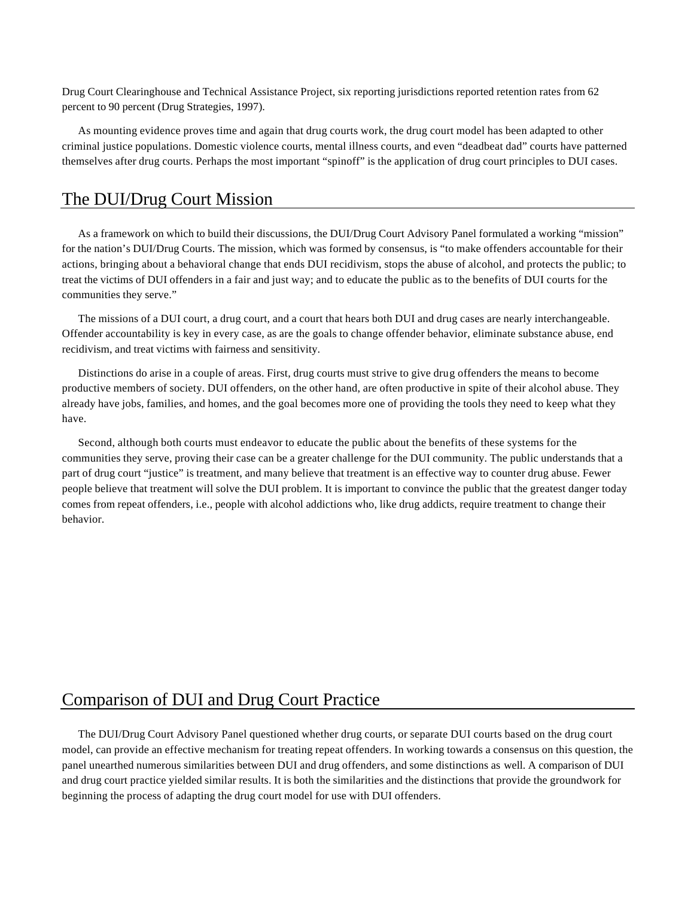Drug Court Clearinghouse and Technical Assistance Project, six reporting jurisdictions reported retention rates from 62 percent to 90 percent (Drug Strategies, 1997).

As mounting evidence proves time and again that drug courts work, the drug court model has been adapted to other criminal justice populations. Domestic violence courts, mental illness courts, and even "deadbeat dad" courts have patterned themselves after drug courts. Perhaps the most important "spinoff" is the application of drug court principles to DUI cases.

## The DUI/Drug Court Mission

As a framework on which to build their discussions, the DUI/Drug Court Advisory Panel formulated a working "mission" for the nation's DUI/Drug Courts. The mission, which was formed by consensus, is "to make offenders accountable for their actions, bringing about a behavioral change that ends DUI recidivism, stops the abuse of alcohol, and protects the public; to treat the victims of DUI offenders in a fair and just way; and to educate the public as to the benefits of DUI courts for the communities they serve."

The missions of a DUI court, a drug court, and a court that hears both DUI and drug cases are nearly interchangeable. Offender accountability is key in every case, as are the goals to change offender behavior, eliminate substance abuse, end recidivism, and treat victims with fairness and sensitivity.

Distinctions do arise in a couple of areas. First, drug courts must strive to give drug offenders the means to become productive members of society. DUI offenders, on the other hand, are often productive in spite of their alcohol abuse. They already have jobs, families, and homes, and the goal becomes more one of providing the tools they need to keep what they have.

Second, although both courts must endeavor to educate the public about the benefits of these systems for the communities they serve, proving their case can be a greater challenge for the DUI community. The public understands that a part of drug court "justice" is treatment, and many believe that treatment is an effective way to counter drug abuse. Fewer people believe that treatment will solve the DUI problem. It is important to convince the public that the greatest danger today comes from repeat offenders, i.e., people with alcohol addictions who, like drug addicts, require treatment to change their behavior.

## Comparison of DUI and Drug Court Practice

The DUI/Drug Court Advisory Panel questioned whether drug courts, or separate DUI courts based on the drug court model, can provide an effective mechanism for treating repeat offenders. In working towards a consensus on this question, the panel unearthed numerous similarities between DUI and drug offenders, and some distinctions as well. A comparison of DUI and drug court practice yielded similar results. It is both the similarities and the distinctions that provide the groundwork for beginning the process of adapting the drug court model for use with DUI offenders.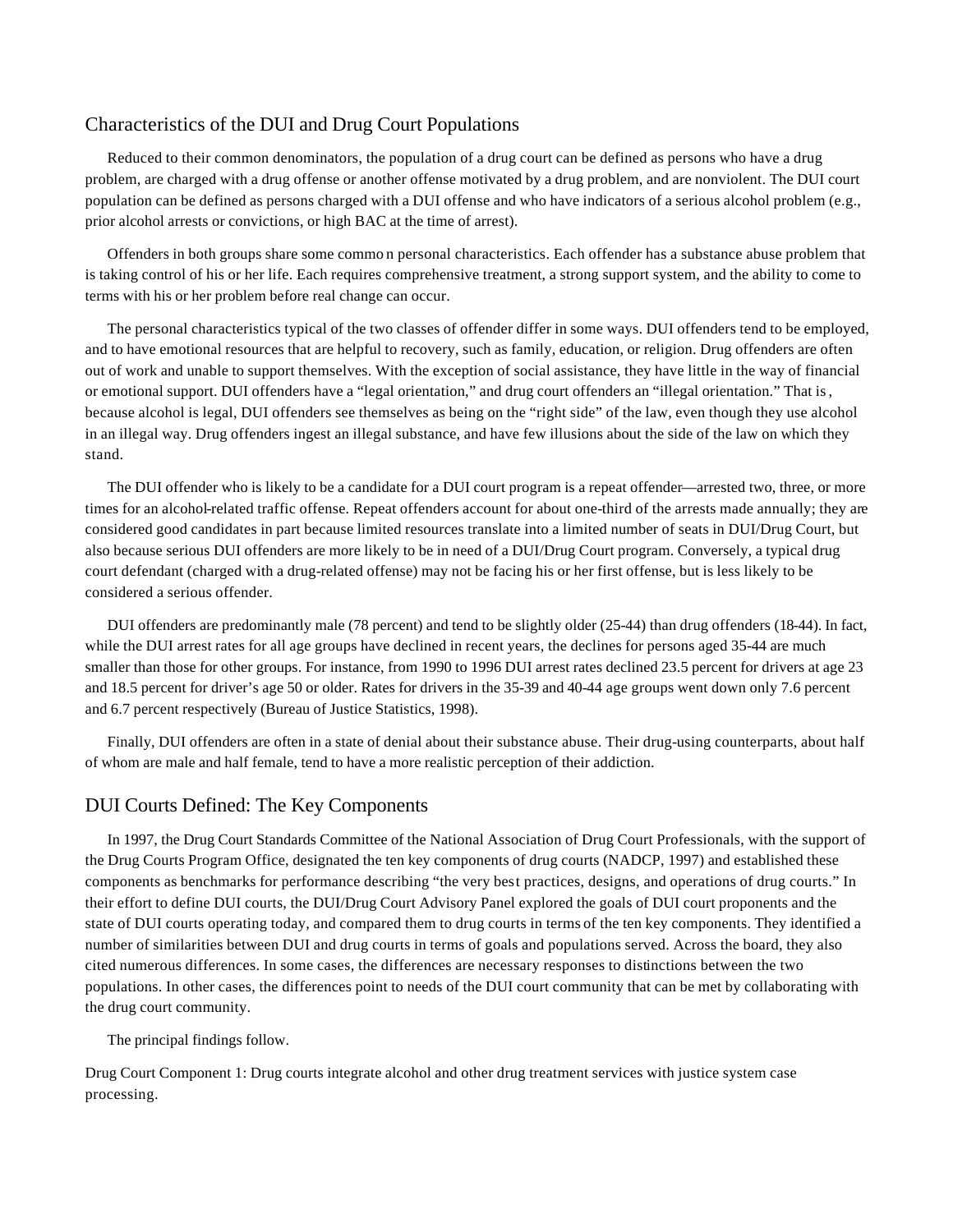## Characteristics of the DUI and Drug Court Populations

Reduced to their common denominators, the population of a drug court can be defined as persons who have a drug problem, are charged with a drug offense or another offense motivated by a drug problem, and are nonviolent. The DUI court population can be defined as persons charged with a DUI offense and who have indicators of a serious alcohol problem (e.g., prior alcohol arrests or convictions, or high BAC at the time of arrest).

Offenders in both groups share some common personal characteristics. Each offender has a substance abuse problem that is taking control of his or her life. Each requires comprehensive treatment, a strong support system, and the ability to come to terms with his or her problem before real change can occur.

The personal characteristics typical of the two classes of offender differ in some ways. DUI offenders tend to be employed, and to have emotional resources that are helpful to recovery, such as family, education, or religion. Drug offenders are often out of work and unable to support themselves. With the exception of social assistance, they have little in the way of financial or emotional support. DUI offenders have a "legal orientation," and drug court offenders an "illegal orientation." That is, because alcohol is legal, DUI offenders see themselves as being on the "right side" of the law, even though they use alcohol in an illegal way. Drug offenders ingest an illegal substance, and have few illusions about the side of the law on which they stand.

The DUI offender who is likely to be a candidate for a DUI court program is a repeat offender—arrested two, three, or more times for an alcohol-related traffic offense. Repeat offenders account for about one-third of the arrests made annually; they are considered good candidates in part because limited resources translate into a limited number of seats in DUI/Drug Court, but also because serious DUI offenders are more likely to be in need of a DUI/Drug Court program. Conversely, a typical drug court defendant (charged with a drug-related offense) may not be facing his or her first offense, but is less likely to be considered a serious offender.

DUI offenders are predominantly male (78 percent) and tend to be slightly older (25-44) than drug offenders (18-44). In fact, while the DUI arrest rates for all age groups have declined in recent years, the declines for persons aged 35-44 are much smaller than those for other groups. For instance, from 1990 to 1996 DUI arrest rates declined 23.5 percent for drivers at age 23 and 18.5 percent for driver's age 50 or older. Rates for drivers in the 35-39 and 40-44 age groups went down only 7.6 percent and 6.7 percent respectively (Bureau of Justice Statistics, 1998).

Finally, DUI offenders are often in a state of denial about their substance abuse. Their drug-using counterparts, about half of whom are male and half female, tend to have a more realistic perception of their addiction.

## DUI Courts Defined: The Key Components

In 1997, the Drug Court Standards Committee of the National Association of Drug Court Professionals, with the support of the Drug Courts Program Office, designated the ten key components of drug courts (NADCP, 1997) and established these components as benchmarks for performance describing "the very best practices, designs, and operations of drug courts." In their effort to define DUI courts, the DUI/Drug Court Advisory Panel explored the goals of DUI court proponents and the state of DUI courts operating today, and compared them to drug courts in terms of the ten key components. They identified a number of similarities between DUI and drug courts in terms of goals and populations served. Across the board, they also cited numerous differences. In some cases, the differences are necessary responses to distinctions between the two populations. In other cases, the differences point to needs of the DUI court community that can be met by collaborating with the drug court community.

The principal findings follow.

Drug Court Component 1: Drug courts integrate alcohol and other drug treatment services with justice system case processing.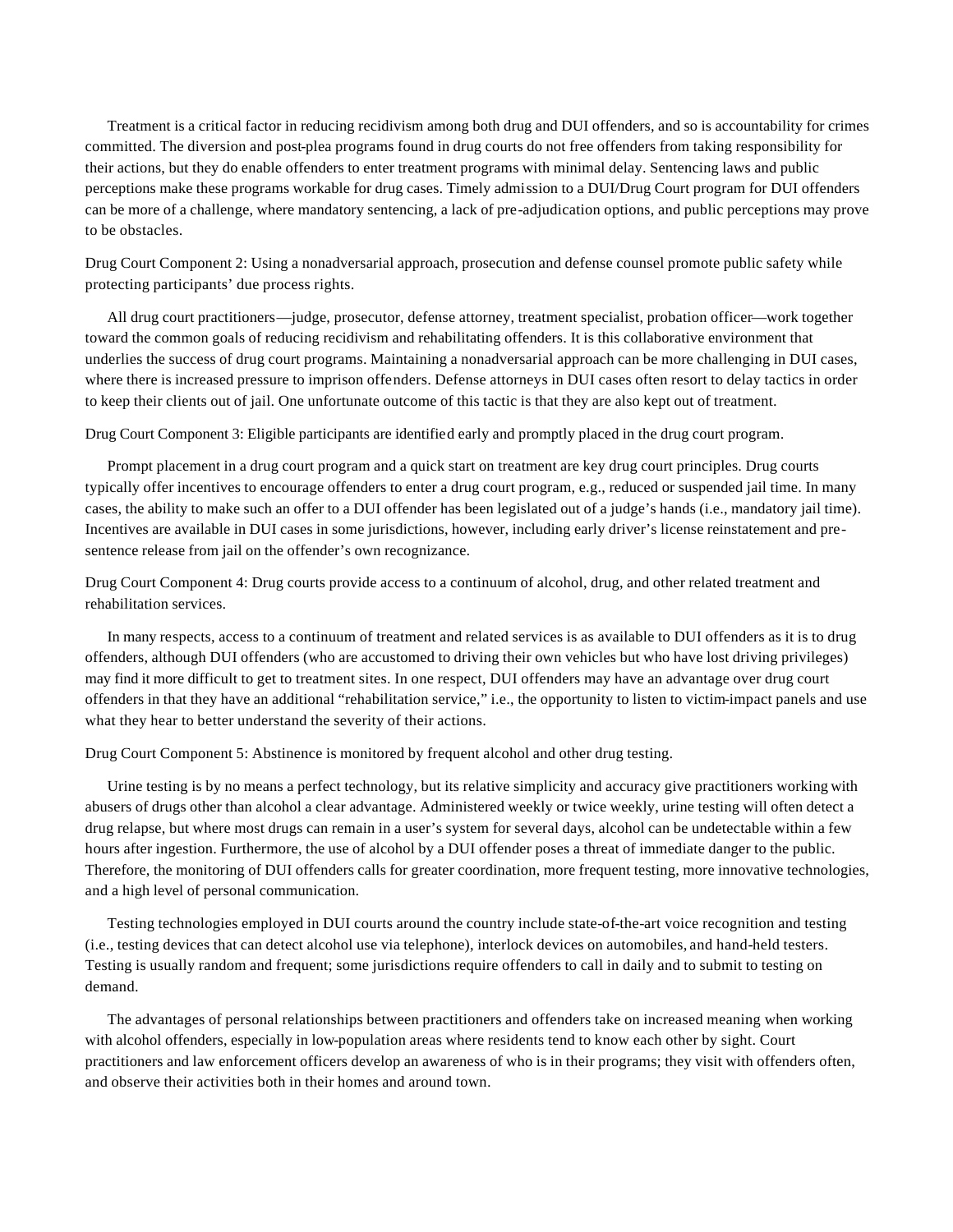Treatment is a critical factor in reducing recidivism among both drug and DUI offenders, and so is accountability for crimes committed. The diversion and post-plea programs found in drug courts do not free offenders from taking responsibility for their actions, but they do enable offenders to enter treatment programs with minimal delay. Sentencing laws and public perceptions make these programs workable for drug cases. Timely admission to a DUI/Drug Court program for DUI offenders can be more of a challenge, where mandatory sentencing, a lack of pre-adjudication options, and public perceptions may prove to be obstacles.

Drug Court Component 2: Using a nonadversarial approach, prosecution and defense counsel promote public safety while protecting participants' due process rights.

All drug court practitioners—judge, prosecutor, defense attorney, treatment specialist, probation officer—work together toward the common goals of reducing recidivism and rehabilitating offenders. It is this collaborative environment that underlies the success of drug court programs. Maintaining a nonadversarial approach can be more challenging in DUI cases, where there is increased pressure to imprison offenders. Defense attorneys in DUI cases often resort to delay tactics in order to keep their clients out of jail. One unfortunate outcome of this tactic is that they are also kept out of treatment.

Drug Court Component 3: Eligible participants are identified early and promptly placed in the drug court program.

Prompt placement in a drug court program and a quick start on treatment are key drug court principles. Drug courts typically offer incentives to encourage offenders to enter a drug court program, e.g., reduced or suspended jail time. In many cases, the ability to make such an offer to a DUI offender has been legislated out of a judge's hands (i.e., mandatory jail time). Incentives are available in DUI cases in some jurisdictions, however, including early driver's license reinstatement and pre-sentence release from jail on the offender's own recognizance.

Drug Court Component 4: Drug courts provide access to a continuum of alcohol, drug, and other related treatment and rehabilitation services.

In many respects, access to a continuum of treatment and related services is as available to DUI offenders as it is to drug offenders, although DUI offenders (who are accustomed to driving their own vehicles but who have lost driving privileges) may find it more difficult to get to treatment sites. In one respect, DUI offenders may have an advantage over drug court offenders in that they have an additional "rehabilitation service," i.e., the opportunity to listen to victim-impact panels and use what they hear to better understand the severity of their actions.

Drug Court Component 5: Abstinence is monitored by frequent alcohol and other drug testing.

Urine testing is by no means a perfect technology, but its relative simplicity and accuracy give practitioners working with abusers of drugs other than alcohol a clear advantage. Administered weekly or twice weekly, urine testing will often detect a drug relapse, but where most drugs can remain in a user's system for several days, alcohol can be undetectable within a few hours after ingestion. Furthermore, the use of alcohol by a DUI offender poses a threat of immediate danger to the public. Therefore, the monitoring of DUI offenders calls for greater coordination, more frequent testing, more innovative technologies, and a high level of personal communication.

Testing technologies employed in DUI courts around the country include state-of-the-art voice recognition and testing (i.e., testing devices that can detect alcohol use via telephone), interlock devices on automobiles, and hand-held testers. Testing is usually random and frequent; some jurisdictions require offenders to call in daily and to submit to testing on demand.

The advantages of personal relationships between practitioners and offenders take on increased meaning when working with alcohol offenders, especially in low-population areas where residents tend to know each other by sight. Court practitioners and law enforcement officers develop an awareness of who is in their programs; they visit with offenders often, and observe their activities both in their homes and around town.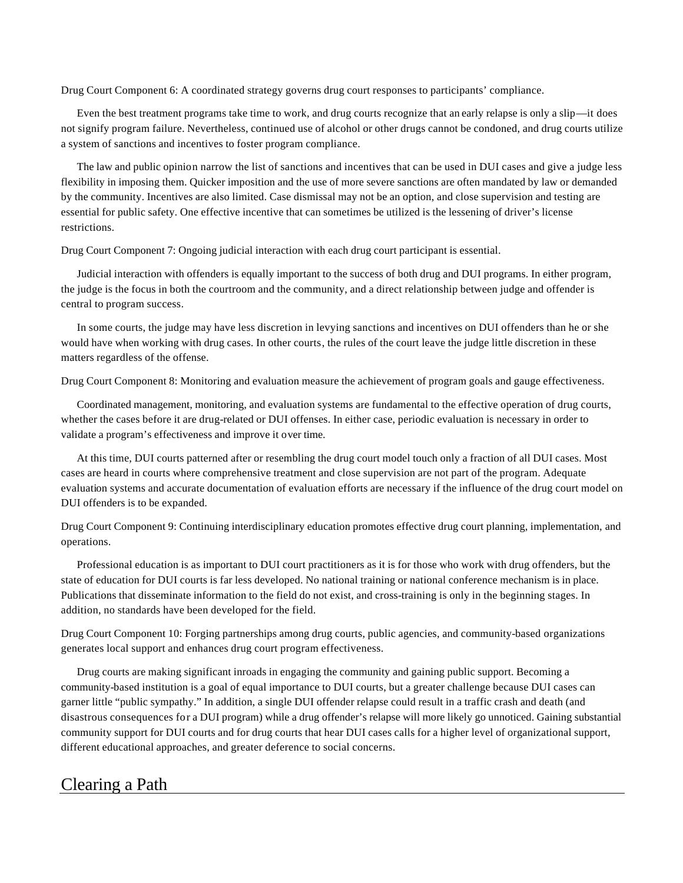Drug Court Component 6: A coordinated strategy governs drug court responses to participants' compliance.

Even the best treatment programs take time to work, and drug courts recognize that an early relapse is only a slip—it does not signify program failure. Nevertheless, continued use of alcohol or other drugs cannot be condoned, and drug courts utilize a system of sanctions and incentives to foster program compliance.

The law and public opinion narrow the list of sanctions and incentives that can be used in DUI cases and give a judge less flexibility in imposing them. Quicker imposition and the use of more severe sanctions are often mandated by law or demanded by the community. Incentives are also limited. Case dismissal may not be an option, and close supervision and testing are essential for public safety. One effective incentive that can sometimes be utilized is the lessening of driver's license restrictions.

Drug Court Component 7: Ongoing judicial interaction with each drug court participant is essential.

Judicial interaction with offenders is equally important to the success of both drug and DUI programs. In either program, the judge is the focus in both the courtroom and the community, and a direct relationship between judge and offender is central to program success.

In some courts, the judge may have less discretion in levying sanctions and incentives on DUI offenders than he or she would have when working with drug cases. In other courts, the rules of the court leave the judge little discretion in these matters regardless of the offense.

Drug Court Component 8: Monitoring and evaluation measure the achievement of program goals and gauge effectiveness.

Coordinated management, monitoring, and evaluation systems are fundamental to the effective operation of drug courts, whether the cases before it are drug-related or DUI offenses. In either case, periodic evaluation is necessary in order to validate a program's effectiveness and improve it over time.

At this time, DUI courts patterned after or resembling the drug court model touch only a fraction of all DUI cases. Most cases are heard in courts where comprehensive treatment and close supervision are not part of the program. Adequate evaluation systems and accurate documentation of evaluation efforts are necessary if the influence of the drug court model on DUI offenders is to be expanded.

Drug Court Component 9: Continuing interdisciplinary education promotes effective drug court planning, implementation, and operations.

Professional education is as important to DUI court practitioners as it is for those who work with drug offenders, but the state of education for DUI courts is far less developed. No national training or national conference mechanism is in place. Publications that disseminate information to the field do not exist, and cross-training is only in the beginning stages. In addition, no standards have been developed for the field.

Drug Court Component 10: Forging partnerships among drug courts, public agencies, and community-based organizations generates local support and enhances drug court program effectiveness.

Drug courts are making significant inroads in engaging the community and gaining public support. Becoming a community-based institution is a goal of equal importance to DUI courts, but a greater challenge because DUI cases can garner little "public sympathy." In addition, a single DUI offender relapse could result in a traffic crash and death (and disastrous consequences for a DUI program) while a drug offender's relapse will more likely go unnoticed. Gaining substantial community support for DUI courts and for drug courts that hear DUI cases calls for a higher level of organizational support, different educational approaches, and greater deference to social concerns.

## Clearing a Path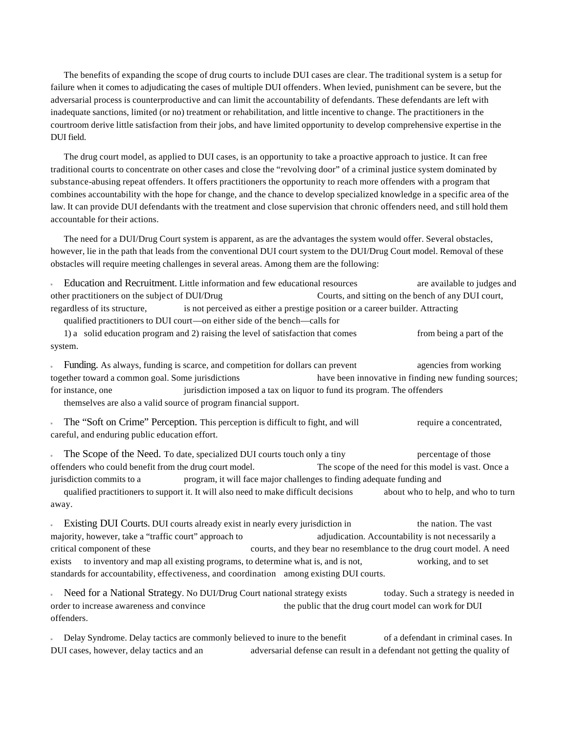The benefits of expanding the scope of drug courts to include DUI cases are clear. The traditional system is a setup for failure when it comes to adjudicating the cases of multiple DUI offenders. When levied, punishment can be severe, but the adversarial process is counterproductive and can limit the accountability of defendants. These defendants are left with inadequate sanctions, limited (or no) treatment or rehabilitation, and little incentive to change. The practitioners in the courtroom derive little satisfaction from their jobs, and have limited opportunity to develop comprehensive expertise in the DUI field.

The drug court model, as applied to DUI cases, is an opportunity to take a proactive approach to justice. It can free traditional courts to concentrate on other cases and close the "revolving door" of a criminal justice system dominated by substance-abusing repeat offenders. It offers practitioners the opportunity to reach more offenders with a program that combines accountability with the hope for change, and the chance to develop specialized knowledge in a specific area of the law. It can provide DUI defendants with the treatment and close supervision that chronic offenders need, and still hold them accountable for their actions.

The need for a DUI/Drug Court system is apparent, as are the advantages the system would offer. Several obstacles, however, lie in the path that leads from the conventional DUI court system to the DUI/Drug Court model. Removal of these obstacles will require meeting challenges in several areas. Among them are the following:

- Education and Recruitment. Little information and few educational resources are available to judges and other practitioners on the subject of DUI/Drug Courts, and sitting on the bench of any DUI court, regardless of its structure, is not perceived as either a prestige position or a career builder. Attracting qualified practitioners to DUI court—on either side of the bench—calls for 1) a solid education program and 2) raising the level of satisfaction that comes from being a part of the system.

- Funding. As always, funding is scarce, and competition for dollars can prevent agencies from working together toward a common goal. Some jurisdictions have been innovative in finding new funding sources; for instance, one jurisdiction imposed a tax on liquor to fund its program. The offenders themselves are also a valid source of program financial support.

- The "Soft on Crime" Perception. This perception is difficult to fight, and will require a concentrated, careful, and enduring public education effort.

- The Scope of the Need. To date, specialized DUI courts touch only a tiny percentage of those offenders who could benefit from the drug court model. The scope of the need for this model is vast. Once a jurisdiction commits to a program, it will face major challenges to finding adequate funding and qualified practitioners to support it. It will also need to make difficult decisions about who to help, and who to turn away.

- Existing DUI Courts. DUI courts already exist in nearly every jurisdiction in the nation. The vast majority, however, take a "traffic court" approach to adjudication. Accountability is not necessarily a critical component of these courts, and they bear no resemblance to the drug court model. A need exists to inventory and map all existing programs, to determine what is, and is not, working, and to set standards for accountability, effectiveness, and coordination among existing DUI courts.

- Need for a National Strategy. No DUI/Drug Court national strategy exists today. Such a strategy is needed in order to increase awareness and convince the public that the drug court model can work for DUI offenders.

- Delay Syndrome. Delay tactics are commonly believed to inure to the benefit of a defendant in criminal cases. In DUI cases, however, delay tactics and an adversarial defense can result in a defendant not getting the quality of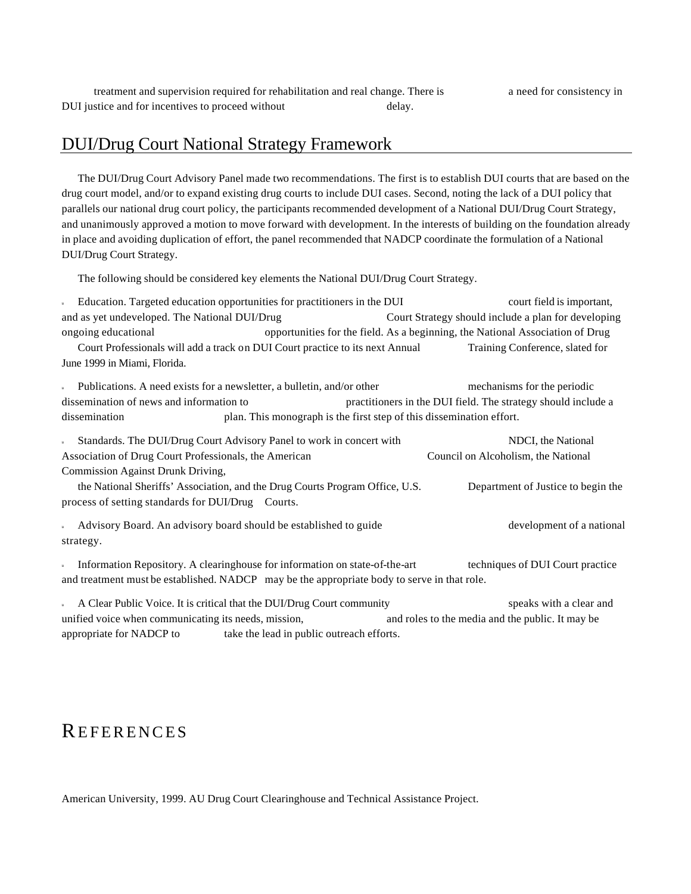treatment and supervision required for rehabilitation and real change. There is a need for consistency in DUI justice and for incentives to proceed without delay.

## DUI/Drug Court National Strategy Framework

The DUI/Drug Court Advisory Panel made two recommendations. The first is to establish DUI courts that are based on the drug court model, and/or to expand existing drug courts to include DUI cases. Second, noting the lack of a DUI policy that parallels our national drug court policy, the participants recommended development of a National DUI/Drug Court Strategy, and unanimously approved a motion to move forward with development. In the interests of building on the foundation already in place and avoiding duplication of effort, the panel recommended that NADCP coordinate the formulation of a National DUI/Drug Court Strategy.

The following should be considered key elements the National DUI/Drug Court Strategy.

- Education. Targeted education opportunities for practitioners in the DUI court field is important, and as yet undeveloped. The National DUI/Drug Court Strategy should include a plan for developing ongoing educational opportunities for the field. As a beginning, the National Association of Drug Court Professionals will add a track on DUI Court practice to its next Annual Training Conference, slated for June 1999 in Miami, Florida.

- Publications. A need exists for a newsletter, a bulletin, and/or other mechanisms for the periodic dissemination of news and information to practitioners in the DUI field. The strategy should include a dissemination plan. This monograph is the first step of this dissemination effort.

- Standards. The DUI/Drug Court Advisory Panel to work in concert with NDCI, the National Association of Drug Court Professionals, the American Council on Alcoholism, the National Commission Against Drunk Driving, the National Sheriffs' Association, and the Drug Courts Program Office, U.S. Department of Justice to begin the process of setting standards for DUI/Drug Courts.

- Advisory Board. An advisory board should be established to guide development of a national strategy.

- Information Repository. A clearinghouse for information on state-of-the-art techniques of DUI Court practice and treatment must be established. NADCP may be the appropriate body to serve in that role.

- A Clear Public Voice. It is critical that the DUI/Drug Court community speaks with a clear and unified voice when communicating its needs, mission, and roles to the media and the public. It may be appropriate for NADCP to take the lead in public outreach efforts.

# References

American University, 1999. AU Drug Court Clearinghouse and Technical Assistance Project.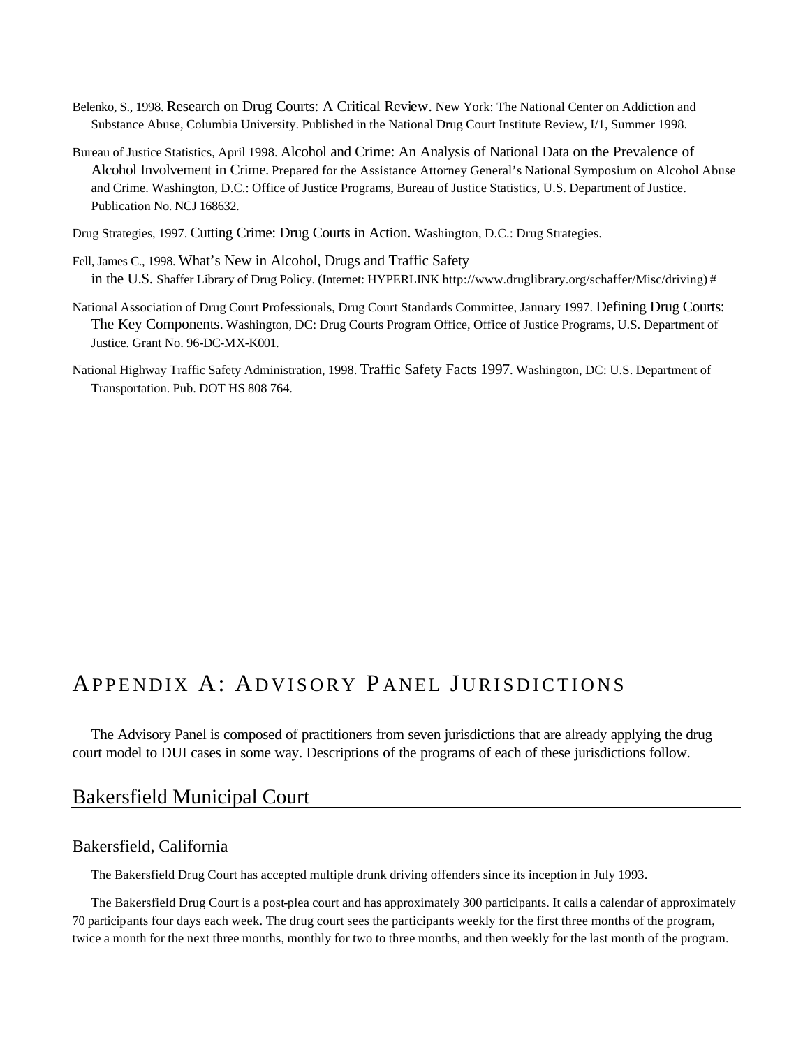Belenko, S., 1998. *Research on Drug Courts: A Critical Review.* New York: The National Center on Addiction and Substance Abuse, Columbia University. Published in the National Drug Court Institute Review, I/1, Summer 1998.

Bureau of Justice Statistics, April 1998. *Alcohol and Crime: An Analysis of National Data on the Prevalence of Alcohol Involvement in Crime.* Prepared for the Assistance Attorney General's National Symposium on Alcohol Abuse and Crime. Washington, D.C.: Office of Justice Programs, Bureau of Justice Statistics, U.S. Department of Justice. Publication No. NCJ 168632.

Drug Strategies, 1997. *Cutting Crime: Drug Courts in Action.* Washington, D.C.: Drug Strategies.

Fell, James C., 1998. *What's New in Alcohol, Drugs and Traffic Safety in the U.S.* Shaffer Library of Drug Policy. (Internet: HYPERLINK http://www.druglibrary.org/schaffer/Misc/driving) #

National Association of Drug Court Professionals, Drug Court Standards Committee, January 1997. *Defining Drug Courts: The Key Components.* Washington, DC: Drug Courts Program Office, Office of Justice Programs, U.S. Department of Justice. Grant No. 96-DC-MX-K001.

National Highway Traffic Safety Administration, 1998. *Traffic Safety Facts 1997*. Washington, DC: U.S. Department of Transportation. Pub. DOT HS 808 764.

# Appendix A: Advisory Panel Jurisdictions

The Advisory Panel is composed of practitioners from seven jurisdictions that are already applying the drug court model to DUI cases in some way. Descriptions of the programs of each of these jurisdictions follow.

## Bakersfield Municipal Court

### Bakersfield, California

The Bakersfield Drug Court has accepted multiple drunk driving offenders since its inception in July 1993.

The Bakersfield Drug Court is a post-plea court and has approximately 300 participants. It calls a calendar of approximately 70 participants four days each week. The drug court sees the participants weekly for the first three months of the program, twice a month for the next three months, monthly for two to three months, and then weekly for the last month of the program.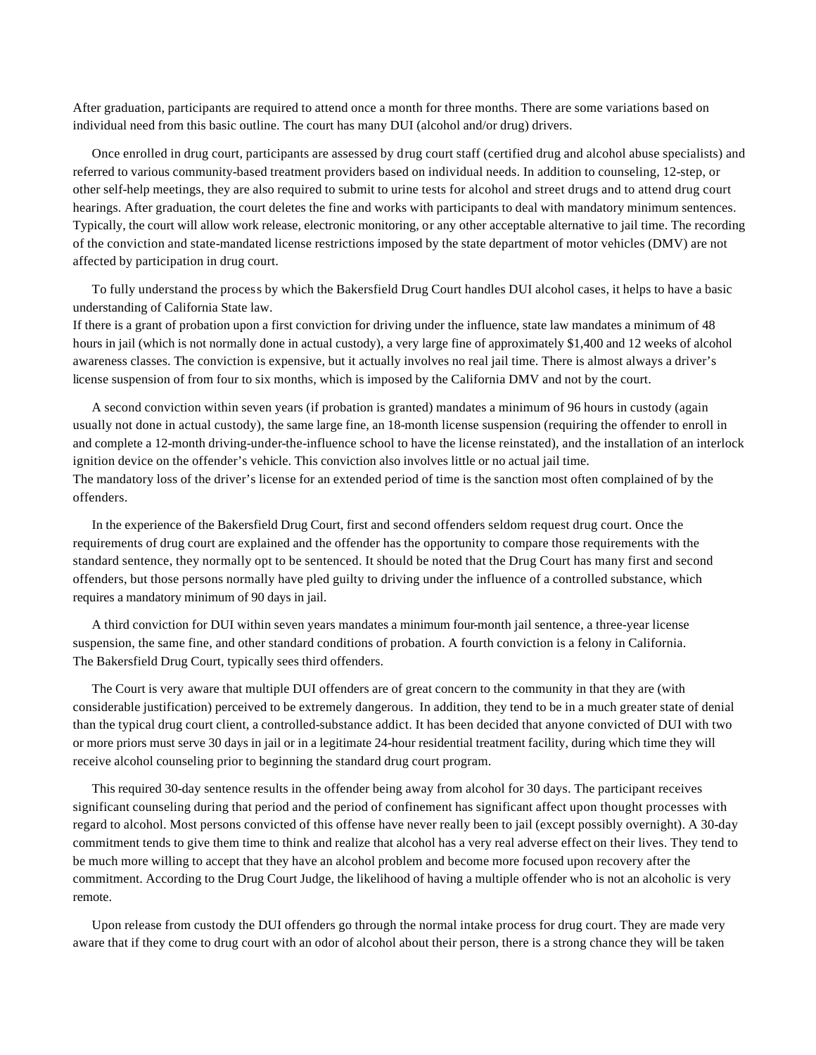After graduation, participants are required to attend once a month for three months. There are some variations based on individual need from this basic outline. The court has many DUI (alcohol and/or drug) drivers.

Once enrolled in drug court, participants are assessed by drug court staff (certified drug and alcohol abuse specialists) and referred to various community-based treatment providers based on individual needs. In addition to counseling, 12-step, or other self-help meetings, they are also required to submit to urine tests for alcohol and street drugs and to attend drug court hearings. After graduation, the court deletes the fine and works with participants to deal with mandatory minimum sentences. Typically, the court will allow work release, electronic monitoring, or any other acceptable alternative to jail time. The recording of the conviction and state-mandated license restrictions imposed by the state department of motor vehicles (DMV) are not affected by participation in drug court.

To fully understand the process by which the Bakersfield Drug Court handles DUI alcohol cases, it helps to have a basic understanding of California State law.
If there is a grant of probation upon a first conviction for driving under the influence, state law mandates a minimum of 48 hours in jail (which is not normally done in actual custody), a very large fine of approximately $1,400 and 12 weeks of alcohol awareness classes. The conviction is expensive, but it actually involves no real jail time. There is almost always a driver's license suspension of from four to six months, which is imposed by the California DMV and not by the court.

A second conviction within seven years (if probation is granted) mandates a minimum of 96 hours in custody (again usually not done in actual custody), the same large fine, an 18-month license suspension (requiring the offender to enroll in and complete a 12-month driving-under-the-influence school to have the license reinstated), and the installation of an interlock ignition device on the offender's vehicle. This conviction also involves little or no actual jail time.
The mandatory loss of the driver's license for an extended period of time is the sanction most often complained of by the offenders.

In the experience of the Bakersfield Drug Court, first and second offenders seldom request drug court. Once the requirements of drug court are explained and the offender has the opportunity to compare those requirements with the standard sentence, they normally opt to be sentenced. It should be noted that the Drug Court has many first and second offenders, but those persons normally have pled guilty to driving under the influence of a controlled substance, which requires a mandatory minimum of 90 days in jail.

A third conviction for DUI within seven years mandates a minimum four-month jail sentence, a three-year license suspension, the same fine, and other standard conditions of probation. A fourth conviction is a felony in California.
The Bakersfield Drug Court, typically sees third offenders.

The Court is very aware that multiple DUI offenders are of great concern to the community in that they are (with considerable justification) perceived to be extremely dangerous. In addition, they tend to be in a much greater state of denial than the typical drug court client, a controlled-substance addict. It has been decided that anyone convicted of DUI with two or more priors must serve 30 days in jail or in a legitimate 24-hour residential treatment facility, during which time they will receive alcohol counseling prior to beginning the standard drug court program.

This required 30-day sentence results in the offender being away from alcohol for 30 days. The participant receives significant counseling during that period and the period of confinement has significant affect upon thought processes with regard to alcohol. Most persons convicted of this offense have never really been to jail (except possibly overnight). A 30-day commitment tends to give them time to think and realize that alcohol has a very real adverse effect on their lives. They tend to be much more willing to accept that they have an alcohol problem and become more focused upon recovery after the commitment. According to the Drug Court Judge, the likelihood of having a multiple offender who is not an alcoholic is very remote.

Upon release from custody the DUI offenders go through the normal intake process for drug court. They are made very aware that if they come to drug court with an odor of alcohol about their person, there is a strong chance they will be taken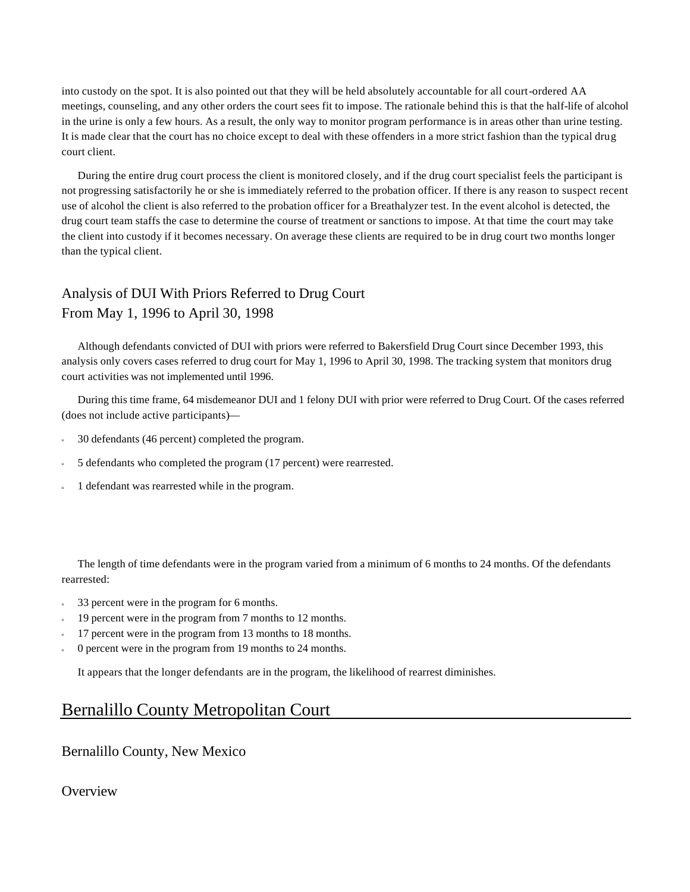into custody on the spot. It is also pointed out that they will be held absolutely accountable for all court-ordered AA meetings, counseling, and any other orders the court sees fit to impose. The rationale behind this is that the half-life of alcohol in the urine is only a few hours. As a result, the only way to monitor program performance is in areas other than urine testing. It is made clear that the court has no choice except to deal with these offenders in a more strict fashion than the typical drug court client.

During the entire drug court process the client is monitored closely, and if the drug court specialist feels the participant is not progressing satisfactorily he or she is immediately referred to the probation officer. If there is any reason to suspect recent use of alcohol the client is also referred to the probation officer for a Breathalyzer test. In the event alcohol is detected, the drug court team staffs the case to determine the course of treatment or sanctions to impose. At that time the court may take the client into custody if it becomes necessary. On average these clients are required to be in drug court two months longer than the typical client.

### Analysis of DUI With Priors Referred to Drug Court From May 1, 1996 to April 30, 1998

Although defendants convicted of DUI with priors were referred to Bakersfield Drug Court since December 1993, this analysis only covers cases referred to drug court for May 1, 1996 to April 30, 1998. The tracking system that monitors drug court activities was not implemented until 1996.

During this time frame, 64 misdemeanor DUI and 1 felony DUI with prior were referred to Drug Court. Of the cases referred (does not include active participants)—

- 30 defendants (46 percent) completed the program.
- 5 defendants who completed the program (17 percent) were rearrested.
- 1 defendant was rearrested while in the program.

The length of time defendants were in the program varied from a minimum of 6 months to 24 months. Of the defendants rearrested:

- 33 percent were in the program for 6 months.
- 19 percent were in the program from 7 months to 12 months.
- 17 percent were in the program from 13 months to 18 months.
- 0 percent were in the program from 19 months to 24 months.

It appears that the longer defendants are in the program, the likelihood of rearrest diminishes.

## Bernalillo County Metropolitan Court

### Bernalillo County, New Mexico

### Overview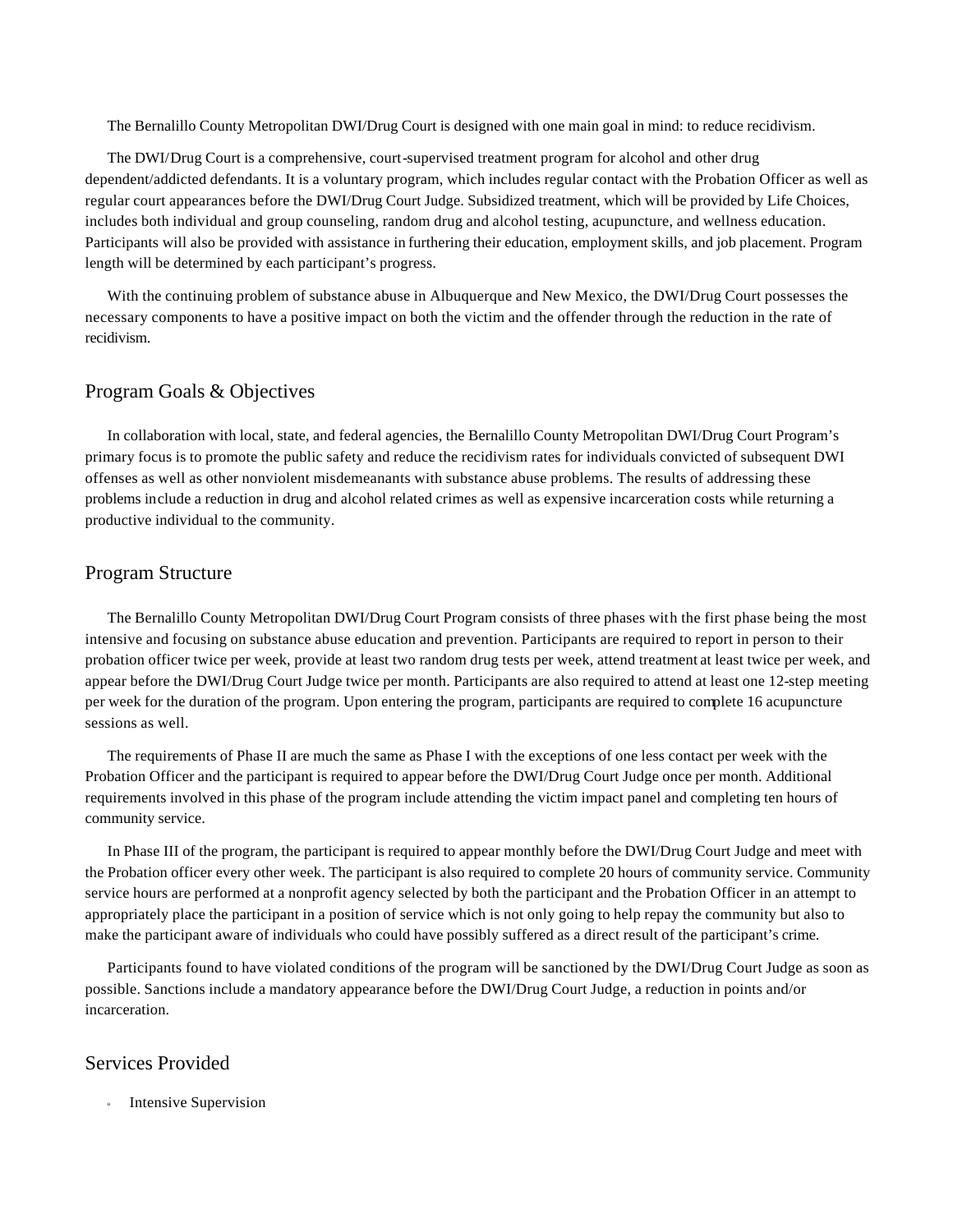The Bernalillo County Metropolitan DWI/Drug Court is designed with one main goal in mind: to reduce recidivism.

The DWI/Drug Court is a comprehensive, court-supervised treatment program for alcohol and other drug dependent/addicted defendants. It is a voluntary program, which includes regular contact with the Probation Officer as well as regular court appearances before the DWI/Drug Court Judge. Subsidized treatment, which will be provided by Life Choices, includes both individual and group counseling, random drug and alcohol testing, acupuncture, and wellness education. Participants will also be provided with assistance in furthering their education, employment skills, and job placement. Program length will be determined by each participant's progress.

With the continuing problem of substance abuse in Albuquerque and New Mexico, the DWI/Drug Court possesses the necessary components to have a positive impact on both the victim and the offender through the reduction in the rate of recidivism.

## Program Goals & Objectives

In collaboration with local, state, and federal agencies, the Bernalillo County Metropolitan DWI/Drug Court Program's primary focus is to promote the public safety and reduce the recidivism rates for individuals convicted of subsequent DWI offenses as well as other nonviolent misdemeanants with substance abuse problems. The results of addressing these problems include a reduction in drug and alcohol related crimes as well as expensive incarceration costs while returning a productive individual to the community.

## Program Structure

The Bernalillo County Metropolitan DWI/Drug Court Program consists of three phases with the first phase being the most intensive and focusing on substance abuse education and prevention. Participants are required to report in person to their probation officer twice per week, provide at least two random drug tests per week, attend treatment at least twice per week, and appear before the DWI/Drug Court Judge twice per month. Participants are also required to attend at least one 12-step meeting per week for the duration of the program. Upon entering the program, participants are required to complete 16 acupuncture sessions as well.

The requirements of Phase II are much the same as Phase I with the exceptions of one less contact per week with the Probation Officer and the participant is required to appear before the DWI/Drug Court Judge once per month. Additional requirements involved in this phase of the program include attending the victim impact panel and completing ten hours of community service.

In Phase III of the program, the participant is required to appear monthly before the DWI/Drug Court Judge and meet with the Probation officer every other week. The participant is also required to complete 20 hours of community service. Community service hours are performed at a nonprofit agency selected by both the participant and the Probation Officer in an attempt to appropriately place the participant in a position of service which is not only going to help repay the community but also to make the participant aware of individuals who could have possibly suffered as a direct result of the participant's crime.

Participants found to have violated conditions of the program will be sanctioned by the DWI/Drug Court Judge as soon as possible. Sanctions include a mandatory appearance before the DWI/Drug Court Judge, a reduction in points and/or incarceration.

## Services Provided

- Intensive Supervision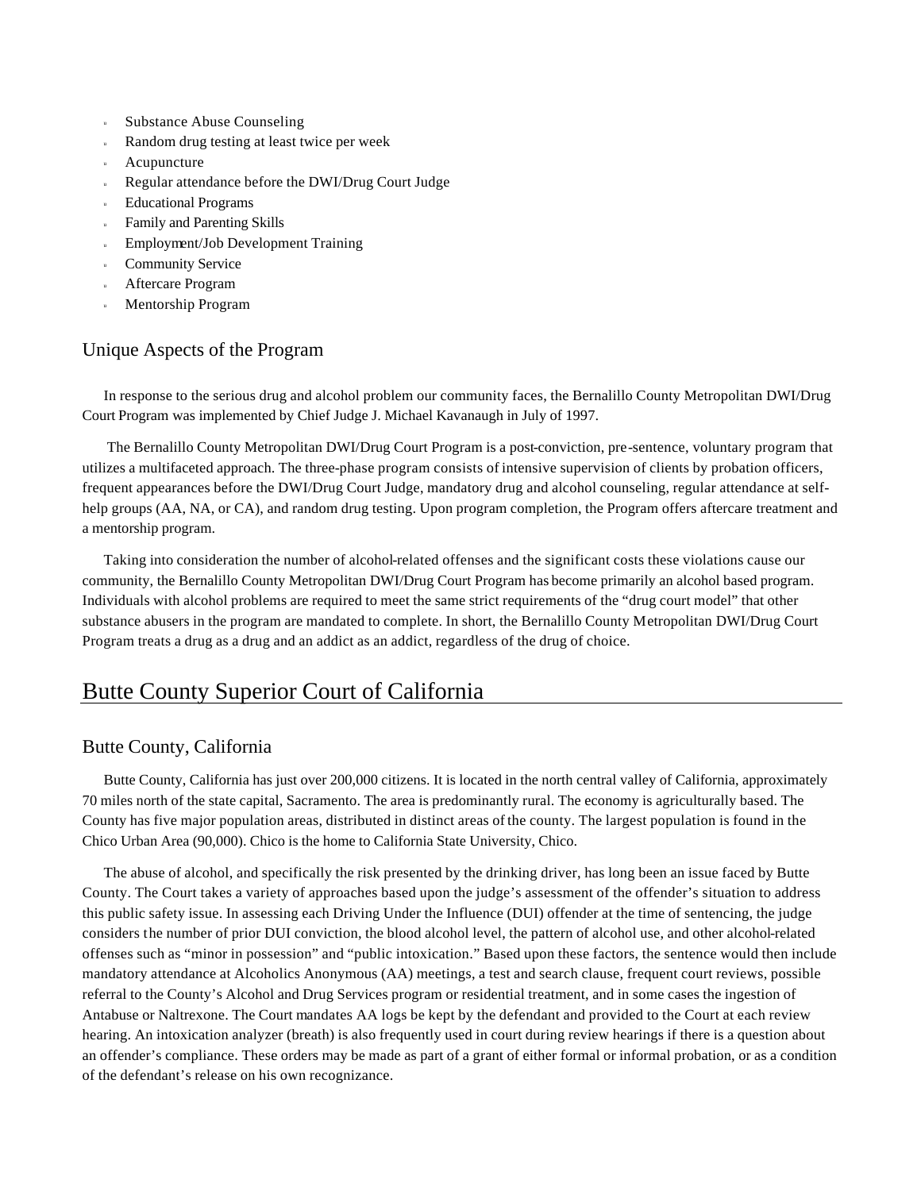- Substance Abuse Counseling
- Random drug testing at least twice per week
- Acupuncture
- Regular attendance before the DWI/Drug Court Judge
- Educational Programs
- Family and Parenting Skills
- Employment/Job Development Training
- Community Service
- Aftercare Program
- Mentorship Program

### Unique Aspects of the Program

In response to the serious drug and alcohol problem our community faces, the Bernalillo County Metropolitan DWI/Drug Court Program was implemented by Chief Judge J. Michael Kavanaugh in July of 1997.

The Bernalillo County Metropolitan DWI/Drug Court Program is a post-conviction, pre-sentence, voluntary program that utilizes a multifaceted approach. The three-phase program consists of intensive supervision of clients by probation officers, frequent appearances before the DWI/Drug Court Judge, mandatory drug and alcohol counseling, regular attendance at self-help groups (AA, NA, or CA), and random drug testing. Upon program completion, the Program offers aftercare treatment and a mentorship program.

Taking into consideration the number of alcohol-related offenses and the significant costs these violations cause our community, the Bernalillo County Metropolitan DWI/Drug Court Program has become primarily an alcohol based program. Individuals with alcohol problems are required to meet the same strict requirements of the "drug court model" that other substance abusers in the program are mandated to complete. In short, the Bernalillo County Metropolitan DWI/Drug Court Program treats a drug as a drug and an addict as an addict, regardless of the drug of choice.

## Butte County Superior Court of California

### Butte County, California

Butte County, California has just over 200,000 citizens. It is located in the north central valley of California, approximately 70 miles north of the state capital, Sacramento. The area is predominantly rural. The economy is agriculturally based. The County has five major population areas, distributed in distinct areas of the county. The largest population is found in the Chico Urban Area (90,000). Chico is the home to California State University, Chico.

The abuse of alcohol, and specifically the risk presented by the drinking driver, has long been an issue faced by Butte County. The Court takes a variety of approaches based upon the judge's assessment of the offender's situation to address this public safety issue. In assessing each Driving Under the Influence (DUI) offender at the time of sentencing, the judge considers the number of prior DUI conviction, the blood alcohol level, the pattern of alcohol use, and other alcohol-related offenses such as "minor in possession" and "public intoxication." Based upon these factors, the sentence would then include mandatory attendance at Alcoholics Anonymous (AA) meetings, a test and search clause, frequent court reviews, possible referral to the County's Alcohol and Drug Services program or residential treatment, and in some cases the ingestion of Antabuse or Naltrexone. The Court mandates AA logs be kept by the defendant and provided to the Court at each review hearing. An intoxication analyzer (breath) is also frequently used in court during review hearings if there is a question about an offender's compliance. These orders may be made as part of a grant of either formal or informal probation, or as a condition of the defendant's release on his own recognizance.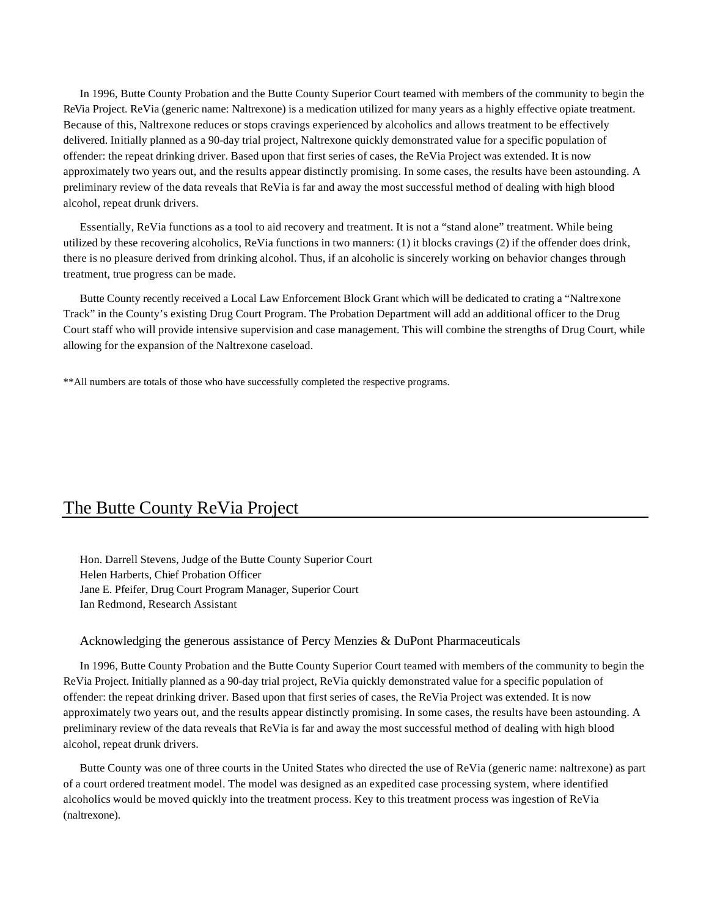In 1996, Butte County Probation and the Butte County Superior Court teamed with members of the community to begin the ReVia Project. ReVia (generic name: Naltrexone) is a medication utilized for many years as a highly effective opiate treatment. Because of this, Naltrexone reduces or stops cravings experienced by alcoholics and allows treatment to be effectively delivered. Initially planned as a 90-day trial project, Naltrexone quickly demonstrated value for a specific population of offender: the repeat drinking driver. Based upon that first series of cases, the ReVia Project was extended. It is now approximately two years out, and the results appear distinctly promising. In some cases, the results have been astounding. A preliminary review of the data reveals that ReVia is far and away the most successful method of dealing with high blood alcohol, repeat drunk drivers.

Essentially, ReVia functions as a tool to aid recovery and treatment. It is not a "stand alone" treatment. While being utilized by these recovering alcoholics, ReVia functions in two manners: (1) it blocks cravings (2) if the offender does drink, there is no pleasure derived from drinking alcohol. Thus, if an alcoholic is sincerely working on behavior changes through treatment, true progress can be made.

Butte County recently received a Local Law Enforcement Block Grant which will be dedicated to crating a "Naltrexone Track" in the County's existing Drug Court Program. The Probation Department will add an additional officer to the Drug Court staff who will provide intensive supervision and case management. This will combine the strengths of Drug Court, while allowing for the expansion of the Naltrexone caseload.

**All numbers are totals of those who have successfully completed the respective programs.

# The Butte County ReVia Project

Hon. Darrell Stevens, Judge of the Butte County Superior Court
Helen Harberts, Chief Probation Officer
Jane E. Pfeifer, Drug Court Program Manager, Superior Court
Ian Redmond, Research Assistant

Acknowledging the generous assistance of Percy Menzies & DuPont Pharmaceuticals

In 1996, Butte County Probation and the Butte County Superior Court teamed with members of the community to begin the ReVia Project. Initially planned as a 90-day trial project, ReVia quickly demonstrated value for a specific population of offender: the repeat drinking driver. Based upon that first series of cases, the ReVia Project was extended. It is now approximately two years out, and the results appear distinctly promising. In some cases, the results have been astounding. A preliminary review of the data reveals that ReVia is far and away the most successful method of dealing with high blood alcohol, repeat drunk drivers.

Butte County was one of three courts in the United States who directed the use of ReVia (generic name: naltrexone) as part of a court ordered treatment model. The model was designed as an expedited case processing system, where identified alcoholics would be moved quickly into the treatment process. Key to this treatment process was ingestion of ReVia (naltrexone).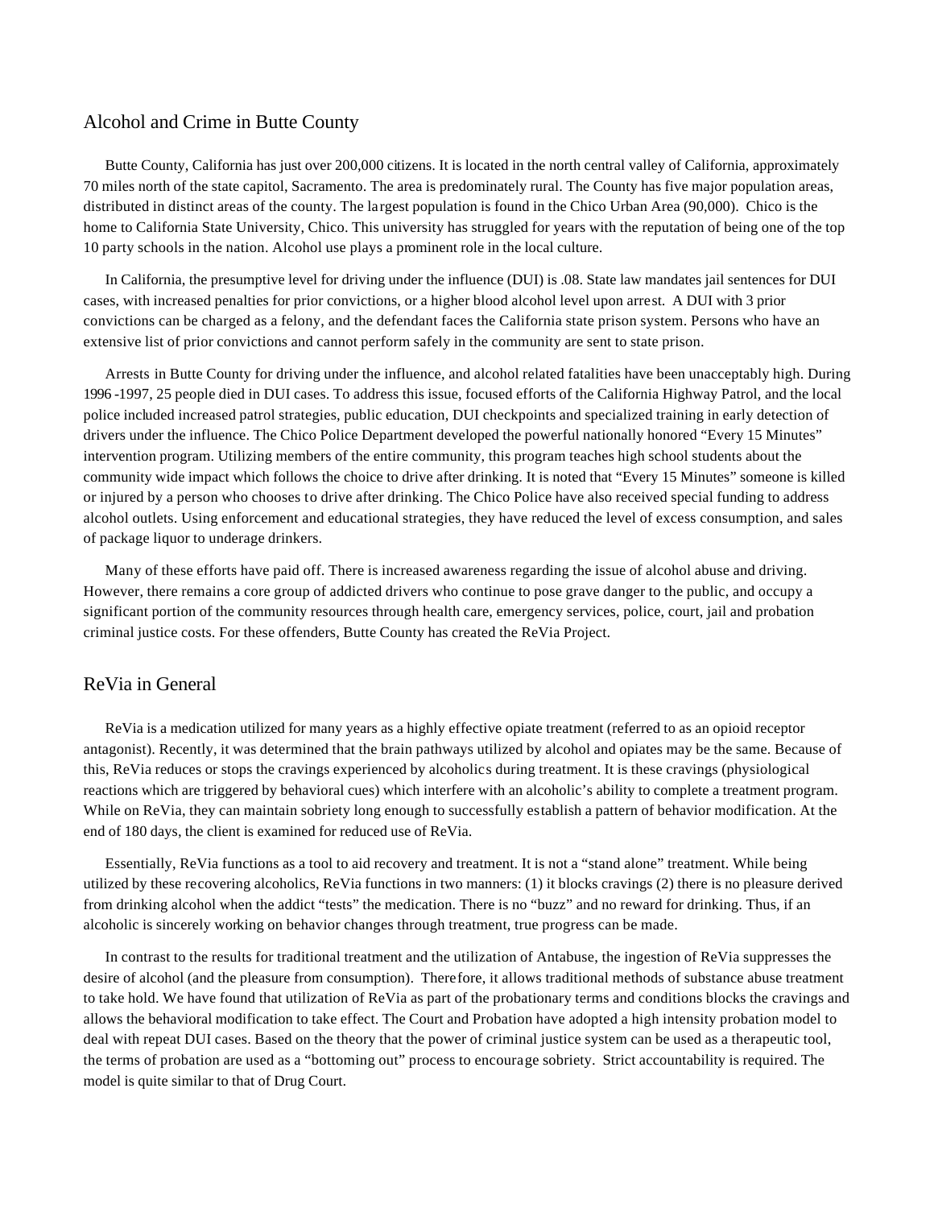## Alcohol and Crime in Butte County

Butte County, California has just over 200,000 citizens. It is located in the north central valley of California, approximately 70 miles north of the state capitol, Sacramento. The area is predominately rural. The County has five major population areas, distributed in distinct areas of the county. The largest population is found in the Chico Urban Area (90,000). Chico is the home to California State University, Chico. This university has struggled for years with the reputation of being one of the top 10 party schools in the nation. Alcohol use plays a prominent role in the local culture.

In California, the presumptive level for driving under the influence (DUI) is .08. State law mandates jail sentences for DUI cases, with increased penalties for prior convictions, or a higher blood alcohol level upon arrest. A DUI with 3 prior convictions can be charged as a felony, and the defendant faces the California state prison system. Persons who have an extensive list of prior convictions and cannot perform safely in the community are sent to state prison.

Arrests in Butte County for driving under the influence, and alcohol related fatalities have been unacceptably high. During 1996 -1997, 25 people died in DUI cases. To address this issue, focused efforts of the California Highway Patrol, and the local police included increased patrol strategies, public education, DUI checkpoints and specialized training in early detection of drivers under the influence. The Chico Police Department developed the powerful nationally honored "Every 15 Minutes" intervention program. Utilizing members of the entire community, this program teaches high school students about the community wide impact which follows the choice to drive after drinking. It is noted that "Every 15 Minutes" someone is killed or injured by a person who chooses to drive after drinking. The Chico Police have also received special funding to address alcohol outlets. Using enforcement and educational strategies, they have reduced the level of excess consumption, and sales of package liquor to underage drinkers.

Many of these efforts have paid off. There is increased awareness regarding the issue of alcohol abuse and driving. However, there remains a core group of addicted drivers who continue to pose grave danger to the public, and occupy a significant portion of the community resources through health care, emergency services, police, court, jail and probation criminal justice costs. For these offenders, Butte County has created the ReVia Project.

## ReVia in General

ReVia is a medication utilized for many years as a highly effective opiate treatment (referred to as an opioid receptor antagonist). Recently, it was determined that the brain pathways utilized by alcohol and opiates may be the same. Because of this, ReVia reduces or stops the cravings experienced by alcoholics during treatment. It is these cravings (physiological reactions which are triggered by behavioral cues) which interfere with an alcoholic's ability to complete a treatment program. While on ReVia, they can maintain sobriety long enough to successfully establish a pattern of behavior modification. At the end of 180 days, the client is examined for reduced use of ReVia.

Essentially, ReVia functions as a tool to aid recovery and treatment. It is not a "stand alone" treatment. While being utilized by these recovering alcoholics, ReVia functions in two manners: (1) it blocks cravings (2) there is no pleasure derived from drinking alcohol when the addict "tests" the medication. There is no "buzz" and no reward for drinking. Thus, if an alcoholic is sincerely working on behavior changes through treatment, true progress can be made.

In contrast to the results for traditional treatment and the utilization of Antabuse, the ingestion of ReVia suppresses the desire of alcohol (and the pleasure from consumption). Therefore, it allows traditional methods of substance abuse treatment to take hold. We have found that utilization of ReVia as part of the probationary terms and conditions blocks the cravings and allows the behavioral modification to take effect. The Court and Probation have adopted a high intensity probation model to deal with repeat DUI cases. Based on the theory that the power of criminal justice system can be used as a therapeutic tool, the terms of probation are used as a "bottoming out" process to encourage sobriety. Strict accountability is required. The model is quite similar to that of Drug Court.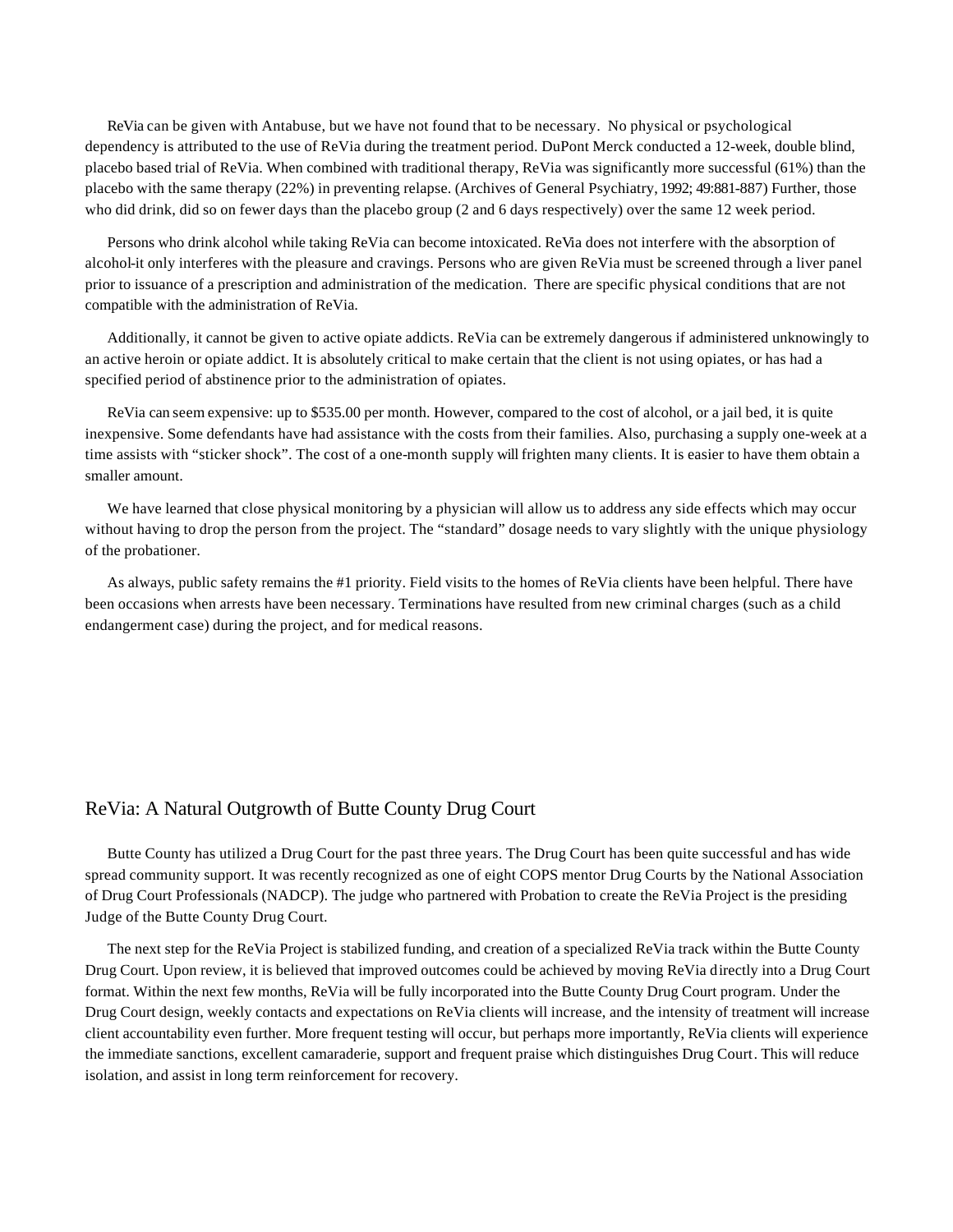ReVia can be given with Antabuse, but we have not found that to be necessary. No physical or psychological dependency is attributed to the use of ReVia during the treatment period. DuPont Merck conducted a 12-week, double blind, placebo based trial of ReVia. When combined with traditional therapy, ReVia was significantly more successful (61%) than the placebo with the same therapy (22%) in preventing relapse. (Archives of General Psychiatry, 1992; 49:881-887) Further, those who did drink, did so on fewer days than the placebo group (2 and 6 days respectively) over the same 12 week period.

Persons who drink alcohol while taking ReVia can become intoxicated. ReVia does not interfere with the absorption of alcohol-it only interferes with the pleasure and cravings. Persons who are given ReVia must be screened through a liver panel prior to issuance of a prescription and administration of the medication. There are specific physical conditions that are not compatible with the administration of ReVia.

Additionally, it cannot be given to active opiate addicts. ReVia can be extremely dangerous if administered unknowingly to an active heroin or opiate addict. It is absolutely critical to make certain that the client is not using opiates, or has had a specified period of abstinence prior to the administration of opiates.

ReVia can seem expensive: up to $535.00 per month. However, compared to the cost of alcohol, or a jail bed, it is quite inexpensive. Some defendants have had assistance with the costs from their families. Also, purchasing a supply one-week at a time assists with "sticker shock". The cost of a one-month supply will frighten many clients. It is easier to have them obtain a smaller amount.

We have learned that close physical monitoring by a physician will allow us to address any side effects which may occur without having to drop the person from the project. The "standard" dosage needs to vary slightly with the unique physiology of the probationer.

As always, public safety remains the #1 priority. Field visits to the homes of ReVia clients have been helpful. There have been occasions when arrests have been necessary. Terminations have resulted from new criminal charges (such as a child endangerment case) during the project, and for medical reasons.

## ReVia: A Natural Outgrowth of Butte County Drug Court

Butte County has utilized a Drug Court for the past three years. The Drug Court has been quite successful and has wide spread community support. It was recently recognized as one of eight COPS mentor Drug Courts by the National Association of Drug Court Professionals (NADCP). The judge who partnered with Probation to create the ReVia Project is the presiding Judge of the Butte County Drug Court.

The next step for the ReVia Project is stabilized funding, and creation of a specialized ReVia track within the Butte County Drug Court. Upon review, it is believed that improved outcomes could be achieved by moving ReVia directly into a Drug Court format. Within the next few months, ReVia will be fully incorporated into the Butte County Drug Court program. Under the Drug Court design, weekly contacts and expectations on ReVia clients will increase, and the intensity of treatment will increase client accountability even further. More frequent testing will occur, but perhaps more importantly, ReVia clients will experience the immediate sanctions, excellent camaraderie, support and frequent praise which distinguishes Drug Court. This will reduce isolation, and assist in long term reinforcement for recovery.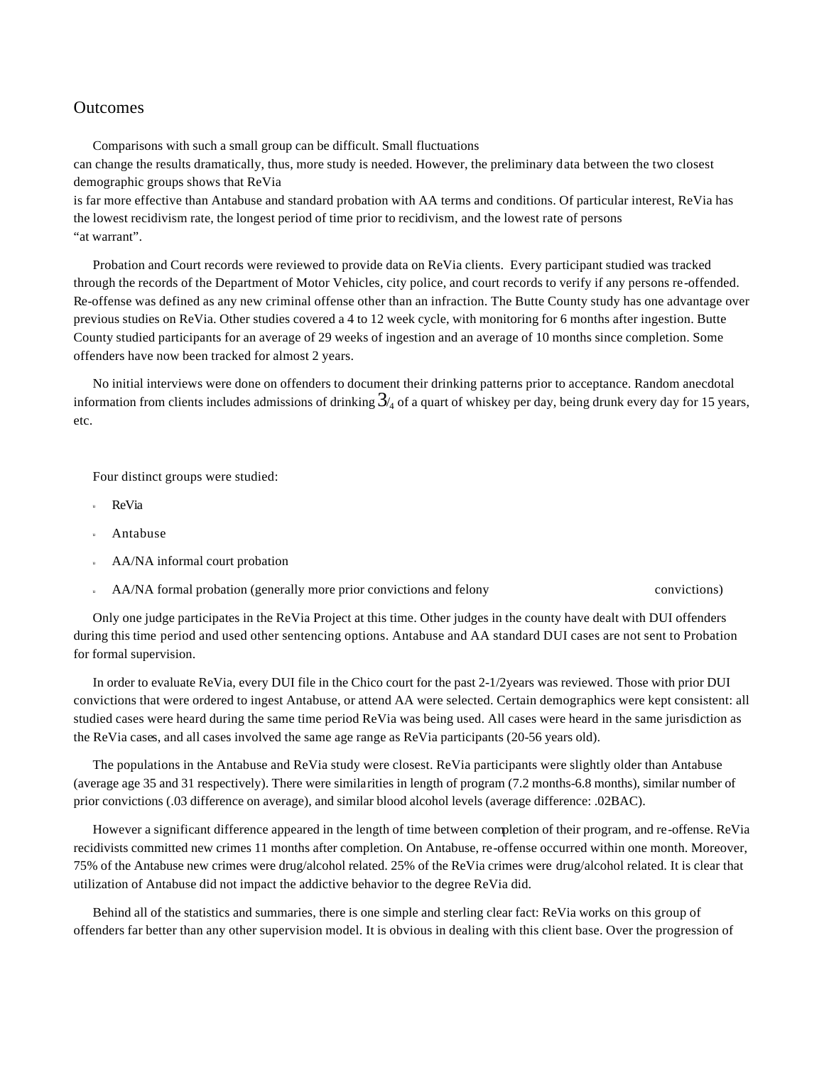## Outcomes

Comparisons with such a small group can be difficult. Small fluctuations can change the results dramatically, thus, more study is needed. However, the preliminary data between the two closest demographic groups shows that ReVia is far more effective than Antabuse and standard probation with AA terms and conditions. Of particular interest, ReVia has the lowest recidivism rate, the longest period of time prior to recidivism, and the lowest rate of persons "at warrant".

Probation and Court records were reviewed to provide data on ReVia clients. Every participant studied was tracked through the records of the Department of Motor Vehicles, city police, and court records to verify if any persons re-offended. Re-offense was defined as any new criminal offense other than an infraction. The Butte County study has one advantage over previous studies on ReVia. Other studies covered a 4 to 12 week cycle, with monitoring for 6 months after ingestion. Butte County studied participants for an average of 29 weeks of ingestion and an average of 10 months since completion. Some offenders have now been tracked for almost 2 years.

No initial interviews were done on offenders to document their drinking patterns prior to acceptance. Random anecdotal information from clients includes admissions of drinking 3/4 of a quart of whiskey per day, being drunk every day for 15 years, etc.

Four distinct groups were studied:

- ReVia
- Antabuse
- AA/NA informal court probation
- AA/NA formal probation (generally more prior convictions and felony convictions)

Only one judge participates in the ReVia Project at this time. Other judges in the county have dealt with DUI offenders during this time period and used other sentencing options. Antabuse and AA standard DUI cases are not sent to Probation for formal supervision.

In order to evaluate ReVia, every DUI file in the Chico court for the past 2-1/2years was reviewed. Those with prior DUI convictions that were ordered to ingest Antabuse, or attend AA were selected. Certain demographics were kept consistent: all studied cases were heard during the same time period ReVia was being used. All cases were heard in the same jurisdiction as the ReVia cases, and all cases involved the same age range as ReVia participants (20-56 years old).

The populations in the Antabuse and ReVia study were closest. ReVia participants were slightly older than Antabuse (average age 35 and 31 respectively). There were similarities in length of program (7.2 months-6.8 months), similar number of prior convictions (.03 difference on average), and similar blood alcohol levels (average difference: .02BAC).

However a significant difference appeared in the length of time between completion of their program, and re-offense. ReVia recidivists committed new crimes 11 months after completion. On Antabuse, re-offense occurred within one month. Moreover, 75% of the Antabuse new crimes were drug/alcohol related. 25% of the ReVia crimes were drug/alcohol related. It is clear that utilization of Antabuse did not impact the addictive behavior to the degree ReVia did.

Behind all of the statistics and summaries, there is one simple and sterling clear fact: ReVia works on this group of offenders far better than any other supervision model. It is obvious in dealing with this client base. Over the progression of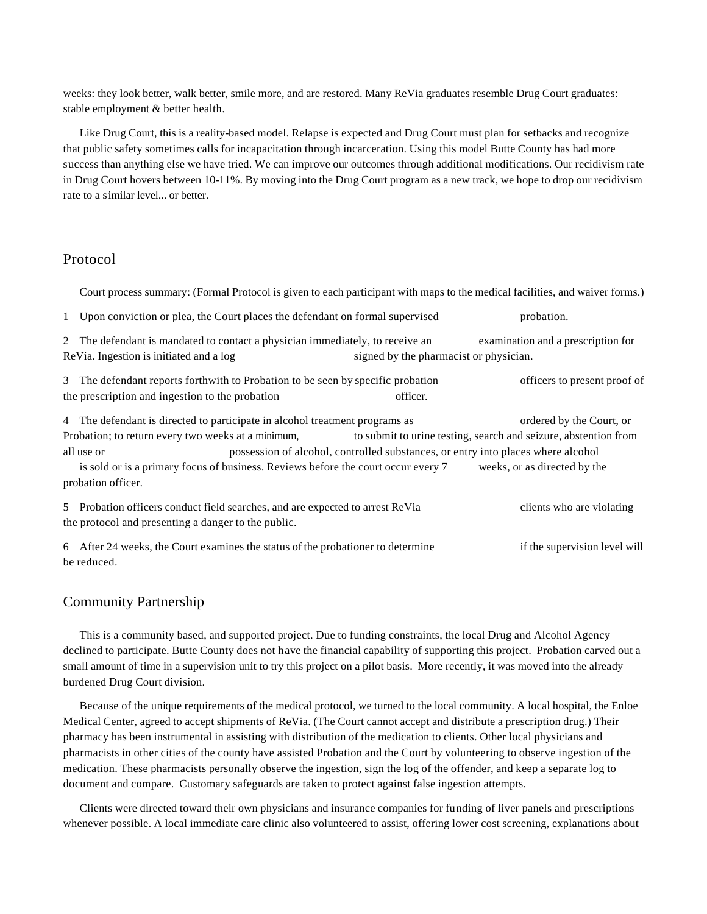weeks: they look better, walk better, smile more, and are restored. Many ReVia graduates resemble Drug Court graduates: stable employment & better health.

Like Drug Court, this is a reality-based model. Relapse is expected and Drug Court must plan for setbacks and recognize that public safety sometimes calls for incapacitation through incarceration. Using this model Butte County has had more success than anything else we have tried. We can improve our outcomes through additional modifications. Our recidivism rate in Drug Court hovers between 10-11%. By moving into the Drug Court program as a new track, we hope to drop our recidivism rate to a similar level... or better.

## Protocol

Court process summary: (Formal Protocol is given to each participant with maps to the medical facilities, and waiver forms.)

1 Upon conviction or plea, the Court places the defendant on formal supervised probation.

2 The defendant is mandated to contact a physician immediately, to receive an examination and a prescription for ReVia. Ingestion is initiated and a log signed by the pharmacist or physician.

3 The defendant reports forthwith to Probation to be seen by specific probation officers to present proof of the prescription and ingestion to the probation officer.

4 The defendant is directed to participate in alcohol treatment programs as ordered by the Court, or Probation; to return every two weeks at a minimum, to submit to urine testing, search and seizure, abstention from all use or possession of alcohol, controlled substances, or entry into places where alcohol is sold or is a primary focus of business. Reviews before the court occur every 7 weeks, or as directed by the probation officer.

5 Probation officers conduct field searches, and are expected to arrest ReVia clients who are violating the protocol and presenting a danger to the public.

6 After 24 weeks, the Court examines the status of the probationer to determine if the supervision level will be reduced.

## Community Partnership

This is a community based, and supported project. Due to funding constraints, the local Drug and Alcohol Agency declined to participate. Butte County does not have the financial capability of supporting this project. Probation carved out a small amount of time in a supervision unit to try this project on a pilot basis. More recently, it was moved into the already burdened Drug Court division.

Because of the unique requirements of the medical protocol, we turned to the local community. A local hospital, the Enloe Medical Center, agreed to accept shipments of ReVia. (The Court cannot accept and distribute a prescription drug.) Their pharmacy has been instrumental in assisting with distribution of the medication to clients. Other local physicians and pharmacists in other cities of the county have assisted Probation and the Court by volunteering to observe ingestion of the medication. These pharmacists personally observe the ingestion, sign the log of the offender, and keep a separate log to document and compare. Customary safeguards are taken to protect against false ingestion attempts.

Clients were directed toward their own physicians and insurance companies for funding of liver panels and prescriptions whenever possible. A local immediate care clinic also volunteered to assist, offering lower cost screening, explanations about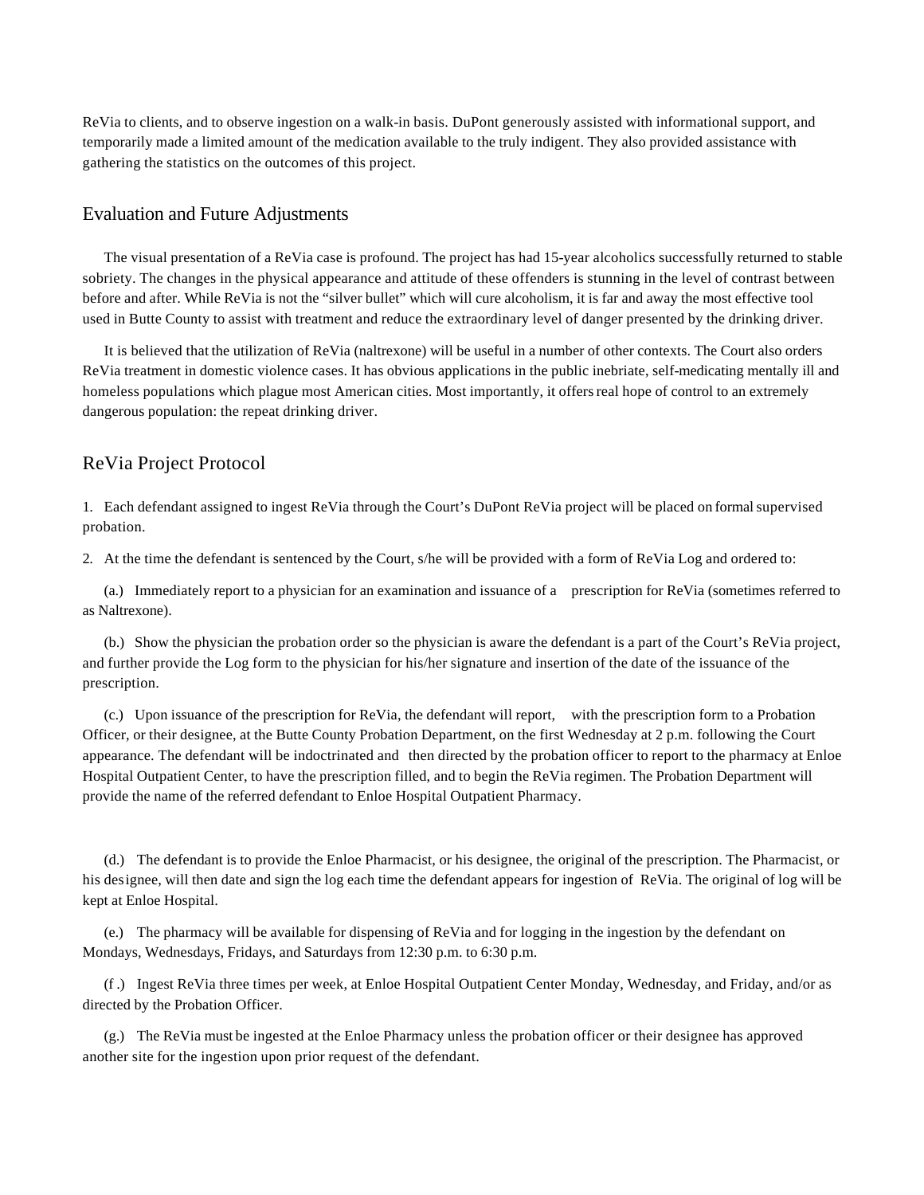ReVia to clients, and to observe ingestion on a walk-in basis. DuPont generously assisted with informational support, and temporarily made a limited amount of the medication available to the truly indigent. They also provided assistance with gathering the statistics on the outcomes of this project.

## Evaluation and Future Adjustments

The visual presentation of a ReVia case is profound. The project has had 15-year alcoholics successfully returned to stable sobriety. The changes in the physical appearance and attitude of these offenders is stunning in the level of contrast between before and after. While ReVia is not the "silver bullet" which will cure alcoholism, it is far and away the most effective tool used in Butte County to assist with treatment and reduce the extraordinary level of danger presented by the drinking driver.

It is believed that the utilization of ReVia (naltrexone) will be useful in a number of other contexts. The Court also orders ReVia treatment in domestic violence cases. It has obvious applications in the public inebriate, self-medicating mentally ill and homeless populations which plague most American cities. Most importantly, it offers real hope of control to an extremely dangerous population: the repeat drinking driver.

## ReVia Project Protocol

1. Each defendant assigned to ingest ReVia through the Court's DuPont ReVia project will be placed on formal supervised probation.

2. At the time the defendant is sentenced by the Court, s/he will be provided with a form of ReVia Log and ordered to:

(a.) Immediately report to a physician for an examination and issuance of a prescription for ReVia (sometimes referred to as Naltrexone).

(b.) Show the physician the probation order so the physician is aware the defendant is a part of the Court's ReVia project, and further provide the Log form to the physician for his/her signature and insertion of the date of the issuance of the prescription.

(c.) Upon issuance of the prescription for ReVia, the defendant will report, with the prescription form to a Probation Officer, or their designee, at the Butte County Probation Department, on the first Wednesday at 2 p.m. following the Court appearance. The defendant will be indoctrinated and then directed by the probation officer to report to the pharmacy at Enloe Hospital Outpatient Center, to have the prescription filled, and to begin the ReVia regimen. The Probation Department will provide the name of the referred defendant to Enloe Hospital Outpatient Pharmacy.

(d.) The defendant is to provide the Enloe Pharmacist, or his designee, the original of the prescription. The Pharmacist, or his designee, will then date and sign the log each time the defendant appears for ingestion of ReVia. The original of log will be kept at Enloe Hospital.

(e.) The pharmacy will be available for dispensing of ReVia and for logging in the ingestion by the defendant on Mondays, Wednesdays, Fridays, and Saturdays from 12:30 p.m. to 6:30 p.m.

(f.) Ingest ReVia three times per week, at Enloe Hospital Outpatient Center Monday, Wednesday, and Friday, and/or as directed by the Probation Officer.

(g.) The ReVia must be ingested at the Enloe Pharmacy unless the probation officer or their designee has approved another site for the ingestion upon prior request of the defendant.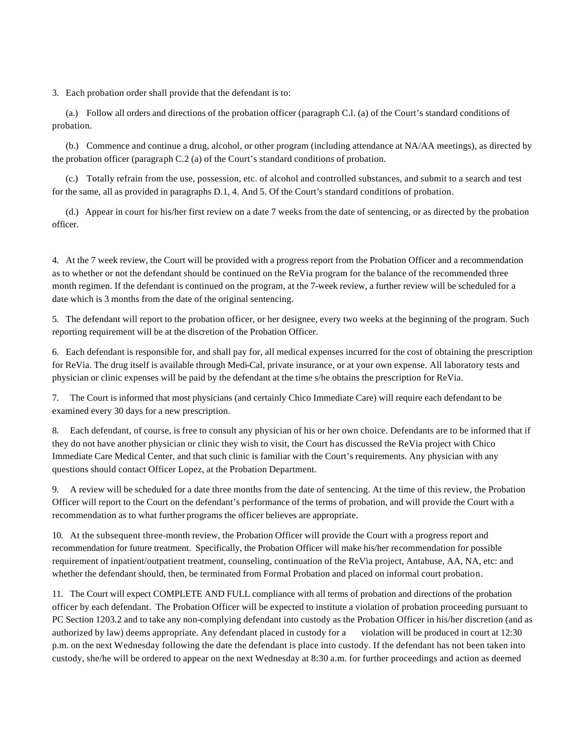3. Each probation order shall provide that the defendant is to:

(a.) Follow all orders and directions of the probation officer (paragraph C.l. (a) of the Court's standard conditions of probation.

(b.) Commence and continue a drug, alcohol, or other program (including attendance at NA/AA meetings), as directed by the probation officer (paragraph C.2 (a) of the Court's standard conditions of probation.

(c.) Totally refrain from the use, possession, etc. of alcohol and controlled substances, and submit to a search and test for the same, all as provided in paragraphs D.1, 4. And 5. Of the Court's standard conditions of probation.

(d.) Appear in court for his/her first review on a date 7 weeks from the date of sentencing, or as directed by the probation officer.

4. At the 7 week review, the Court will be provided with a progress report from the Probation Officer and a recommendation as to whether or not the defendant should be continued on the ReVia program for the balance of the recommended three month regimen. If the defendant is continued on the program, at the 7-week review, a further review will be scheduled for a date which is 3 months from the date of the original sentencing.

5. The defendant will report to the probation officer, or her designee, every two weeks at the beginning of the program. Such reporting requirement will be at the discretion of the Probation Officer.

6. Each defendant is responsible for, and shall pay for, all medical expenses incurred for the cost of obtaining the prescription for ReVia. The drug itself is available through Medi-Cal, private insurance, or at your own expense. All laboratory tests and physician or clinic expenses will be paid by the defendant at the time s/he obtains the prescription for ReVia.

7. The Court is informed that most physicians (and certainly Chico Immediate Care) will require each defendant to be examined every 30 days for a new prescription.

8. Each defendant, of course, is free to consult any physician of his or her own choice. Defendants are to be informed that if they do not have another physician or clinic they wish to visit, the Court has discussed the ReVia project with Chico Immediate Care Medical Center, and that such clinic is familiar with the Court's requirements. Any physician with any questions should contact Officer Lopez, at the Probation Department.

9. A review will be scheduled for a date three months from the date of sentencing. At the time of this review, the Probation Officer will report to the Court on the defendant's performance of the terms of probation, and will provide the Court with a recommendation as to what further programs the officer believes are appropriate.

10. At the subsequent three-month review, the Probation Officer will provide the Court with a progress report and recommendation for future treatment. Specifically, the Probation Officer will make his/her recommendation for possible requirement of inpatient/outpatient treatment, counseling, continuation of the ReVia project, Antabuse, AA, NA, etc: and whether the defendant should, then, be terminated from Formal Probation and placed on informal court probation.

11. The Court will expect COMPLETE AND FULL compliance with all terms of probation and directions of the probation officer by each defendant. The Probation Officer will be expected to institute a violation of probation proceeding pursuant to PC Section 1203.2 and to take any non-complying defendant into custody as the Probation Officer in his/her discretion (and as authorized by law) deems appropriate. Any defendant placed in custody for a violation will be produced in court at 12:30 p.m. on the next Wednesday following the date the defendant is place into custody. If the defendant has not been taken into custody, she/he will be ordered to appear on the next Wednesday at 8:30 a.m. for further proceedings and action as deemed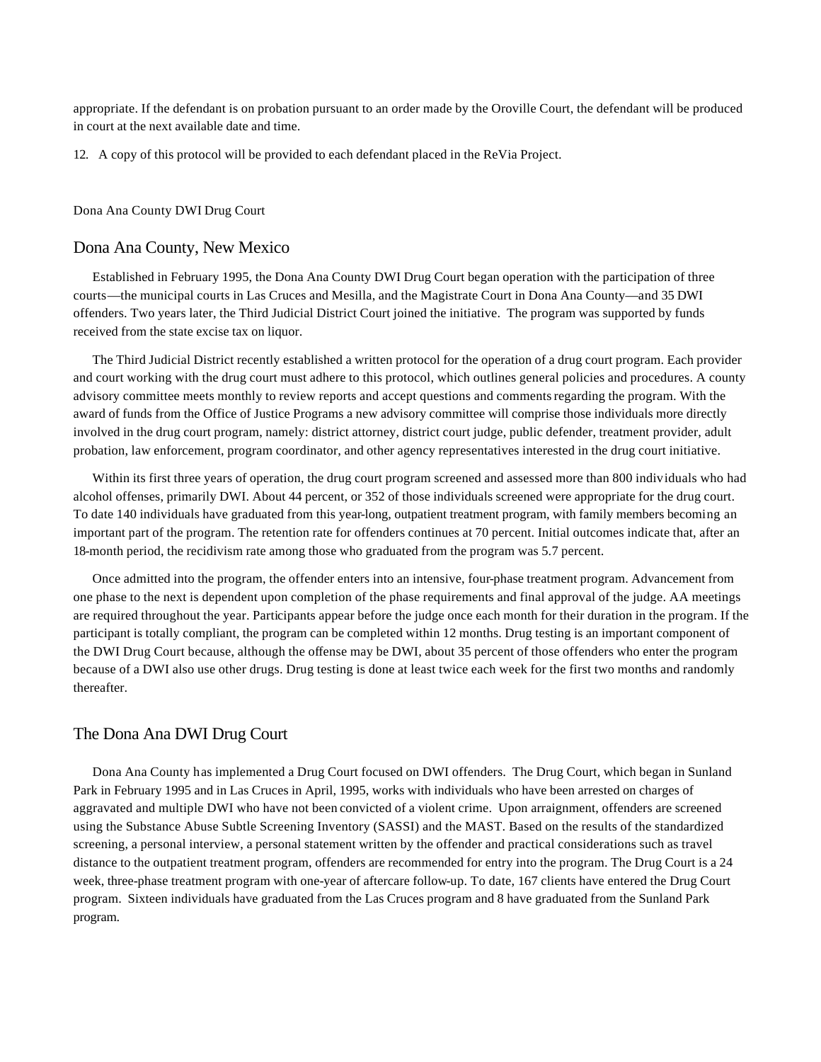appropriate. If the defendant is on probation pursuant to an order made by the Oroville Court, the defendant will be produced in court at the next available date and time.

12. A copy of this protocol will be provided to each defendant placed in the ReVia Project.

Dona Ana County DWI Drug Court

## Dona Ana County, New Mexico

Established in February 1995, the Dona Ana County DWI Drug Court began operation with the participation of three courts—the municipal courts in Las Cruces and Mesilla, and the Magistrate Court in Dona Ana County—and 35 DWI offenders. Two years later, the Third Judicial District Court joined the initiative. The program was supported by funds received from the state excise tax on liquor.

The Third Judicial District recently established a written protocol for the operation of a drug court program. Each provider and court working with the drug court must adhere to this protocol, which outlines general policies and procedures. A county advisory committee meets monthly to review reports and accept questions and comments regarding the program. With the award of funds from the Office of Justice Programs a new advisory committee will comprise those individuals more directly involved in the drug court program, namely: district attorney, district court judge, public defender, treatment provider, adult probation, law enforcement, program coordinator, and other agency representatives interested in the drug court initiative.

Within its first three years of operation, the drug court program screened and assessed more than 800 individuals who had alcohol offenses, primarily DWI. About 44 percent, or 352 of those individuals screened were appropriate for the drug court. To date 140 individuals have graduated from this year-long, outpatient treatment program, with family members becoming an important part of the program. The retention rate for offenders continues at 70 percent. Initial outcomes indicate that, after an 18-month period, the recidivism rate among those who graduated from the program was 5.7 percent.

Once admitted into the program, the offender enters into an intensive, four-phase treatment program. Advancement from one phase to the next is dependent upon completion of the phase requirements and final approval of the judge. AA meetings are required throughout the year. Participants appear before the judge once each month for their duration in the program. If the participant is totally compliant, the program can be completed within 12 months. Drug testing is an important component of the DWI Drug Court because, although the offense may be DWI, about 35 percent of those offenders who enter the program because of a DWI also use other drugs. Drug testing is done at least twice each week for the first two months and randomly thereafter.

## The Dona Ana DWI Drug Court

Dona Ana County has implemented a Drug Court focused on DWI offenders. The Drug Court, which began in Sunland Park in February 1995 and in Las Cruces in April, 1995, works with individuals who have been arrested on charges of aggravated and multiple DWI who have not been convicted of a violent crime. Upon arraignment, offenders are screened using the Substance Abuse Subtle Screening Inventory (SASSI) and the MAST. Based on the results of the standardized screening, a personal interview, a personal statement written by the offender and practical considerations such as travel distance to the outpatient treatment program, offenders are recommended for entry into the program. The Drug Court is a 24 week, three-phase treatment program with one-year of aftercare follow-up. To date, 167 clients have entered the Drug Court program. Sixteen individuals have graduated from the Las Cruces program and 8 have graduated from the Sunland Park program.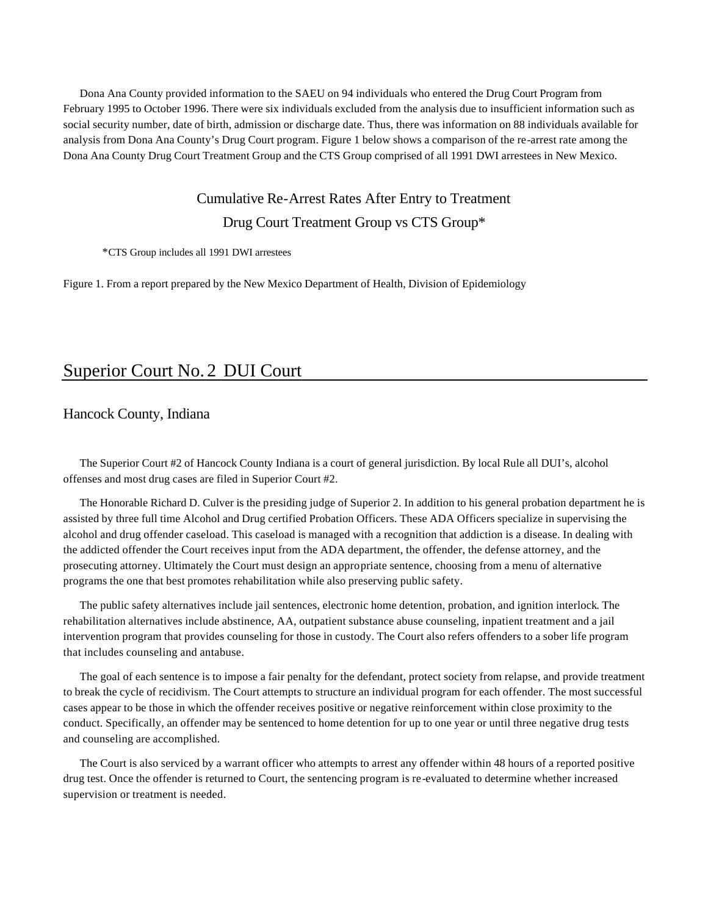Dona Ana County provided information to the SAEU on 94 individuals who entered the Drug Court Program from February 1995 to October 1996. There were six individuals excluded from the analysis due to insufficient information such as social security number, date of birth, admission or discharge date. Thus, there was information on 88 individuals available for analysis from Dona Ana County's Drug Court program. Figure 1 below shows a comparison of the re-arrest rate among the Dona Ana County Drug Court Treatment Group and the CTS Group comprised of all 1991 DWI arrestees in New Mexico.

Cumulative Re-Arrest Rates After Entry to Treatment

Drug Court Treatment Group vs CTS Group*

*CTS Group includes all 1991 DWI arrestees

Figure 1. From a report prepared by the New Mexico Department of Health, Division of Epidemiology

## Superior Court No. 2 DUI Court

### Hancock County, Indiana

The Superior Court #2 of Hancock County Indiana is a court of general jurisdiction. By local Rule all DUI's, alcohol offenses and most drug cases are filed in Superior Court #2.

The Honorable Richard D. Culver is the presiding judge of Superior 2. In addition to his general probation department he is assisted by three full time Alcohol and Drug certified Probation Officers. These ADA Officers specialize in supervising the alcohol and drug offender caseload. This caseload is managed with a recognition that addiction is a disease. In dealing with the addicted offender the Court receives input from the ADA department, the offender, the defense attorney, and the prosecuting attorney. Ultimately the Court must design an appropriate sentence, choosing from a menu of alternative programs the one that best promotes rehabilitation while also preserving public safety.

The public safety alternatives include jail sentences, electronic home detention, probation, and ignition interlock. The rehabilitation alternatives include abstinence, AA, outpatient substance abuse counseling, inpatient treatment and a jail intervention program that provides counseling for those in custody. The Court also refers offenders to a sober life program that includes counseling and antabuse.

The goal of each sentence is to impose a fair penalty for the defendant, protect society from relapse, and provide treatment to break the cycle of recidivism. The Court attempts to structure an individual program for each offender. The most successful cases appear to be those in which the offender receives positive or negative reinforcement within close proximity to the conduct. Specifically, an offender may be sentenced to home detention for up to one year or until three negative drug tests and counseling are accomplished.

The Court is also serviced by a warrant officer who attempts to arrest any offender within 48 hours of a reported positive drug test. Once the offender is returned to Court, the sentencing program is re-evaluated to determine whether increased supervision or treatment is needed.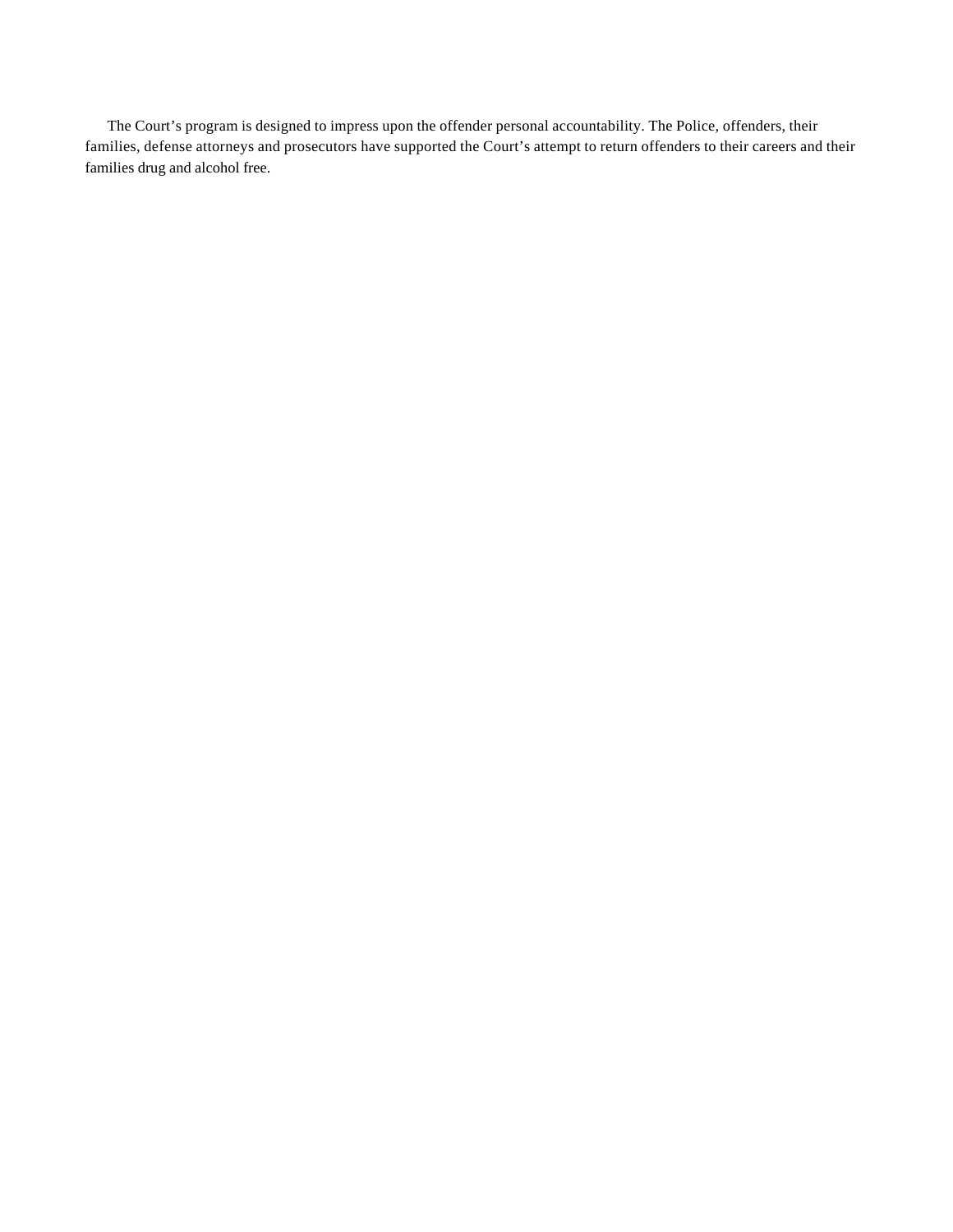The Court's program is designed to impress upon the offender personal accountability. The Police, offenders, their families, defense attorneys and prosecutors have supported the Court's attempt to return offenders to their careers and their families drug and alcohol free.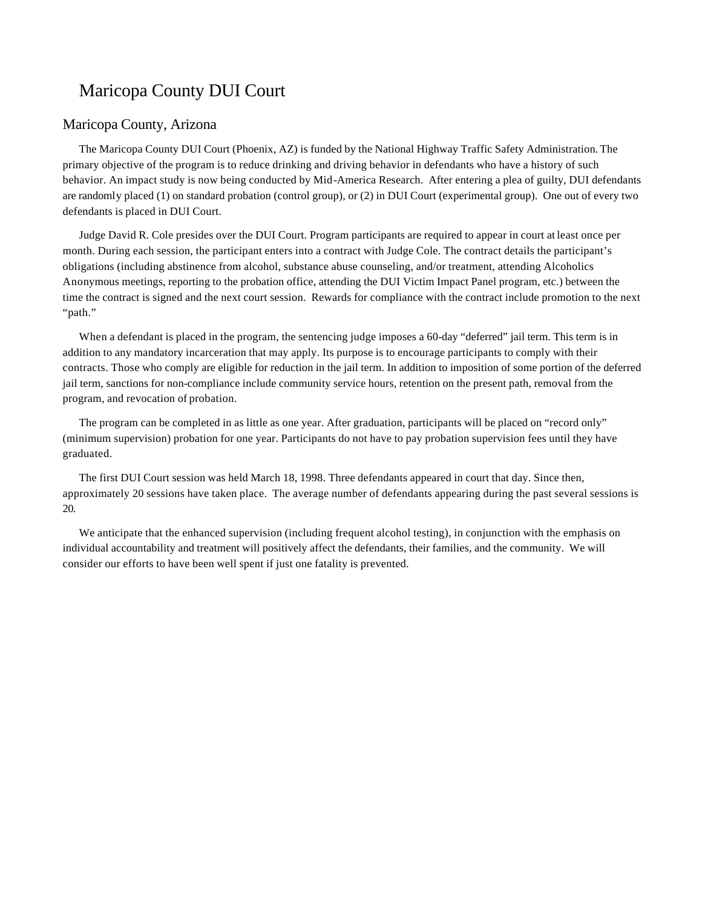# Maricopa County DUI Court

## Maricopa County, Arizona

The Maricopa County DUI Court (Phoenix, AZ) is funded by the National Highway Traffic Safety Administration. The primary objective of the program is to reduce drinking and driving behavior in defendants who have a history of such behavior. An impact study is now being conducted by Mid-America Research. After entering a plea of guilty, DUI defendants are randomly placed (1) on standard probation (control group), or (2) in DUI Court (experimental group). One out of every two defendants is placed in DUI Court.

Judge David R. Cole presides over the DUI Court. Program participants are required to appear in court at least once per month. During each session, the participant enters into a contract with Judge Cole. The contract details the participant's obligations (including abstinence from alcohol, substance abuse counseling, and/or treatment, attending Alcoholics Anonymous meetings, reporting to the probation office, attending the DUI Victim Impact Panel program, etc.) between the time the contract is signed and the next court session. Rewards for compliance with the contract include promotion to the next "path."

When a defendant is placed in the program, the sentencing judge imposes a 60-day "deferred" jail term. This term is in addition to any mandatory incarceration that may apply. Its purpose is to encourage participants to comply with their contracts. Those who comply are eligible for reduction in the jail term. In addition to imposition of some portion of the deferred jail term, sanctions for non-compliance include community service hours, retention on the present path, removal from the program, and revocation of probation.

The program can be completed in as little as one year. After graduation, participants will be placed on "record only" (minimum supervision) probation for one year. Participants do not have to pay probation supervision fees until they have graduated.

The first DUI Court session was held March 18, 1998. Three defendants appeared in court that day. Since then, approximately 20 sessions have taken place. The average number of defendants appearing during the past several sessions is 20.

We anticipate that the enhanced supervision (including frequent alcohol testing), in conjunction with the emphasis on individual accountability and treatment will positively affect the defendants, their families, and the community. We will consider our efforts to have been well spent if just one fatality is prevented.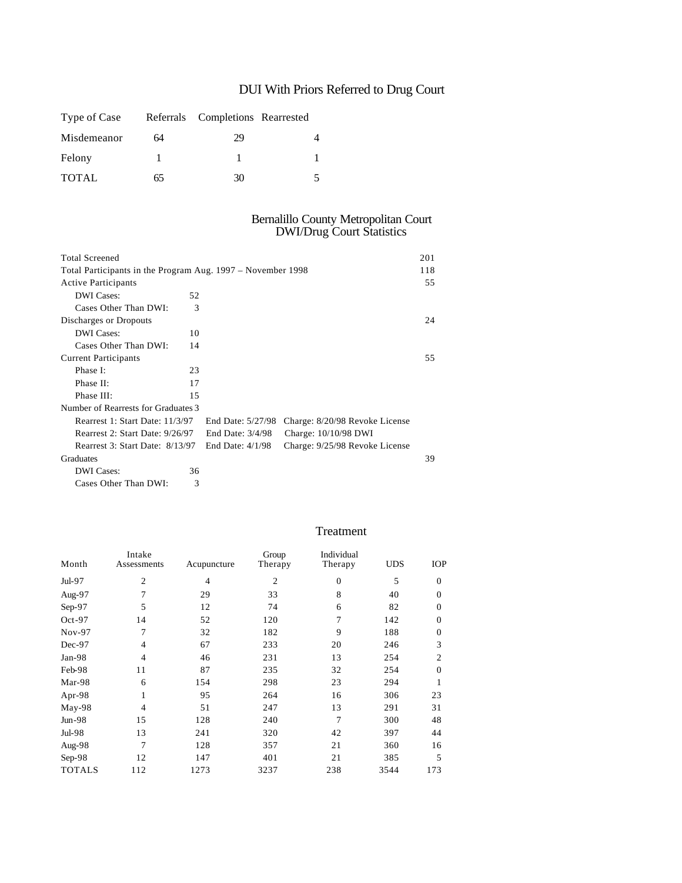## DUI With Priors Referred to Drug Court

| Type of Case | Referrals | Completions | Rearrested |
|---|---|---|---|
| Misdemeanor | 64 | 29 | 4 |
| Felony | 1 | 1 | 1 |
| TOTAL | 65 | 30 | 5 |

## Bernalillo County Metropolitan Court
## DWI/Drug Court Statistics

| | | | | |
|---|---|---|---|---|
| Total Screened | | | | 201 |
| Total Participants in the Program Aug. 1997 – November 1998 | | | | 118 |
| Active Participants | | | | 55 |
| DWI Cases: | 52 | | | |
| Cases Other Than DWI: | 3 | | | |
| Discharges or Dropouts | | | | 24 |
| DWI Cases: | 10 | | | |
| Cases Other Than DWI: | 14 | | | |
| Current Participants | | | | 55 |
| Phase I: | 23 | | | |
| Phase II: | 17 | | | |
| Phase III: | 15 | | | |
| Number of Rearrests for Graduates | 3 | | | |
| Rearrest 1: Start Date: 11/3/97 | | End Date: 5/27/98 | Charge: 8/20/98 Revoke License | |
| Rearrest 2: Start Date: 9/26/97 | | End Date: 3/4/98 | Charge: 10/10/98 DWI | |
| Rearrest 3: Start Date: 8/13/97 | | End Date: 4/1/98 | Charge: 9/25/98 Revoke License | |
| Graduates | | | | 39 |
| DWI Cases: | 36 | | | |
| Cases Other Than DWI: | 3 | | | |

## Treatment

| Month | Intake Assessments | Acupuncture | Group Therapy | Individual Therapy | UDS | IOP |
|---|---|---|---|---|---|---|
| Jul-97 | 2 | 4 | 2 | 0 | 5 | 0 |
| Aug-97 | 7 | 29 | 33 | 8 | 40 | 0 |
| Sep-97 | 5 | 12 | 74 | 6 | 82 | 0 |
| Oct-97 | 14 | 52 | 120 | 7 | 142 | 0 |
| Nov-97 | 7 | 32 | 182 | 9 | 188 | 0 |
| Dec-97 | 4 | 67 | 233 | 20 | 246 | 3 |
| Jan-98 | 4 | 46 | 231 | 13 | 254 | 2 |
| Feb-98 | 11 | 87 | 235 | 32 | 254 | 0 |
| Mar-98 | 6 | 154 | 298 | 23 | 294 | 1 |
| Apr-98 | 1 | 95 | 264 | 16 | 306 | 23 |
| May-98 | 4 | 51 | 247 | 13 | 291 | 31 |
| Jun-98 | 15 | 128 | 240 | 7 | 300 | 48 |
| Jul-98 | 13 | 241 | 320 | 42 | 397 | 44 |
| Aug-98 | 7 | 128 | 357 | 21 | 360 | 16 |
| Sep-98 | 12 | 147 | 401 | 21 | 385 | 5 |
| TOTALS | 112 | 1273 | 3237 | 238 | 3544 | 173 |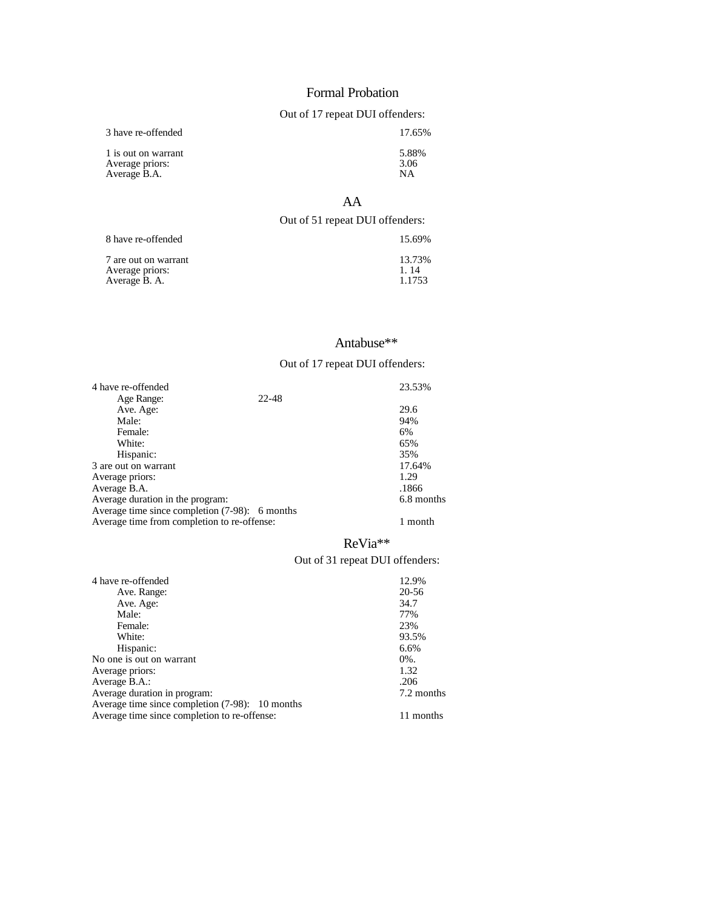## Formal Probation

Out of 17 repeat DUI offenders:

| | |
|---|---|
| 3 have re-offended | 17.65% |
| 1 is out on warrant | 5.88% |
| Average priors: | 3.06 |
| Average B.A. | NA |

## AA

Out of 51 repeat DUI offenders:

| | |
|---|---|
| 8 have re-offended | 15.69% |
| 7 are out on warrant | 13.73% |
| Average priors: | 1. 14 |
| Average B. A. | 1.1753 |

## Antabuse**

Out of 17 repeat DUI offenders:

| | | |
|---|---|---|
| 4 have re-offended | | 23.53% |
| Age Range: | 22-48 | |
| Ave. Age: | | 29.6 |
| Male: | | 94% |
| Female: | | 6% |
| White: | | 65% |
| Hispanic: | | 35% |
| 3 are out on warrant | | 17.64% |
| Average priors: | | 1.29 |
| Average B.A. | | .1866 |
| Average duration in the program: | | 6.8 months |
| Average time since completion (7-98): | 6 months | |
| Average time from completion to re-offense: | | 1 month |

## ReVia**

Out of 31 repeat DUI offenders:

| | | |
|---|---|---|
| 4 have re-offended | | 12.9% |
| Ave. Range: | | 20-56 |
| Ave. Age: | | 34.7 |
| Male: | | 77% |
| Female: | | 23% |
| White: | | 93.5% |
| Hispanic: | | 6.6% |
| No one is out on warrant | | 0%. |
| Average priors: | | 1.32 |
| Average B.A.: | | .206 |
| Average duration in program: | | 7.2 months |
| Average time since completion (7-98): | 10 months | |
| Average time since completion to re-offense: | | 11 months |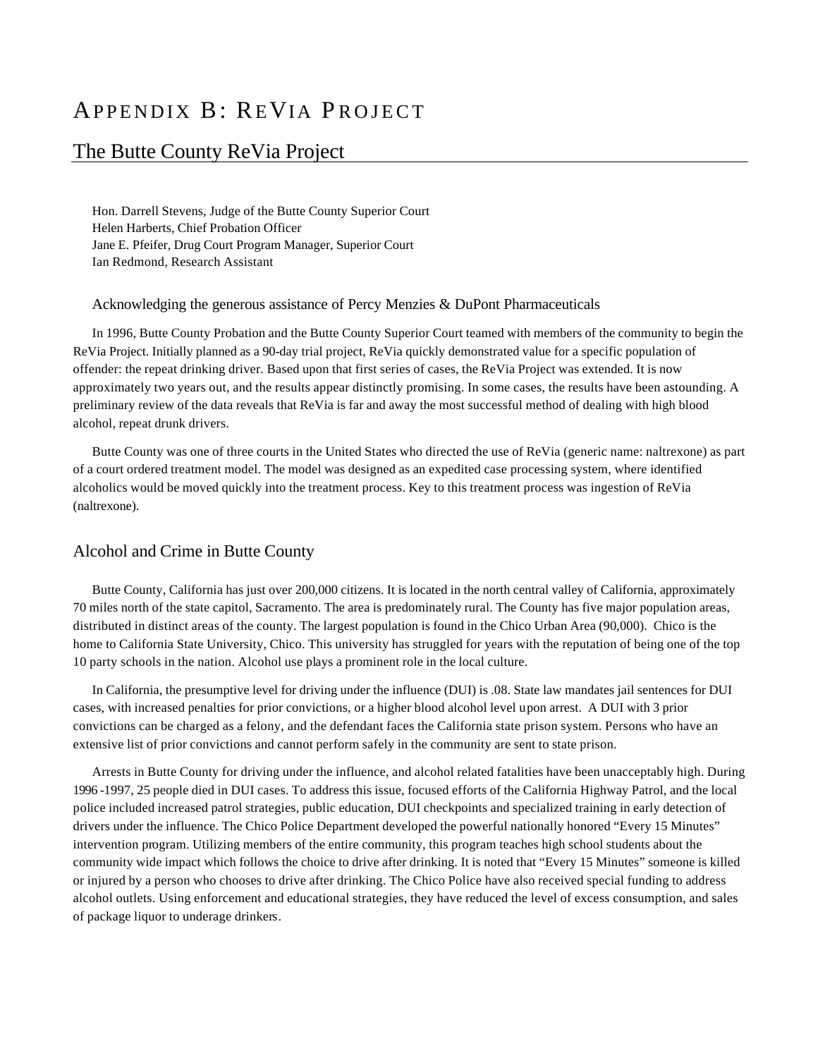# Appendix B: ReVia Project

## The Butte County ReVia Project

Hon. Darrell Stevens, Judge of the Butte County Superior Court
Helen Harberts, Chief Probation Officer
Jane E. Pfeifer, Drug Court Program Manager, Superior Court
Ian Redmond, Research Assistant

Acknowledging the generous assistance of Percy Menzies & DuPont Pharmaceuticals

In 1996, Butte County Probation and the Butte County Superior Court teamed with members of the community to begin the ReVia Project. Initially planned as a 90-day trial project, ReVia quickly demonstrated value for a specific population of offender: the repeat drinking driver. Based upon that first series of cases, the ReVia Project was extended. It is now approximately two years out, and the results appear distinctly promising. In some cases, the results have been astounding. A preliminary review of the data reveals that ReVia is far and away the most successful method of dealing with high blood alcohol, repeat drunk drivers.

Butte County was one of three courts in the United States who directed the use of ReVia (generic name: naltrexone) as part of a court ordered treatment model. The model was designed as an expedited case processing system, where identified alcoholics would be moved quickly into the treatment process. Key to this treatment process was ingestion of ReVia (naltrexone).

## Alcohol and Crime in Butte County

Butte County, California has just over 200,000 citizens. It is located in the north central valley of California, approximately 70 miles north of the state capitol, Sacramento. The area is predominately rural. The County has five major population areas, distributed in distinct areas of the county. The largest population is found in the Chico Urban Area (90,000). Chico is the home to California State University, Chico. This university has struggled for years with the reputation of being one of the top 10 party schools in the nation. Alcohol use plays a prominent role in the local culture.

In California, the presumptive level for driving under the influence (DUI) is .08. State law mandates jail sentences for DUI cases, with increased penalties for prior convictions, or a higher blood alcohol level upon arrest. A DUI with 3 prior convictions can be charged as a felony, and the defendant faces the California state prison system. Persons who have an extensive list of prior convictions and cannot perform safely in the community are sent to state prison.

Arrests in Butte County for driving under the influence, and alcohol related fatalities have been unacceptably high. During 1996 -1997, 25 people died in DUI cases. To address this issue, focused efforts of the California Highway Patrol, and the local police included increased patrol strategies, public education, DUI checkpoints and specialized training in early detection of drivers under the influence. The Chico Police Department developed the powerful nationally honored "Every 15 Minutes" intervention program. Utilizing members of the entire community, this program teaches high school students about the community wide impact which follows the choice to drive after drinking. It is noted that "Every 15 Minutes" someone is killed or injured by a person who chooses to drive after drinking. The Chico Police have also received special funding to address alcohol outlets. Using enforcement and educational strategies, they have reduced the level of excess consumption, and sales of package liquor to underage drinkers.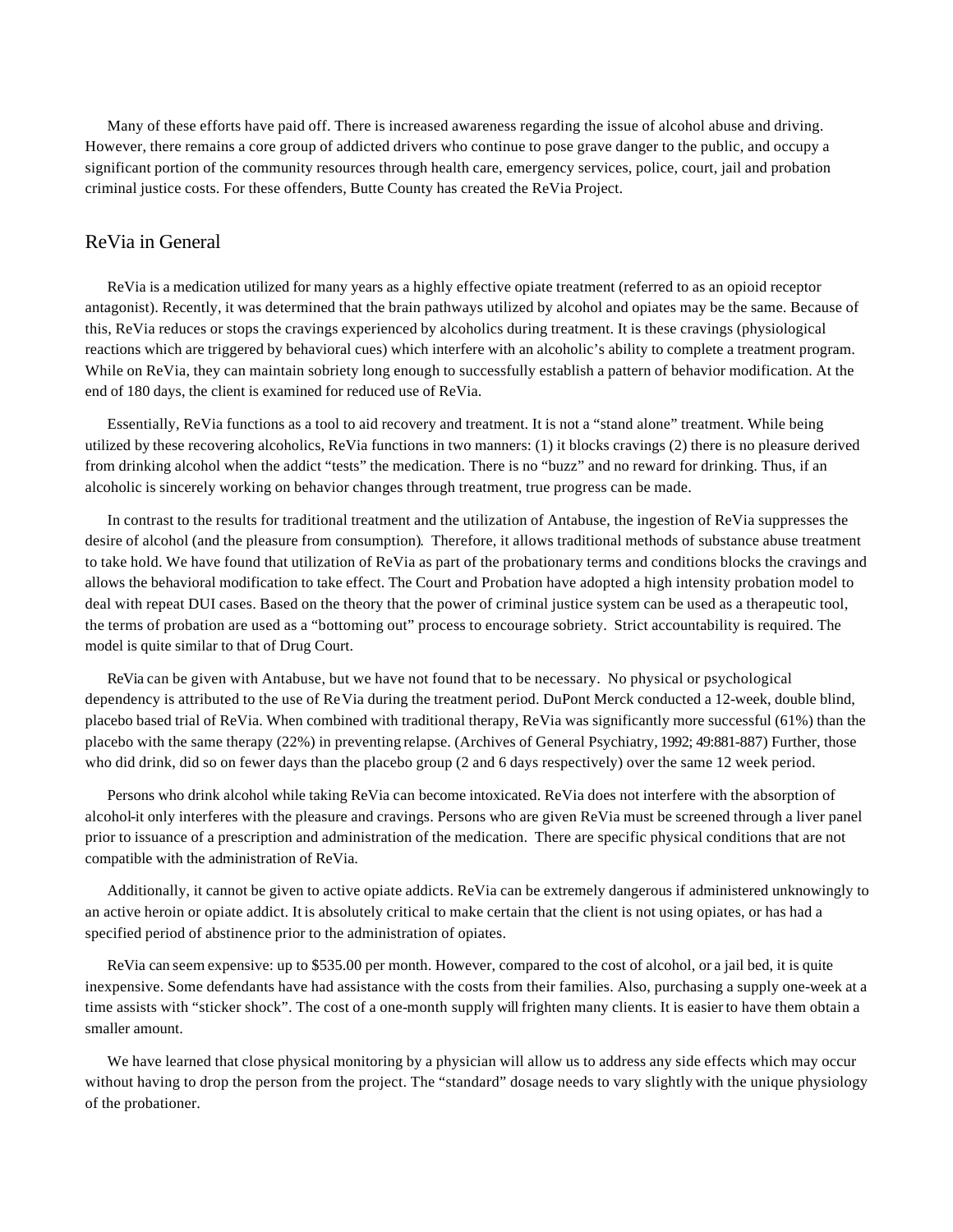Many of these efforts have paid off. There is increased awareness regarding the issue of alcohol abuse and driving. However, there remains a core group of addicted drivers who continue to pose grave danger to the public, and occupy a significant portion of the community resources through health care, emergency services, police, court, jail and probation criminal justice costs. For these offenders, Butte County has created the ReVia Project.

## ReVia in General

ReVia is a medication utilized for many years as a highly effective opiate treatment (referred to as an opioid receptor antagonist). Recently, it was determined that the brain pathways utilized by alcohol and opiates may be the same. Because of this, ReVia reduces or stops the cravings experienced by alcoholics during treatment. It is these cravings (physiological reactions which are triggered by behavioral cues) which interfere with an alcoholic's ability to complete a treatment program. While on ReVia, they can maintain sobriety long enough to successfully establish a pattern of behavior modification. At the end of 180 days, the client is examined for reduced use of ReVia.

Essentially, ReVia functions as a tool to aid recovery and treatment. It is not a "stand alone" treatment. While being utilized by these recovering alcoholics, ReVia functions in two manners: (1) it blocks cravings (2) there is no pleasure derived from drinking alcohol when the addict "tests" the medication. There is no "buzz" and no reward for drinking. Thus, if an alcoholic is sincerely working on behavior changes through treatment, true progress can be made.

In contrast to the results for traditional treatment and the utilization of Antabuse, the ingestion of ReVia suppresses the desire of alcohol (and the pleasure from consumption). Therefore, it allows traditional methods of substance abuse treatment to take hold. We have found that utilization of ReVia as part of the probationary terms and conditions blocks the cravings and allows the behavioral modification to take effect. The Court and Probation have adopted a high intensity probation model to deal with repeat DUI cases. Based on the theory that the power of criminal justice system can be used as a therapeutic tool, the terms of probation are used as a "bottoming out" process to encourage sobriety. Strict accountability is required. The model is quite similar to that of Drug Court.

ReVia can be given with Antabuse, but we have not found that to be necessary. No physical or psychological dependency is attributed to the use of ReVia during the treatment period. DuPont Merck conducted a 12-week, double blind, placebo based trial of ReVia. When combined with traditional therapy, ReVia was significantly more successful (61%) than the placebo with the same therapy (22%) in preventing relapse. (Archives of General Psychiatry, 1992; 49:881-887) Further, those who did drink, did so on fewer days than the placebo group (2 and 6 days respectively) over the same 12 week period.

Persons who drink alcohol while taking ReVia can become intoxicated. ReVia does not interfere with the absorption of alcohol-it only interferes with the pleasure and cravings. Persons who are given ReVia must be screened through a liver panel prior to issuance of a prescription and administration of the medication. There are specific physical conditions that are not compatible with the administration of ReVia.

Additionally, it cannot be given to active opiate addicts. ReVia can be extremely dangerous if administered unknowingly to an active heroin or opiate addict. It is absolutely critical to make certain that the client is not using opiates, or has had a specified period of abstinence prior to the administration of opiates.

ReVia can seem expensive: up to $535.00 per month. However, compared to the cost of alcohol, or a jail bed, it is quite inexpensive. Some defendants have had assistance with the costs from their families. Also, purchasing a supply one-week at a time assists with "sticker shock". The cost of a one-month supply will frighten many clients. It is easier to have them obtain a smaller amount.

We have learned that close physical monitoring by a physician will allow us to address any side effects which may occur without having to drop the person from the project. The "standard" dosage needs to vary slightly with the unique physiology of the probationer.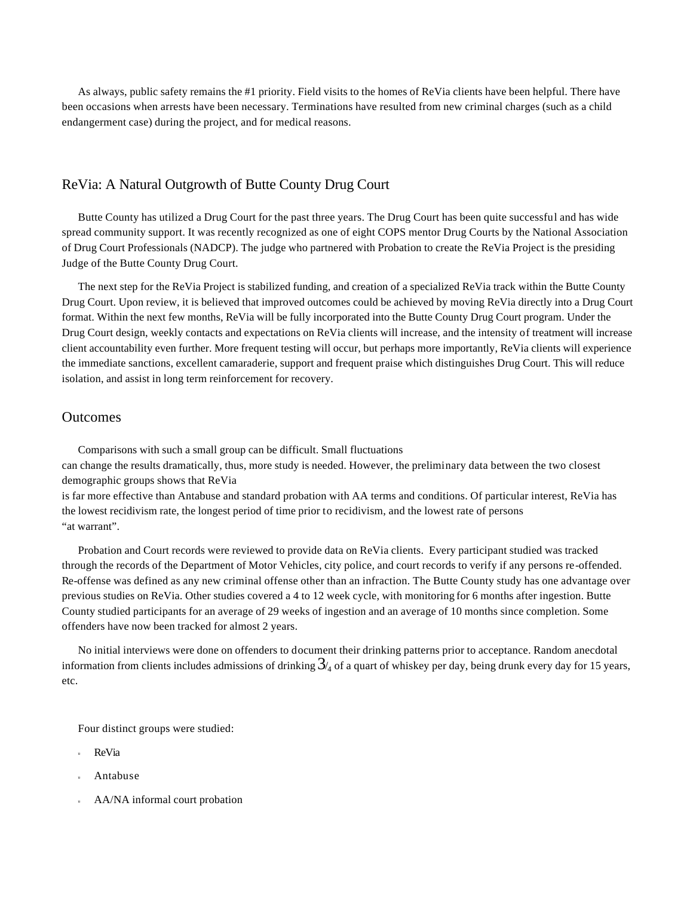As always, public safety remains the #1 priority. Field visits to the homes of ReVia clients have been helpful. There have been occasions when arrests have been necessary. Terminations have resulted from new criminal charges (such as a child endangerment case) during the project, and for medical reasons.

## ReVia: A Natural Outgrowth of Butte County Drug Court

Butte County has utilized a Drug Court for the past three years. The Drug Court has been quite successful and has wide spread community support. It was recently recognized as one of eight COPS mentor Drug Courts by the National Association of Drug Court Professionals (NADCP). The judge who partnered with Probation to create the ReVia Project is the presiding Judge of the Butte County Drug Court.

The next step for the ReVia Project is stabilized funding, and creation of a specialized ReVia track within the Butte County Drug Court. Upon review, it is believed that improved outcomes could be achieved by moving ReVia directly into a Drug Court format. Within the next few months, ReVia will be fully incorporated into the Butte County Drug Court program. Under the Drug Court design, weekly contacts and expectations on ReVia clients will increase, and the intensity of treatment will increase client accountability even further. More frequent testing will occur, but perhaps more importantly, ReVia clients will experience the immediate sanctions, excellent camaraderie, support and frequent praise which distinguishes Drug Court. This will reduce isolation, and assist in long term reinforcement for recovery.

## Outcomes

Comparisons with such a small group can be difficult. Small fluctuations can change the results dramatically, thus, more study is needed. However, the preliminary data between the two closest demographic groups shows that ReVia is far more effective than Antabuse and standard probation with AA terms and conditions. Of particular interest, ReVia has the lowest recidivism rate, the longest period of time prior to recidivism, and the lowest rate of persons "at warrant".

Probation and Court records were reviewed to provide data on ReVia clients. Every participant studied was tracked through the records of the Department of Motor Vehicles, city police, and court records to verify if any persons re-offended. Re-offense was defined as any new criminal offense other than an infraction. The Butte County study has one advantage over previous studies on ReVia. Other studies covered a 4 to 12 week cycle, with monitoring for 6 months after ingestion. Butte County studied participants for an average of 29 weeks of ingestion and an average of 10 months since completion. Some offenders have now been tracked for almost 2 years.

No initial interviews were done on offenders to document their drinking patterns prior to acceptance. Random anecdotal information from clients includes admissions of drinking 3/4 of a quart of whiskey per day, being drunk every day for 15 years, etc.

Four distinct groups were studied:

- ReVia
- Antabuse
- AA/NA informal court probation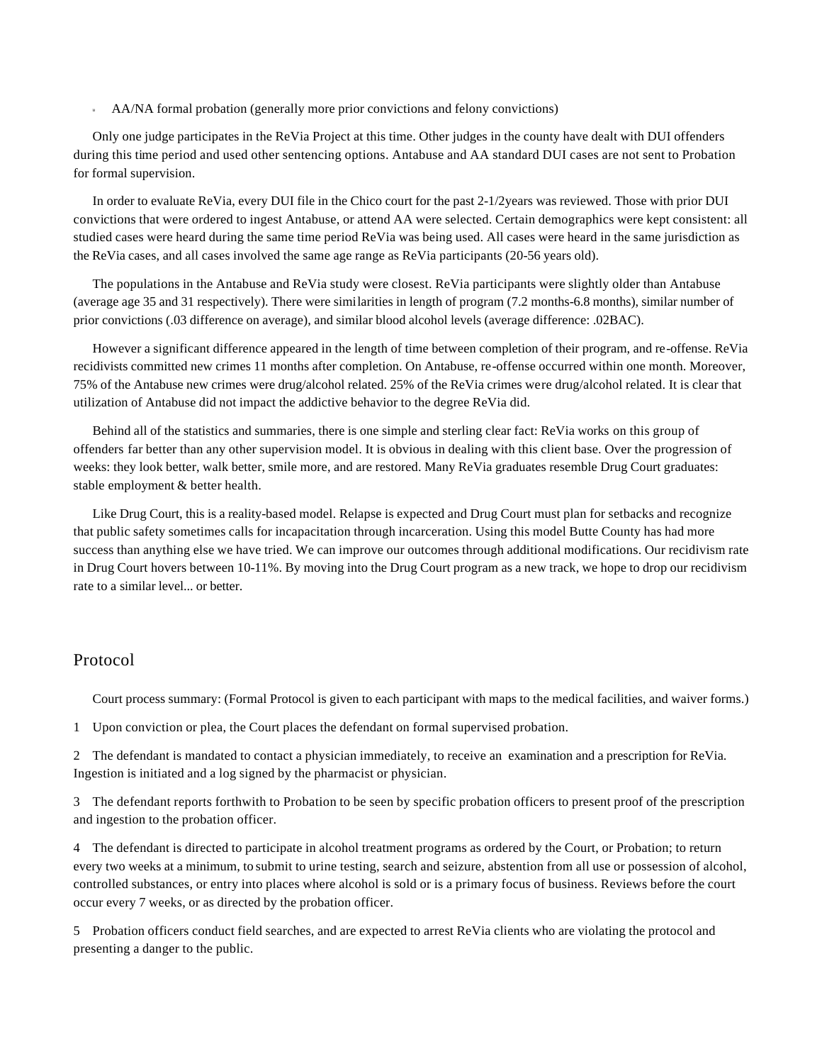- AA/NA formal probation (generally more prior convictions and felony convictions)

Only one judge participates in the ReVia Project at this time. Other judges in the county have dealt with DUI offenders during this time period and used other sentencing options. Antabuse and AA standard DUI cases are not sent to Probation for formal supervision.

In order to evaluate ReVia, every DUI file in the Chico court for the past 2-1/2years was reviewed. Those with prior DUI convictions that were ordered to ingest Antabuse, or attend AA were selected. Certain demographics were kept consistent: all studied cases were heard during the same time period ReVia was being used. All cases were heard in the same jurisdiction as the ReVia cases, and all cases involved the same age range as ReVia participants (20-56 years old).

The populations in the Antabuse and ReVia study were closest. ReVia participants were slightly older than Antabuse (average age 35 and 31 respectively). There were similarities in length of program (7.2 months-6.8 months), similar number of prior convictions (.03 difference on average), and similar blood alcohol levels (average difference: .02BAC).

However a significant difference appeared in the length of time between completion of their program, and re-offense. ReVia recidivists committed new crimes 11 months after completion. On Antabuse, re-offense occurred within one month. Moreover, 75% of the Antabuse new crimes were drug/alcohol related. 25% of the ReVia crimes were drug/alcohol related. It is clear that utilization of Antabuse did not impact the addictive behavior to the degree ReVia did.

Behind all of the statistics and summaries, there is one simple and sterling clear fact: ReVia works on this group of offenders far better than any other supervision model. It is obvious in dealing with this client base. Over the progression of weeks: they look better, walk better, smile more, and are restored. Many ReVia graduates resemble Drug Court graduates: stable employment & better health.

Like Drug Court, this is a reality-based model. Relapse is expected and Drug Court must plan for setbacks and recognize that public safety sometimes calls for incapacitation through incarceration. Using this model Butte County has had more success than anything else we have tried. We can improve our outcomes through additional modifications. Our recidivism rate in Drug Court hovers between 10-11%. By moving into the Drug Court program as a new track, we hope to drop our recidivism rate to a similar level... or better.

## Protocol

Court process summary: (Formal Protocol is given to each participant with maps to the medical facilities, and waiver forms.)

1 Upon conviction or plea, the Court places the defendant on formal supervised probation.

2 The defendant is mandated to contact a physician immediately, to receive an examination and a prescription for ReVia. Ingestion is initiated and a log signed by the pharmacist or physician.

3 The defendant reports forthwith to Probation to be seen by specific probation officers to present proof of the prescription and ingestion to the probation officer.

4 The defendant is directed to participate in alcohol treatment programs as ordered by the Court, or Probation; to return every two weeks at a minimum, to submit to urine testing, search and seizure, abstention from all use or possession of alcohol, controlled substances, or entry into places where alcohol is sold or is a primary focus of business. Reviews before the court occur every 7 weeks, or as directed by the probation officer.

5 Probation officers conduct field searches, and are expected to arrest ReVia clients who are violating the protocol and presenting a danger to the public.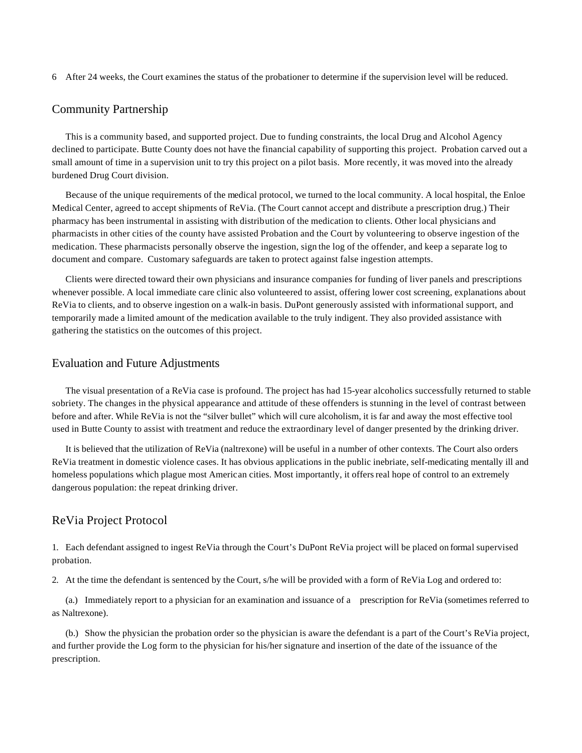6 After 24 weeks, the Court examines the status of the probationer to determine if the supervision level will be reduced.

## Community Partnership

This is a community based, and supported project. Due to funding constraints, the local Drug and Alcohol Agency declined to participate. Butte County does not have the financial capability of supporting this project. Probation carved out a small amount of time in a supervision unit to try this project on a pilot basis. More recently, it was moved into the already burdened Drug Court division.

Because of the unique requirements of the medical protocol, we turned to the local community. A local hospital, the Enloe Medical Center, agreed to accept shipments of ReVia. (The Court cannot accept and distribute a prescription drug.) Their pharmacy has been instrumental in assisting with distribution of the medication to clients. Other local physicians and pharmacists in other cities of the county have assisted Probation and the Court by volunteering to observe ingestion of the medication. These pharmacists personally observe the ingestion, sign the log of the offender, and keep a separate log to document and compare. Customary safeguards are taken to protect against false ingestion attempts.

Clients were directed toward their own physicians and insurance companies for funding of liver panels and prescriptions whenever possible. A local immediate care clinic also volunteered to assist, offering lower cost screening, explanations about ReVia to clients, and to observe ingestion on a walk-in basis. DuPont generously assisted with informational support, and temporarily made a limited amount of the medication available to the truly indigent. They also provided assistance with gathering the statistics on the outcomes of this project.

## Evaluation and Future Adjustments

The visual presentation of a ReVia case is profound. The project has had 15-year alcoholics successfully returned to stable sobriety. The changes in the physical appearance and attitude of these offenders is stunning in the level of contrast between before and after. While ReVia is not the "silver bullet" which will cure alcoholism, it is far and away the most effective tool used in Butte County to assist with treatment and reduce the extraordinary level of danger presented by the drinking driver.

It is believed that the utilization of ReVia (naltrexone) will be useful in a number of other contexts. The Court also orders ReVia treatment in domestic violence cases. It has obvious applications in the public inebriate, self-medicating mentally ill and homeless populations which plague most American cities. Most importantly, it offers real hope of control to an extremely dangerous population: the repeat drinking driver.

## ReVia Project Protocol

1. Each defendant assigned to ingest ReVia through the Court's DuPont ReVia project will be placed on formal supervised probation.

2. At the time the defendant is sentenced by the Court, s/he will be provided with a form of ReVia Log and ordered to:

(a.) Immediately report to a physician for an examination and issuance of a prescription for ReVia (sometimes referred to as Naltrexone).

(b.) Show the physician the probation order so the physician is aware the defendant is a part of the Court's ReVia project, and further provide the Log form to the physician for his/her signature and insertion of the date of the issuance of the prescription.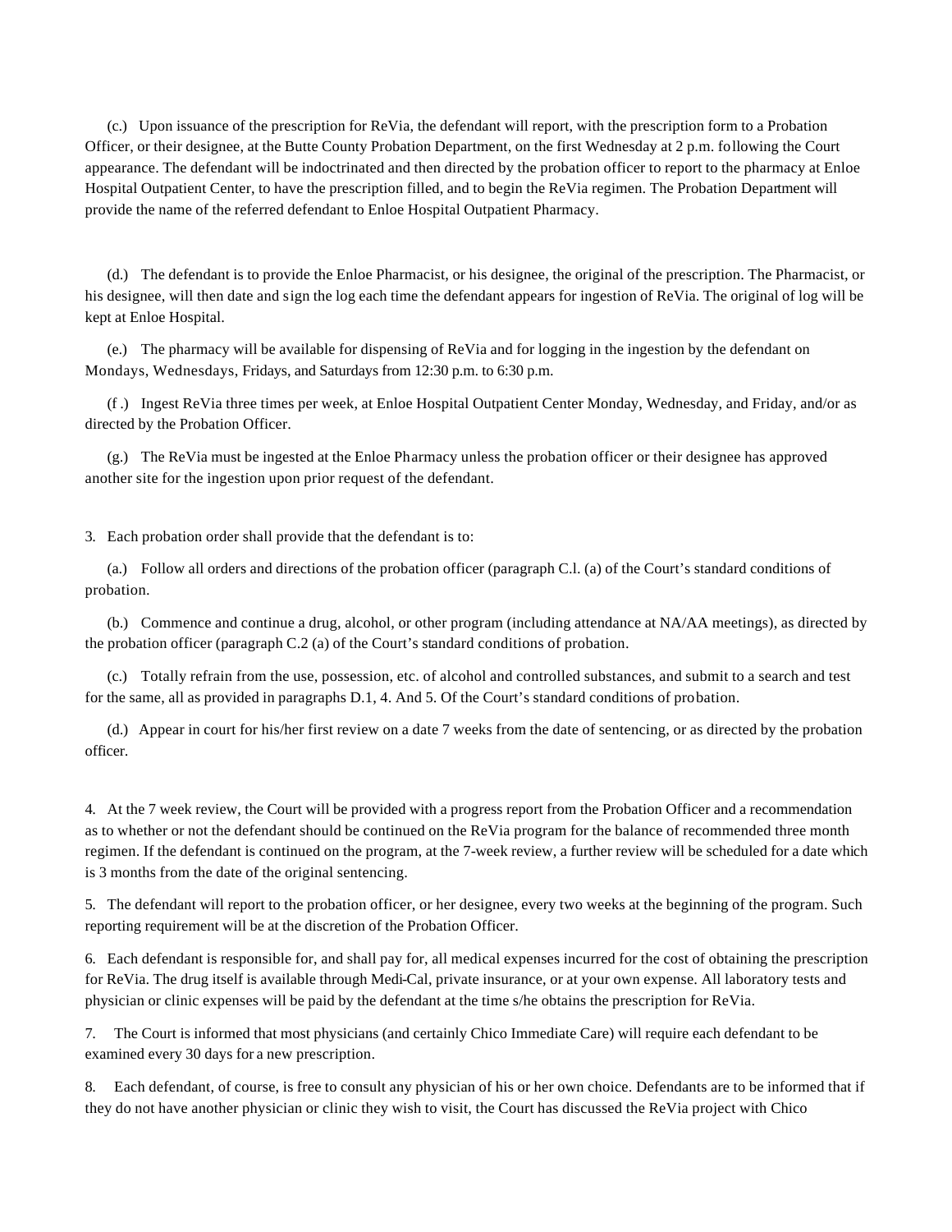(c.) Upon issuance of the prescription for ReVia, the defendant will report, with the prescription form to a Probation Officer, or their designee, at the Butte County Probation Department, on the first Wednesday at 2 p.m. following the Court appearance. The defendant will be indoctrinated and then directed by the probation officer to report to the pharmacy at Enloe Hospital Outpatient Center, to have the prescription filled, and to begin the ReVia regimen. The Probation Department will provide the name of the referred defendant to Enloe Hospital Outpatient Pharmacy.

(d.) The defendant is to provide the Enloe Pharmacist, or his designee, the original of the prescription. The Pharmacist, or his designee, will then date and sign the log each time the defendant appears for ingestion of ReVia. The original of log will be kept at Enloe Hospital.

(e.) The pharmacy will be available for dispensing of ReVia and for logging in the ingestion by the defendant on Mondays, Wednesdays, Fridays, and Saturdays from 12:30 p.m. to 6:30 p.m.

(f .) Ingest ReVia three times per week, at Enloe Hospital Outpatient Center Monday, Wednesday, and Friday, and/or as directed by the Probation Officer.

(g.) The ReVia must be ingested at the Enloe Pharmacy unless the probation officer or their designee has approved another site for the ingestion upon prior request of the defendant.

3. Each probation order shall provide that the defendant is to:

(a.) Follow all orders and directions of the probation officer (paragraph C.l. (a) of the Court's standard conditions of probation.

(b.) Commence and continue a drug, alcohol, or other program (including attendance at NA/AA meetings), as directed by the probation officer (paragraph C.2 (a) of the Court's standard conditions of probation.

(c.) Totally refrain from the use, possession, etc. of alcohol and controlled substances, and submit to a search and test for the same, all as provided in paragraphs D.1, 4. And 5. Of the Court's standard conditions of probation.

(d.) Appear in court for his/her first review on a date 7 weeks from the date of sentencing, or as directed by the probation officer.

4. At the 7 week review, the Court will be provided with a progress report from the Probation Officer and a recommendation as to whether or not the defendant should be continued on the ReVia program for the balance of recommended three month regimen. If the defendant is continued on the program, at the 7-week review, a further review will be scheduled for a date which is 3 months from the date of the original sentencing.

5. The defendant will report to the probation officer, or her designee, every two weeks at the beginning of the program. Such reporting requirement will be at the discretion of the Probation Officer.

6. Each defendant is responsible for, and shall pay for, all medical expenses incurred for the cost of obtaining the prescription for ReVia. The drug itself is available through Medi-Cal, private insurance, or at your own expense. All laboratory tests and physician or clinic expenses will be paid by the defendant at the time s/he obtains the prescription for ReVia.

7. The Court is informed that most physicians (and certainly Chico Immediate Care) will require each defendant to be examined every 30 days for a new prescription.

8. Each defendant, of course, is free to consult any physician of his or her own choice. Defendants are to be informed that if they do not have another physician or clinic they wish to visit, the Court has discussed the ReVia project with Chico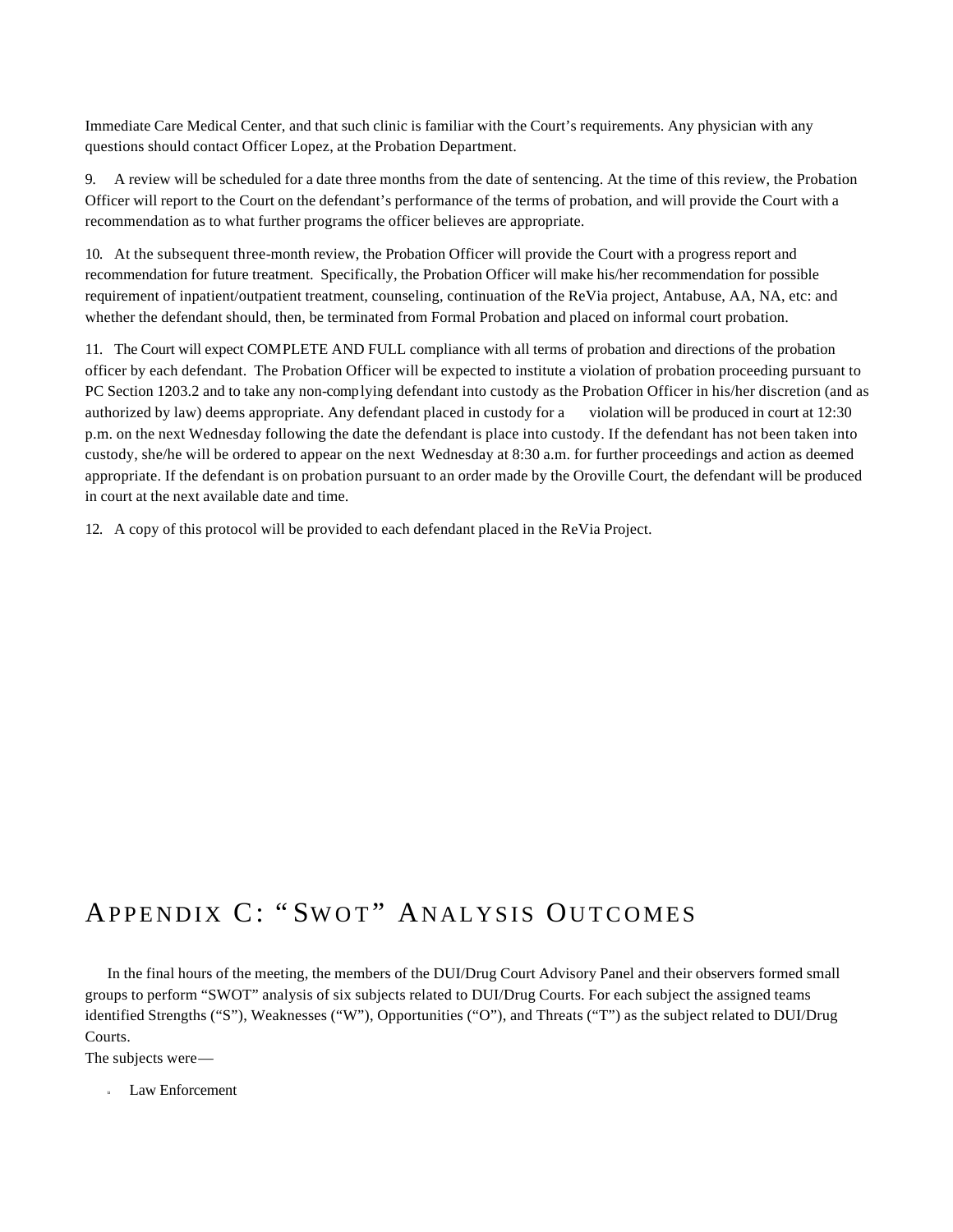Immediate Care Medical Center, and that such clinic is familiar with the Court's requirements. Any physician with any questions should contact Officer Lopez, at the Probation Department.

9. A review will be scheduled for a date three months from the date of sentencing. At the time of this review, the Probation Officer will report to the Court on the defendant's performance of the terms of probation, and will provide the Court with a recommendation as to what further programs the officer believes are appropriate.

10. At the subsequent three-month review, the Probation Officer will provide the Court with a progress report and recommendation for future treatment. Specifically, the Probation Officer will make his/her recommendation for possible requirement of inpatient/outpatient treatment, counseling, continuation of the ReVia project, Antabuse, AA, NA, etc: and whether the defendant should, then, be terminated from Formal Probation and placed on informal court probation.

11. The Court will expect COMPLETE AND FULL compliance with all terms of probation and directions of the probation officer by each defendant. The Probation Officer will be expected to institute a violation of probation proceeding pursuant to PC Section 1203.2 and to take any non-complying defendant into custody as the Probation Officer in his/her discretion (and as authorized by law) deems appropriate. Any defendant placed in custody for a violation will be produced in court at 12:30 p.m. on the next Wednesday following the date the defendant is place into custody. If the defendant has not been taken into custody, she/he will be ordered to appear on the next Wednesday at 8:30 a.m. for further proceedings and action as deemed appropriate. If the defendant is on probation pursuant to an order made by the Oroville Court, the defendant will be produced in court at the next available date and time.

12. A copy of this protocol will be provided to each defendant placed in the ReVia Project.

# Appendix C: "SWOT" Analysis Outcomes

In the final hours of the meeting, the members of the DUI/Drug Court Advisory Panel and their observers formed small groups to perform "SWOT" analysis of six subjects related to DUI/Drug Courts. For each subject the assigned teams identified Strengths ("S"), Weaknesses ("W"), Opportunities ("O"), and Threats ("T") as the subject related to DUI/Drug Courts.

The subjects were—

- Law Enforcement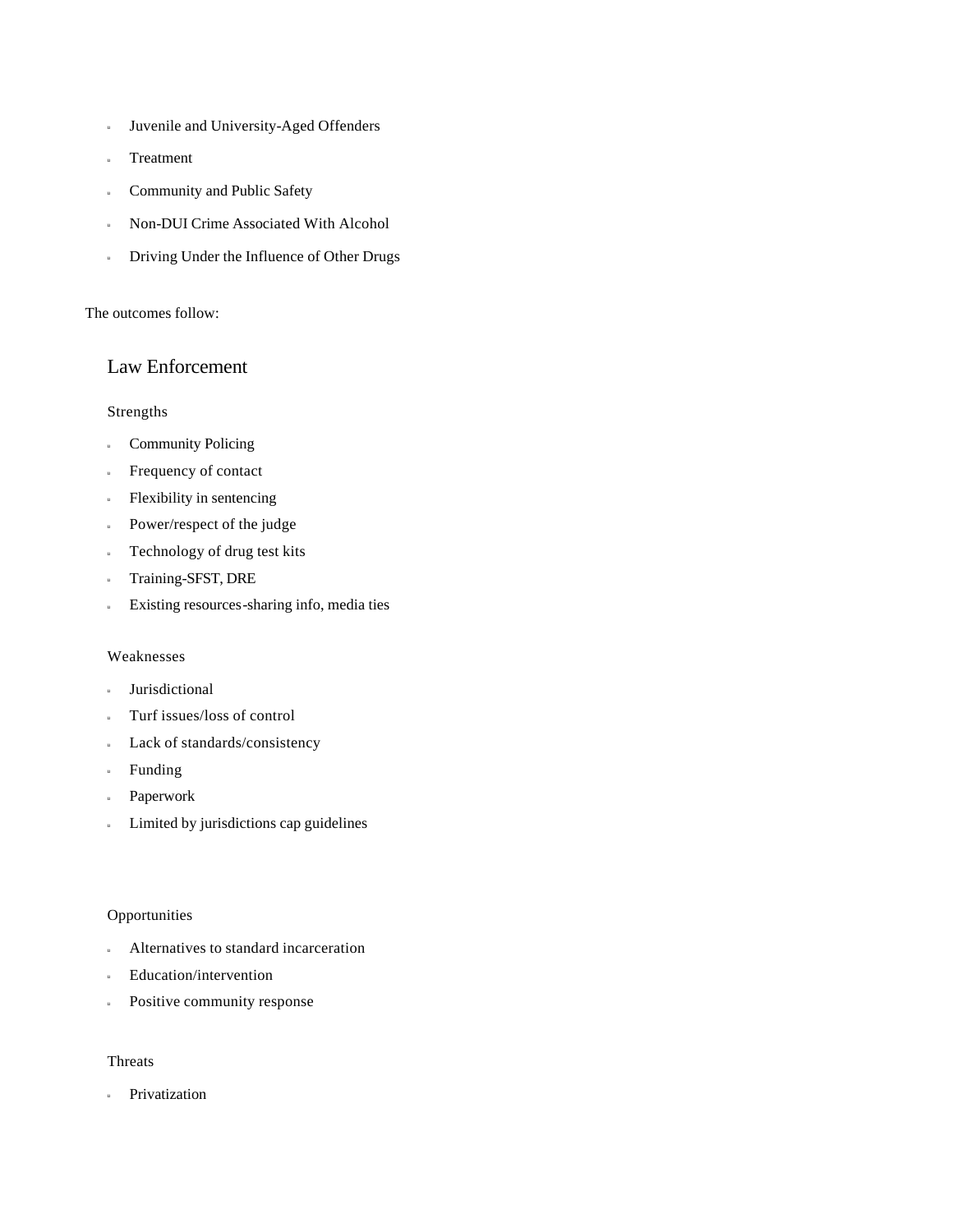- Juvenile and University-Aged Offenders
- Treatment
- Community and Public Safety
- Non-DUI Crime Associated With Alcohol
- Driving Under the Influence of Other Drugs

The outcomes follow:

## Law Enforcement

### Strengths

- Community Policing
- Frequency of contact
- Flexibility in sentencing
- Power/respect of the judge
- Technology of drug test kits
- Training-SFST, DRE
- Existing resources-sharing info, media ties

### Weaknesses

- Jurisdictional
- Turf issues/loss of control
- Lack of standards/consistency
- Funding
- Paperwork
- Limited by jurisdictions cap guidelines

### Opportunities

- Alternatives to standard incarceration
- Education/intervention
- Positive community response

### Threats

- Privatization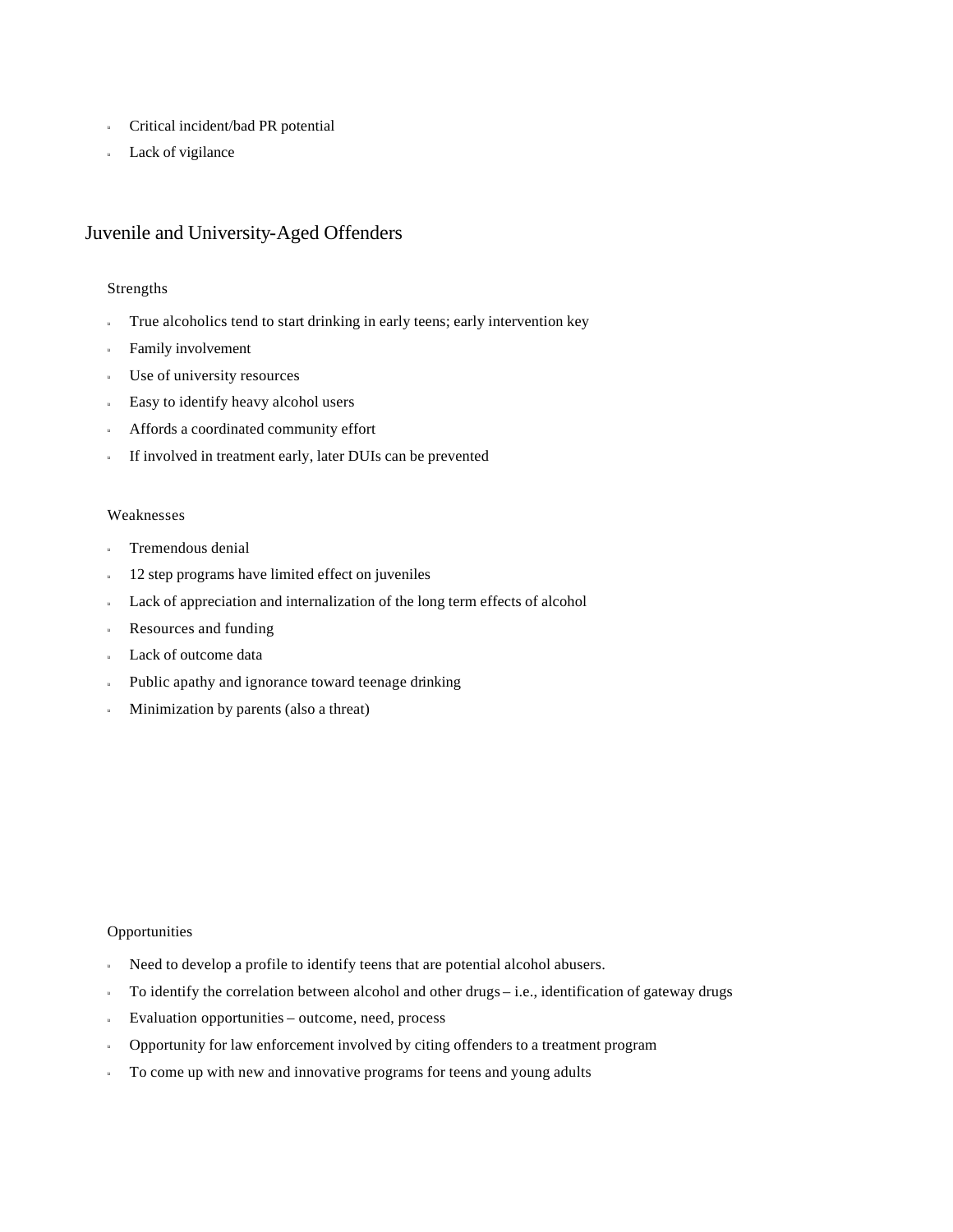- Critical incident/bad PR potential
- Lack of vigilance

## Juvenile and University-Aged Offenders

### Strengths

- True alcoholics tend to start drinking in early teens; early intervention key
- Family involvement
- Use of university resources
- Easy to identify heavy alcohol users
- Affords a coordinated community effort
- If involved in treatment early, later DUIs can be prevented

### Weaknesses

- Tremendous denial
- 12 step programs have limited effect on juveniles
- Lack of appreciation and internalization of the long term effects of alcohol
- Resources and funding
- Lack of outcome data
- Public apathy and ignorance toward teenage drinking
- Minimization by parents (also a threat)

### Opportunities

- Need to develop a profile to identify teens that are potential alcohol abusers.
- To identify the correlation between alcohol and other drugs – i.e., identification of gateway drugs
- Evaluation opportunities – outcome, need, process
- Opportunity for law enforcement involved by citing offenders to a treatment program
- To come up with new and innovative programs for teens and young adults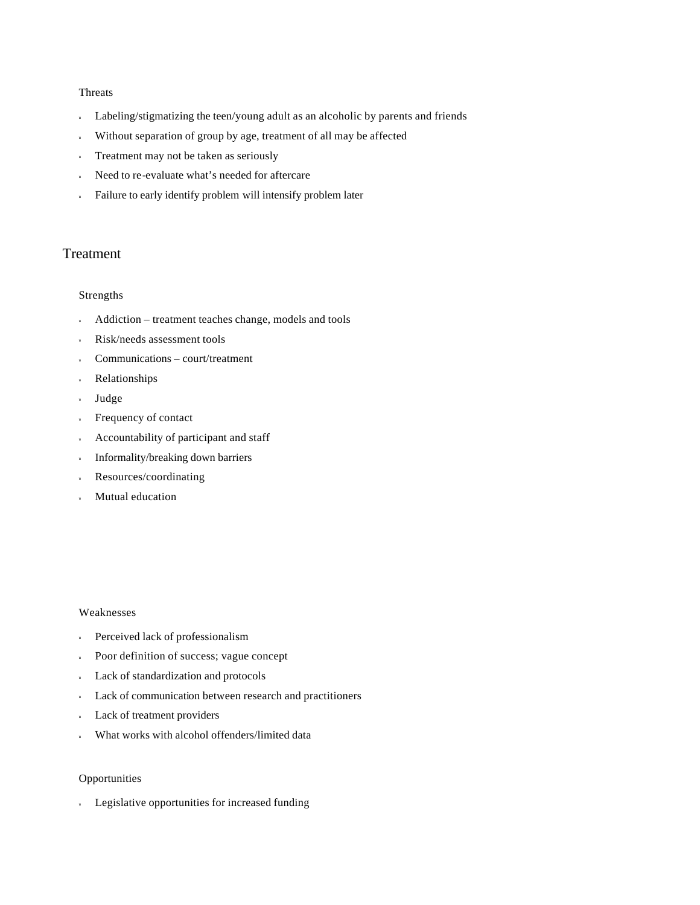### Threats

- Labeling/stigmatizing the teen/young adult as an alcoholic by parents and friends
- Without separation of group by age, treatment of all may be affected
- Treatment may not be taken as seriously
- Need to re-evaluate what's needed for aftercare
- Failure to early identify problem will intensify problem later

## Treatment

### Strengths

- Addiction – treatment teaches change, models and tools
- Risk/needs assessment tools
- Communications – court/treatment
- Relationships
- Judge
- Frequency of contact
- Accountability of participant and staff
- Informality/breaking down barriers
- Resources/coordinating
- Mutual education

### Weaknesses

- Perceived lack of professionalism
- Poor definition of success; vague concept
- Lack of standardization and protocols
- Lack of communication between research and practitioners
- Lack of treatment providers
- What works with alcohol offenders/limited data

### Opportunities

- Legislative opportunities for increased funding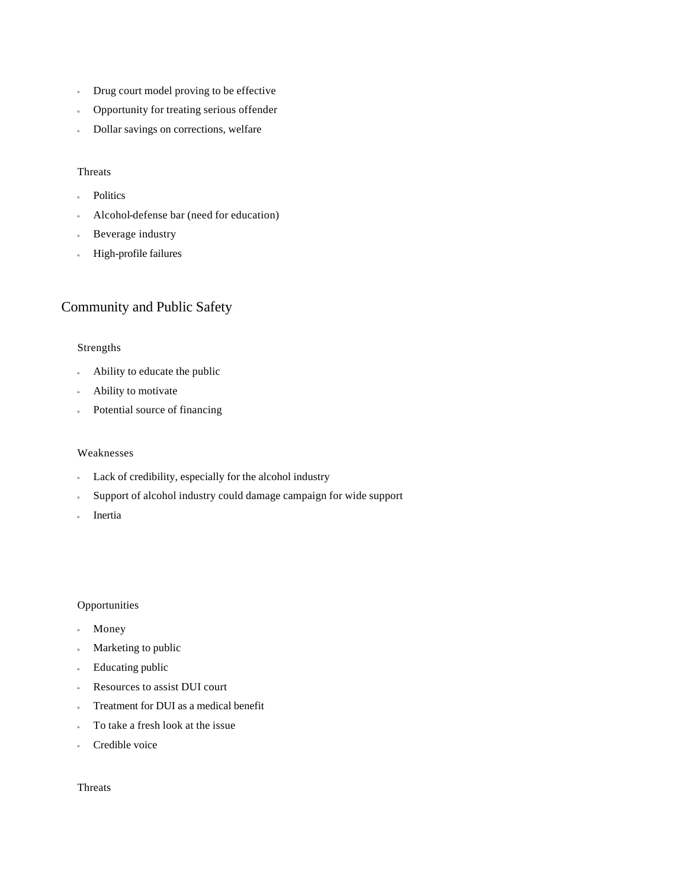- Drug court model proving to be effective
- Opportunity for treating serious offender
- Dollar savings on corrections, welfare

### Threats

- Politics
- Alcohol-defense bar (need for education)
- Beverage industry
- High-profile failures

## Community and Public Safety

### Strengths

- Ability to educate the public
- Ability to motivate
- Potential source of financing

### Weaknesses

- Lack of credibility, especially for the alcohol industry
- Support of alcohol industry could damage campaign for wide support
- Inertia

### Opportunities

- Money
- Marketing to public
- Educating public
- Resources to assist DUI court
- Treatment for DUI as a medical benefit
- To take a fresh look at the issue
- Credible voice

### Threats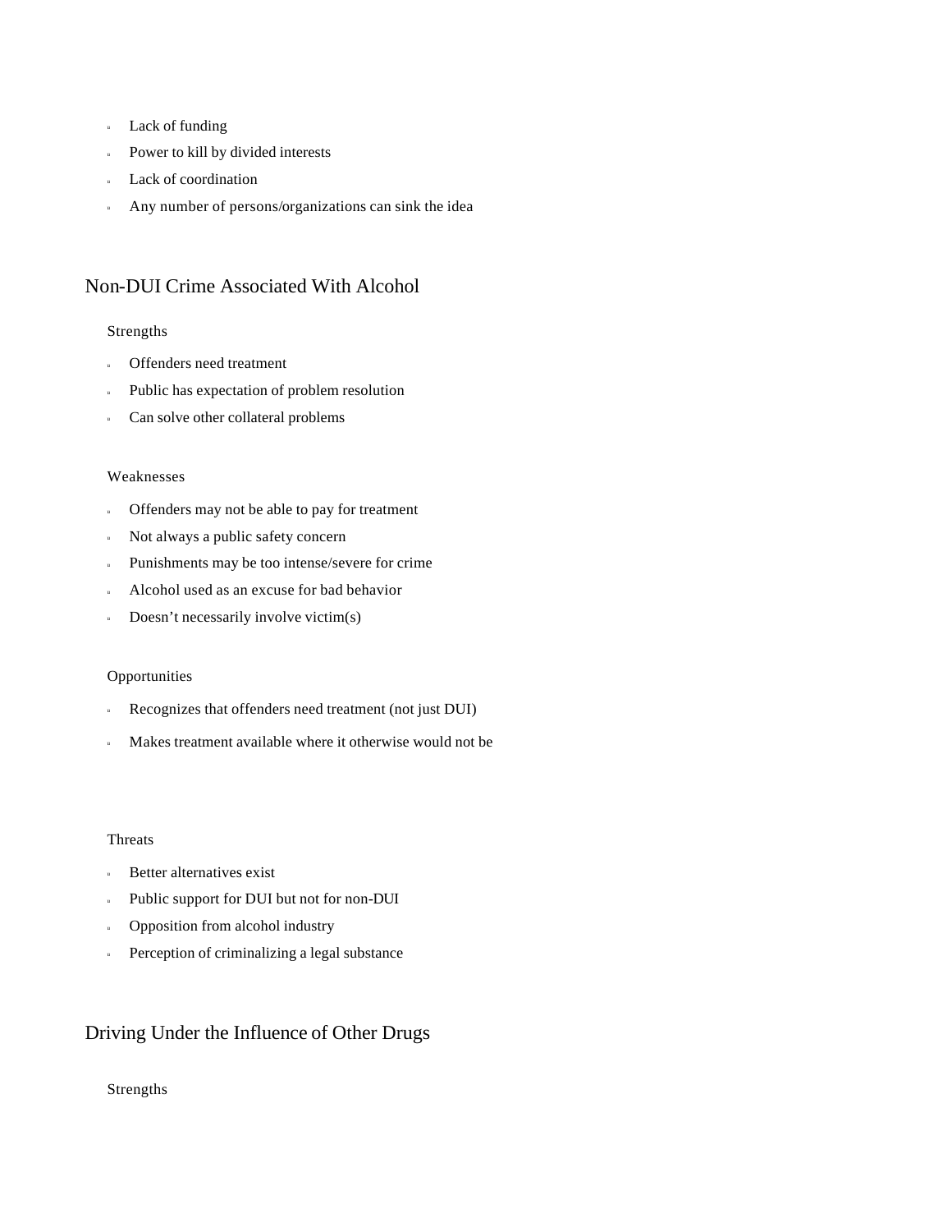- Lack of funding
- Power to kill by divided interests
- Lack of coordination
- Any number of persons/organizations can sink the idea

## Non-DUI Crime Associated With Alcohol

Strengths

- Offenders need treatment
- Public has expectation of problem resolution
- Can solve other collateral problems

Weaknesses

- Offenders may not be able to pay for treatment
- Not always a public safety concern
- Punishments may be too intense/severe for crime
- Alcohol used as an excuse for bad behavior
- Doesn't necessarily involve victim(s)

Opportunities

- Recognizes that offenders need treatment (not just DUI)
- Makes treatment available where it otherwise would not be

Threats

- Better alternatives exist
- Public support for DUI but not for non-DUI
- Opposition from alcohol industry
- Perception of criminalizing a legal substance

## Driving Under the Influence of Other Drugs

Strengths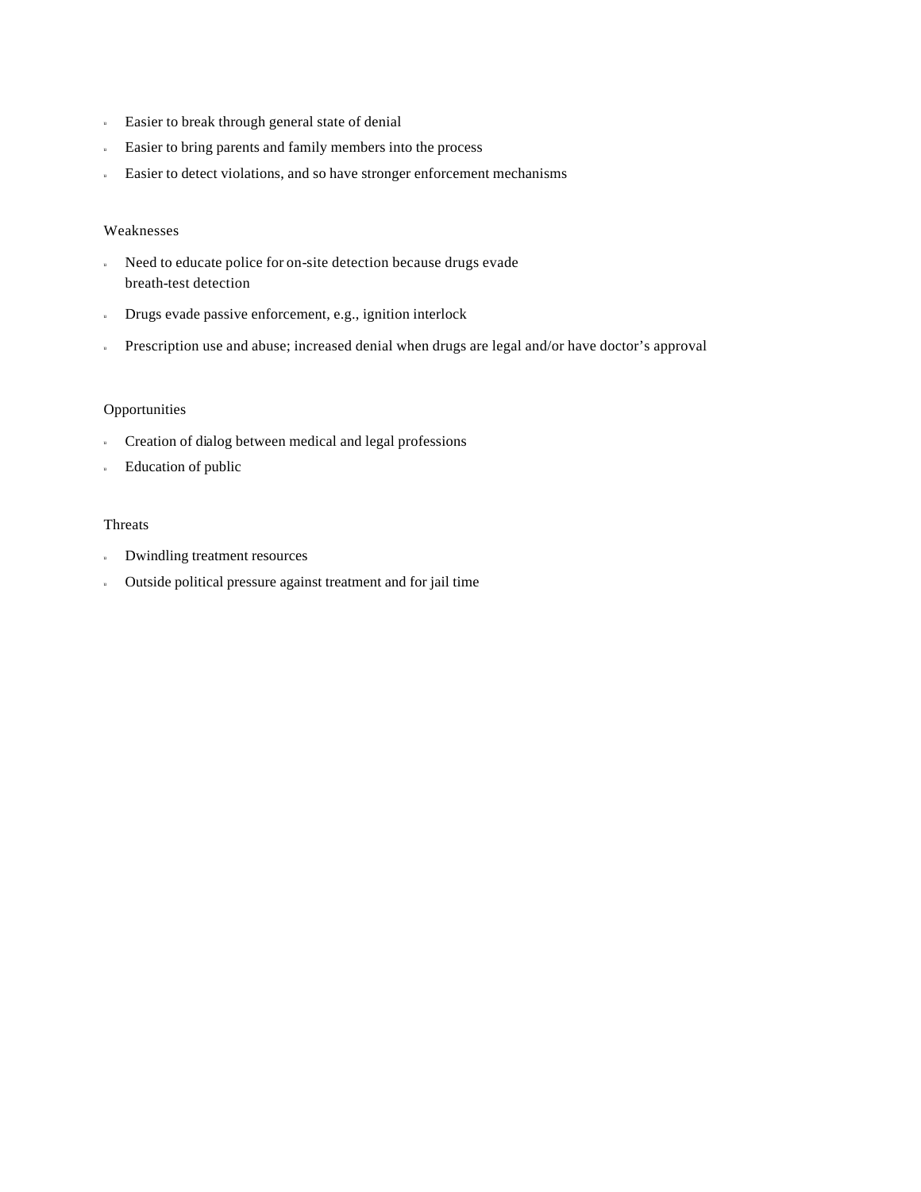- Easier to break through general state of denial
- Easier to bring parents and family members into the process
- Easier to detect violations, and so have stronger enforcement mechanisms

Weaknesses

- Need to educate police for on-site detection because drugs evade breath-test detection
- Drugs evade passive enforcement, e.g., ignition interlock
- Prescription use and abuse; increased denial when drugs are legal and/or have doctor's approval

Opportunities

- Creation of dialog between medical and legal professions
- Education of public

Threats

- Dwindling treatment resources
- Outside political pressure against treatment and for jail time